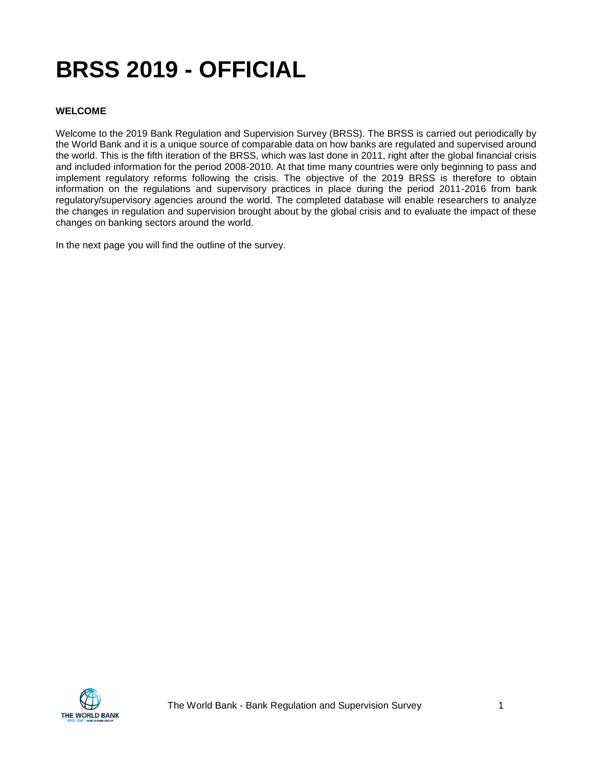# BRSS 2019 - OFFICIAL

**WELCOME**

Welcome to the 2019 Bank Regulation and Supervision Survey (BRSS). The BRSS is carried out periodically by the World Bank and it is a unique source of comparable data on how banks are regulated and supervised around the world. This is the fifth iteration of the BRSS, which was last done in 2011, right after the global financial crisis and included information for the period 2008-2010. At that time many countries were only beginning to pass and implement regulatory reforms following the crisis. The objective of the 2019 BRSS is therefore to obtain information on the regulations and supervisory practices in place during the period 2011-2016 from bank regulatory/supervisory agencies around the world. The completed database will enable researchers to analyze the changes in regulation and supervision brought about by the global crisis and to evaluate the impact of these changes on banking sectors around the world.

In the next page you will find the outline of the survey.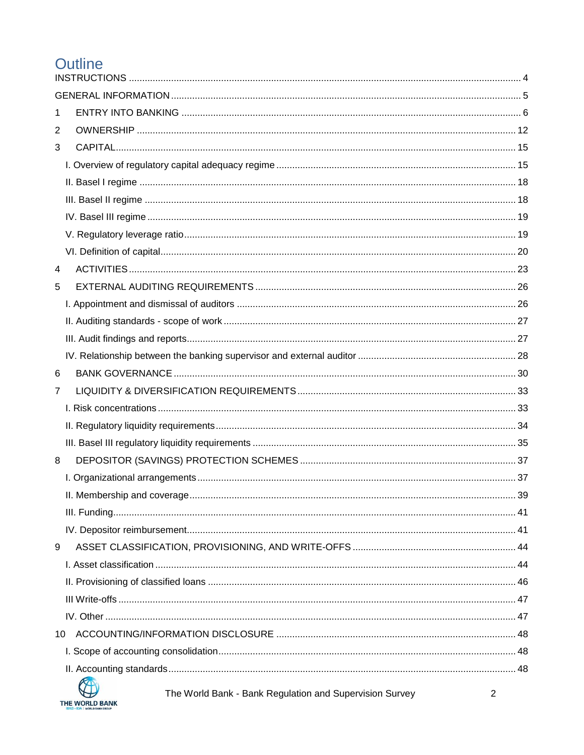# Outline

INSTRUCTIONS ..... 4

GENERAL INFORMATION ..... 5

1 ENTRY INTO BANKING ..... 6

2 OWNERSHIP ..... 12

3 CAPITAL ..... 15

- I. Overview of regulatory capital adequacy regime ..... 15
- II. Basel I regime ..... 18
- III. Basel II regime ..... 18
- IV. Basel III regime ..... 19
- V. Regulatory leverage ratio ..... 19
- VI. Definition of capital ..... 20

4 ACTIVITIES ..... 23

5 EXTERNAL AUDITING REQUIREMENTS ..... 26

- I. Appointment and dismissal of auditors ..... 26
- II. Auditing standards - scope of work ..... 27
- III. Audit findings and reports ..... 27
- IV. Relationship between the banking supervisor and external auditor ..... 28

6 BANK GOVERNANCE ..... 30

7 LIQUIDITY & DIVERSIFICATION REQUIREMENTS ..... 33

- I. Risk concentrations ..... 33
- II. Regulatory liquidity requirements ..... 34
- III. Basel III regulatory liquidity requirements ..... 35

8 DEPOSITOR (SAVINGS) PROTECTION SCHEMES ..... 37

- I. Organizational arrangements ..... 37
- II. Membership and coverage ..... 39
- III. Funding ..... 41
- IV. Depositor reimbursement ..... 41

9 ASSET CLASSIFICATION, PROVISIONING, AND WRITE-OFFS ..... 44

- I. Asset classification ..... 44
- II. Provisioning of classified loans ..... 46
- III Write-offs ..... 47
- IV. Other ..... 47

10 ACCOUNTING/INFORMATION DISCLOSURE ..... 48

- I. Scope of accounting consolidation ..... 48
- II. Accounting standards ..... 48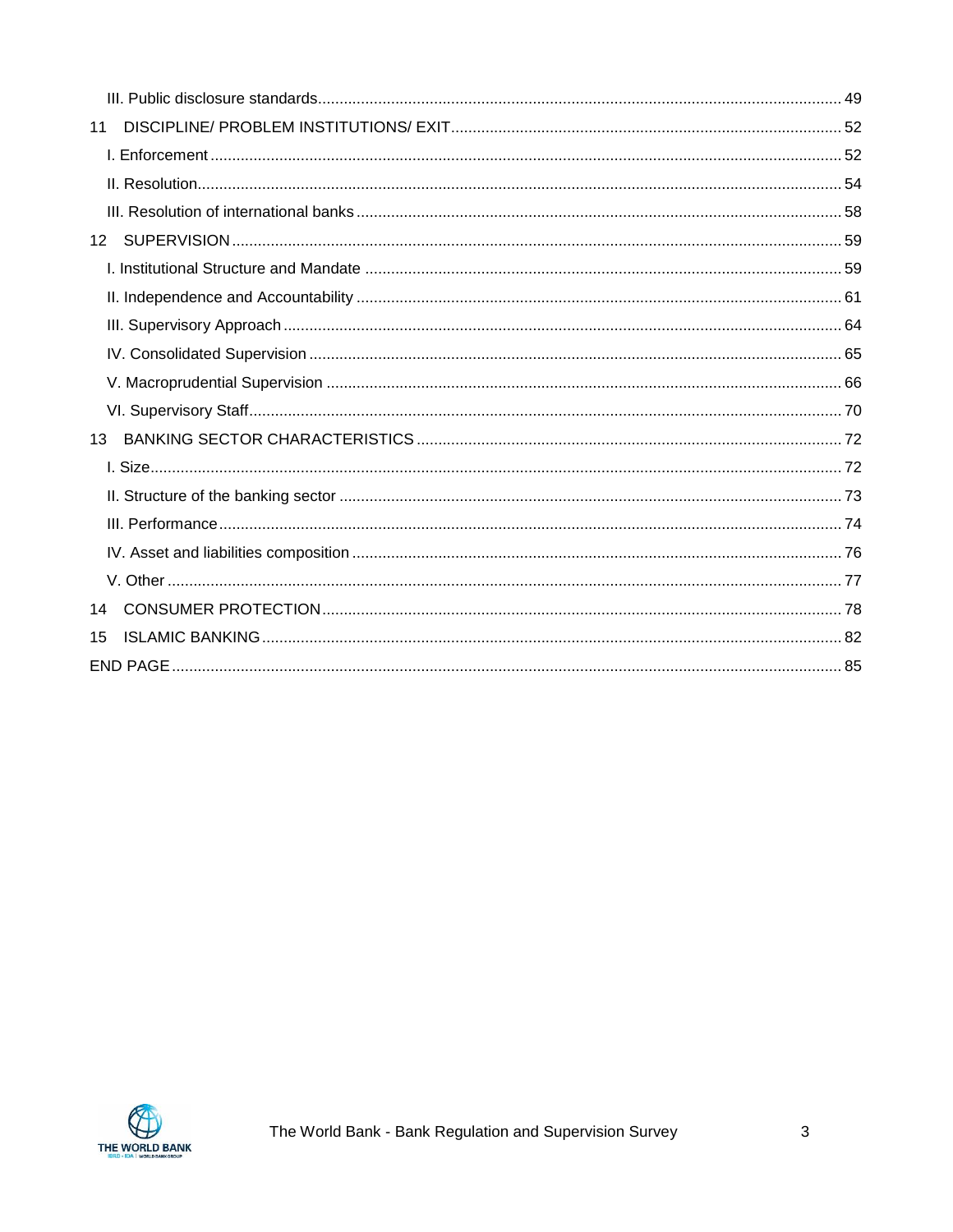III. Public disclosure standards ........................................................ 49

11 DISCIPLINE/ PROBLEM INSTITUTIONS/ EXIT ........................................................ 52

I. Enforcement ........................................................ 52

II. Resolution ........................................................ 54

III. Resolution of international banks ........................................................ 58

12 SUPERVISION ........................................................ 59

I. Institutional Structure and Mandate ........................................................ 59

II. Independence and Accountability ........................................................ 61

III. Supervisory Approach ........................................................ 64

IV. Consolidated Supervision ........................................................ 65

V. Macroprudential Supervision ........................................................ 66

VI. Supervisory Staff ........................................................ 70

13 BANKING SECTOR CHARACTERISTICS ........................................................ 72

I. Size ........................................................ 72

II. Structure of the banking sector ........................................................ 73

III. Performance ........................................................ 74

IV. Asset and liabilities composition ........................................................ 76

V. Other ........................................................ 77

14 CONSUMER PROTECTION ........................................................ 78

15 ISLAMIC BANKING ........................................................ 82

END PAGE ........................................................ 85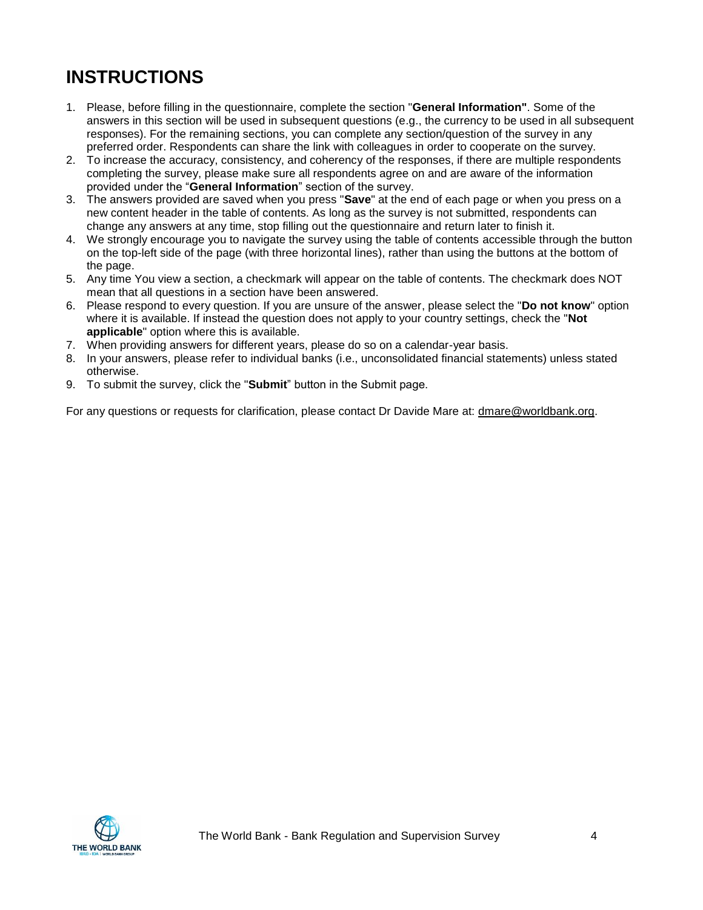# INSTRUCTIONS

1. Please, before filling in the questionnaire, complete the section "**General Information"**. Some of the answers in this section will be used in subsequent questions (e.g., the currency to be used in all subsequent responses). For the remaining sections, you can complete any section/question of the survey in any preferred order. Respondents can share the link with colleagues in order to cooperate on the survey.
2. To increase the accuracy, consistency, and coherency of the responses, if there are multiple respondents completing the survey, please make sure all respondents agree on and are aware of the information provided under the "**General Information**" section of the survey.
3. The answers provided are saved when you press "**Save**" at the end of each page or when you press on a new content header in the table of contents. As long as the survey is not submitted, respondents can change any answers at any time, stop filling out the questionnaire and return later to finish it.
4. We strongly encourage you to navigate the survey using the table of contents accessible through the button on the top-left side of the page (with three horizontal lines), rather than using the buttons at the bottom of the page.
5. Any time You view a section, a checkmark will appear on the table of contents. The checkmark does NOT mean that all questions in a section have been answered.
6. Please respond to every question. If you are unsure of the answer, please select the "**Do not know**" option where it is available. If instead the question does not apply to your country settings, check the "**Not applicable**" option where this is available.
7. When providing answers for different years, please do so on a calendar-year basis.
8. In your answers, please refer to individual banks (i.e., unconsolidated financial statements) unless stated otherwise.
9. To submit the survey, click the "**Submit**" button in the Submit page.

For any questions or requests for clarification, please contact Dr Davide Mare at: dmare@worldbank.org.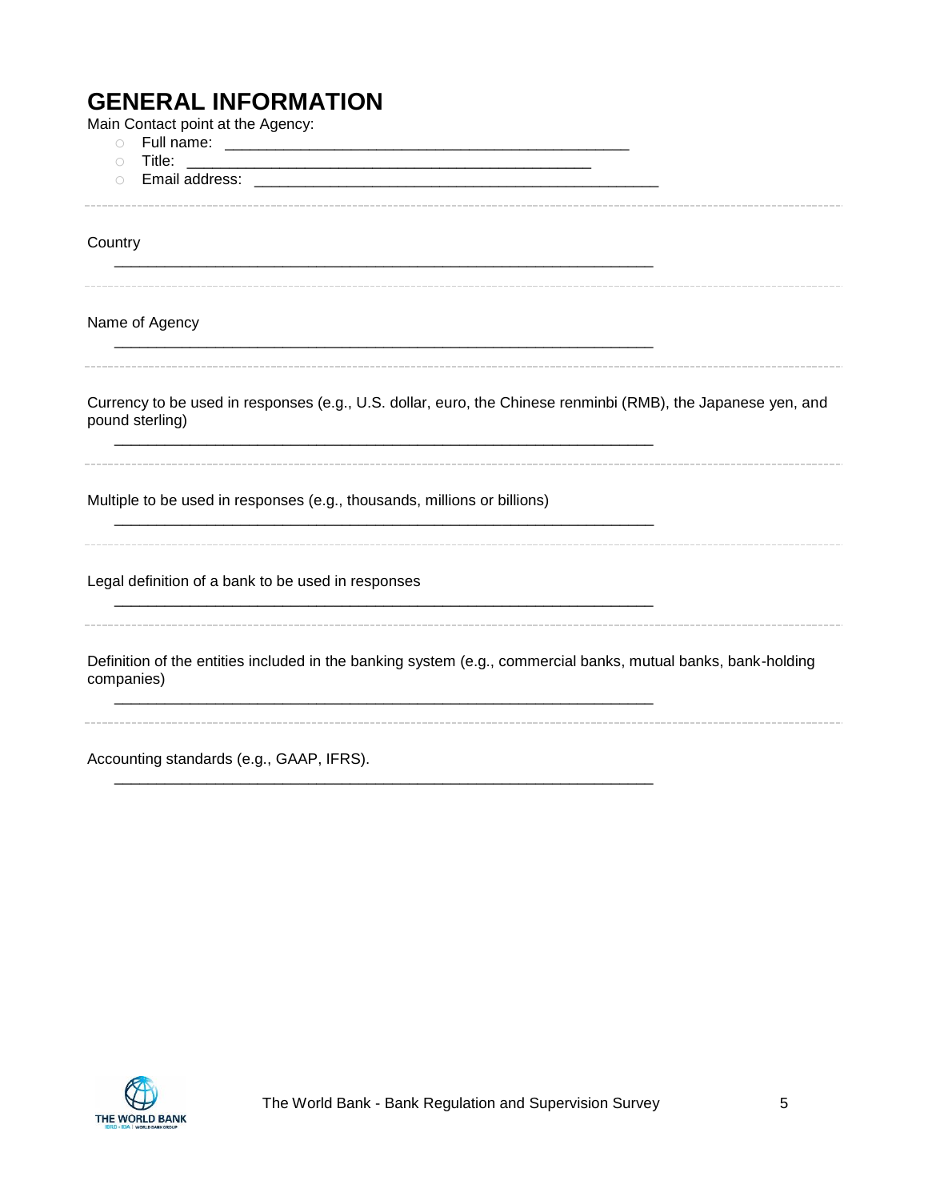# GENERAL INFORMATION

Main Contact point at the Agency:

- Full name: ___________________________________________________
- Title: ___________________________________________________
- Email address: ___________________________________________________

---

Country

___________________________________________________________________

---

Name of Agency

___________________________________________________________________

---

Currency to be used in responses (e.g., U.S. dollar, euro, the Chinese renminbi (RMB), the Japanese yen, and pound sterling)

___________________________________________________________________

---

Multiple to be used in responses (e.g., thousands, millions or billions)

___________________________________________________________________

---

Legal definition of a bank to be used in responses

___________________________________________________________________

---

Definition of the entities included in the banking system (e.g., commercial banks, mutual banks, bank-holding companies)

___________________________________________________________________

---

Accounting standards (e.g., GAAP, IFRS).

___________________________________________________________________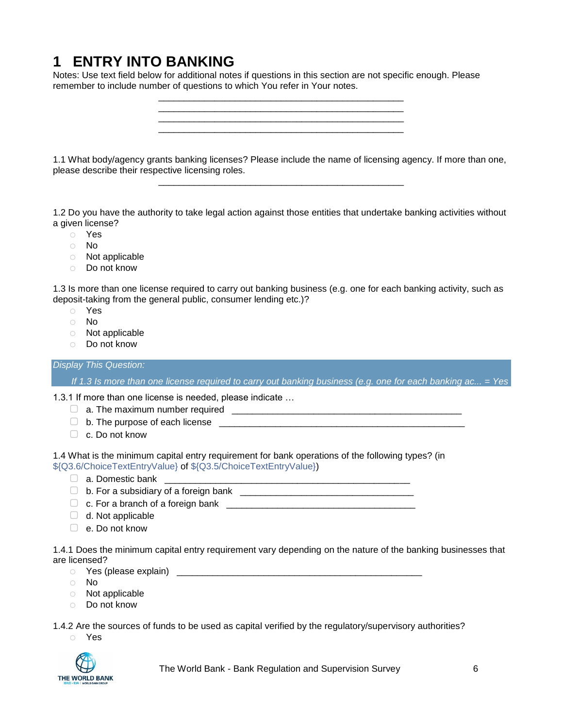# 1 ENTRY INTO BANKING

Notes: Use text field below for additional notes if questions in this section are not specific enough. Please remember to include number of questions to which You refer in Your notes.

________________________________________________
________________________________________________
________________________________________________
________________________________________________

1.1 What body/agency grants banking licenses? Please include the name of licensing agency. If more than one, please describe their respective licensing roles.

________________________________________________

1.2 Do you have the authority to take legal action against those entities that undertake banking activities without a given license?

- ○ Yes
- ○ No
- ○ Not applicable
- ○ Do not know

1.3 Is more than one license required to carry out banking business (e.g. one for each banking activity, such as deposit-taking from the general public, consumer lending etc.)?

- ○ Yes
- ○ No
- ○ Not applicable
- ○ Do not know

*Display This Question:*

*If 1.3 Is more than one license required to carry out banking business (e.g. one for each banking ac... = Yes*

1.3.1 If more than one license is needed, please indicate …

- ☐ a. The maximum number required ________________________________________________
- ☐ b. The purpose of each license ________________________________________________
- ☐ c. Do not know

1.4 What is the minimum capital entry requirement for bank operations of the following types? (in ${Q3.6/ChoiceTextEntryValue} of ${Q3.5/ChoiceTextEntryValue})

- ☐ a. Domestic bank ________________________________________________
- ☐ b. For a subsidiary of a foreign bank ____________________________________
- ☐ c. For a branch of a foreign bank ________________________________________
- ☐ d. Not applicable
- ☐ e. Do not know

1.4.1 Does the minimum capital entry requirement vary depending on the nature of the banking businesses that are licensed?

- ○ Yes (please explain) ________________________________________________
- ○ No
- ○ Not applicable
- ○ Do not know

1.4.2 Are the sources of funds to be used as capital verified by the regulatory/supervisory authorities?

- ○ Yes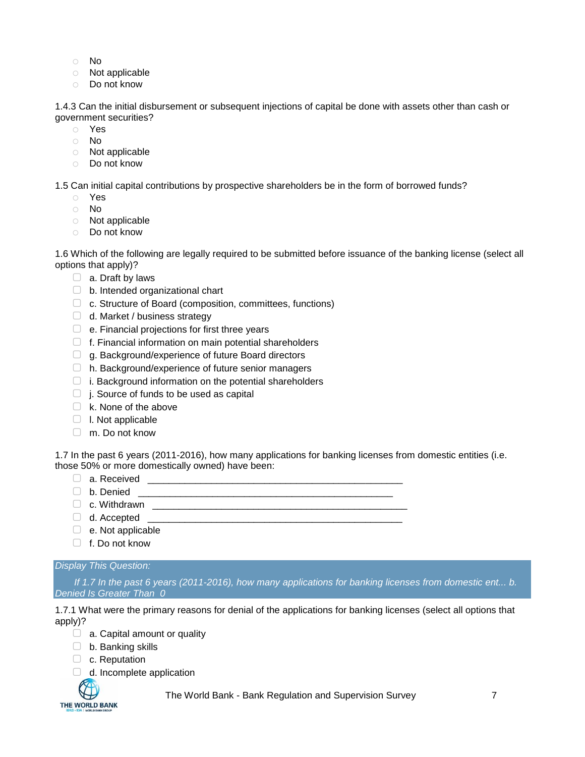- No
- Not applicable
- Do not know

1.4.3 Can the initial disbursement or subsequent injections of capital be done with assets other than cash or government securities?

- Yes
- No
- Not applicable
- Do not know

1.5 Can initial capital contributions by prospective shareholders be in the form of borrowed funds?

- Yes
- No
- Not applicable
- Do not know

1.6 Which of the following are legally required to be submitted before issuance of the banking license (select all options that apply)?

- [ ] a. Draft by laws
- [ ] b. Intended organizational chart
- [ ] c. Structure of Board (composition, committees, functions)
- [ ] d. Market / business strategy
- [ ] e. Financial projections for first three years
- [ ] f. Financial information on main potential shareholders
- [ ] g. Background/experience of future Board directors
- [ ] h. Background/experience of future senior managers
- [ ] i. Background information on the potential shareholders
- [ ] j. Source of funds to be used as capital
- [ ] k. None of the above
- [ ] l. Not applicable
- [ ] m. Do not know

1.7 In the past 6 years (2011-2016), how many applications for banking licenses from domestic entities (i.e. those 50% or more domestically owned) have been:

- [ ] a. Received ________________________________________________
- [ ] b. Denied ________________________________________________
- [ ] c. Withdrawn ________________________________________________
- [ ] d. Accepted ________________________________________________
- [ ] e. Not applicable
- [ ] f. Do not know

*Display This Question:*

*If 1.7 In the past 6 years (2011-2016), how many applications for banking licenses from domestic ent... b. Denied Is Greater Than 0*

1.7.1 What were the primary reasons for denial of the applications for banking licenses (select all options that apply)?

- [ ] a. Capital amount or quality
- [ ] b. Banking skills
- [ ] c. Reputation
- [ ] d. Incomplete application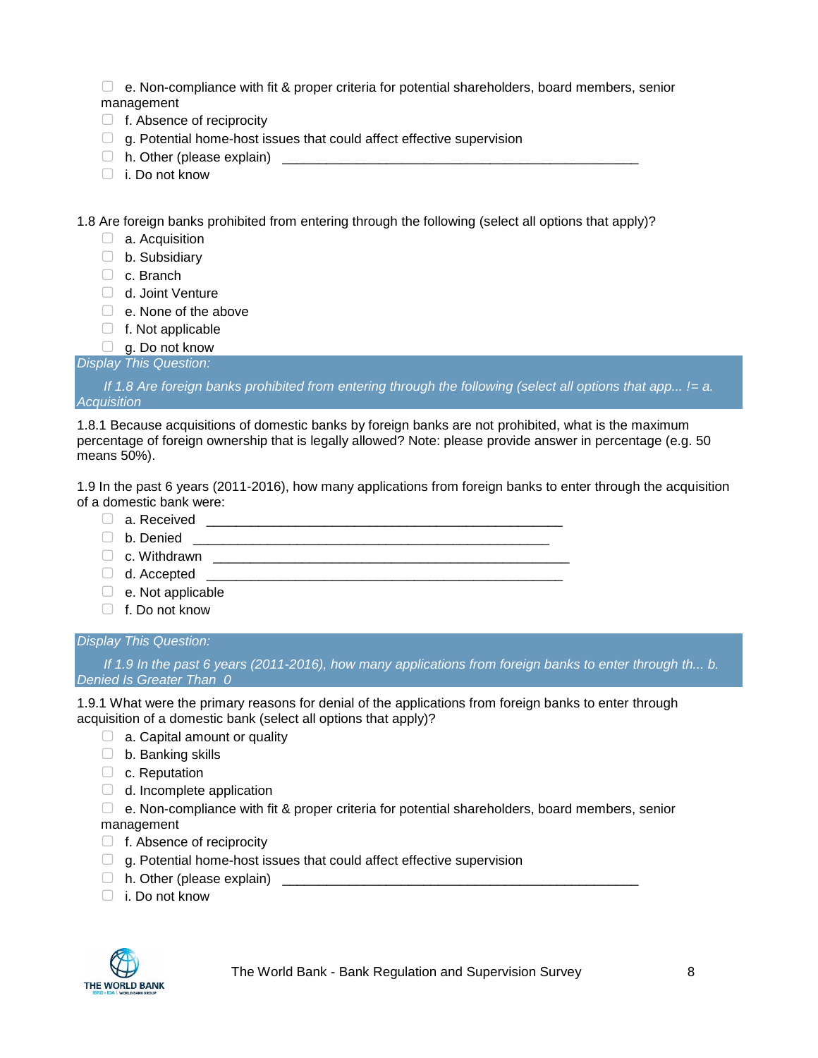- ☐ e. Non-compliance with fit & proper criteria for potential shareholders, board members, senior management
- ☐ f. Absence of reciprocity
- ☐ g. Potential home-host issues that could affect effective supervision
- ☐ h. Other (please explain) ____________________________________________________
- ☐ i. Do not know

1.8 Are foreign banks prohibited from entering through the following (select all options that apply)?

- ☐ a. Acquisition
- ☐ b. Subsidiary
- ☐ c. Branch
- ☐ d. Joint Venture
- ☐ e. None of the above
- ☐ f. Not applicable
- ☐ g. Do not know

*Display This Question:*

*If 1.8 Are foreign banks prohibited from entering through the following (select all options that app... != a. Acquisition*

1.8.1 Because acquisitions of domestic banks by foreign banks are not prohibited, what is the maximum percentage of foreign ownership that is legally allowed? Note: please provide answer in percentage (e.g. 50 means 50%).

1.9 In the past 6 years (2011-2016), how many applications from foreign banks to enter through the acquisition of a domestic bank were:

- ☐ a. Received ____________________________________________________
- ☐ b. Denied ____________________________________________________
- ☐ c. Withdrawn ____________________________________________________
- ☐ d. Accepted ____________________________________________________
- ☐ e. Not applicable
- ☐ f. Do not know

*Display This Question:*

*If 1.9 In the past 6 years (2011-2016), how many applications from foreign banks to enter through th... b. Denied Is Greater Than 0*

1.9.1 What were the primary reasons for denial of the applications from foreign banks to enter through acquisition of a domestic bank (select all options that apply)?

- ☐ a. Capital amount or quality
- ☐ b. Banking skills
- ☐ c. Reputation
- ☐ d. Incomplete application
- ☐ e. Non-compliance with fit & proper criteria for potential shareholders, board members, senior management
- ☐ f. Absence of reciprocity
- ☐ g. Potential home-host issues that could affect effective supervision
- ☐ h. Other (please explain) ____________________________________________________
- ☐ i. Do not know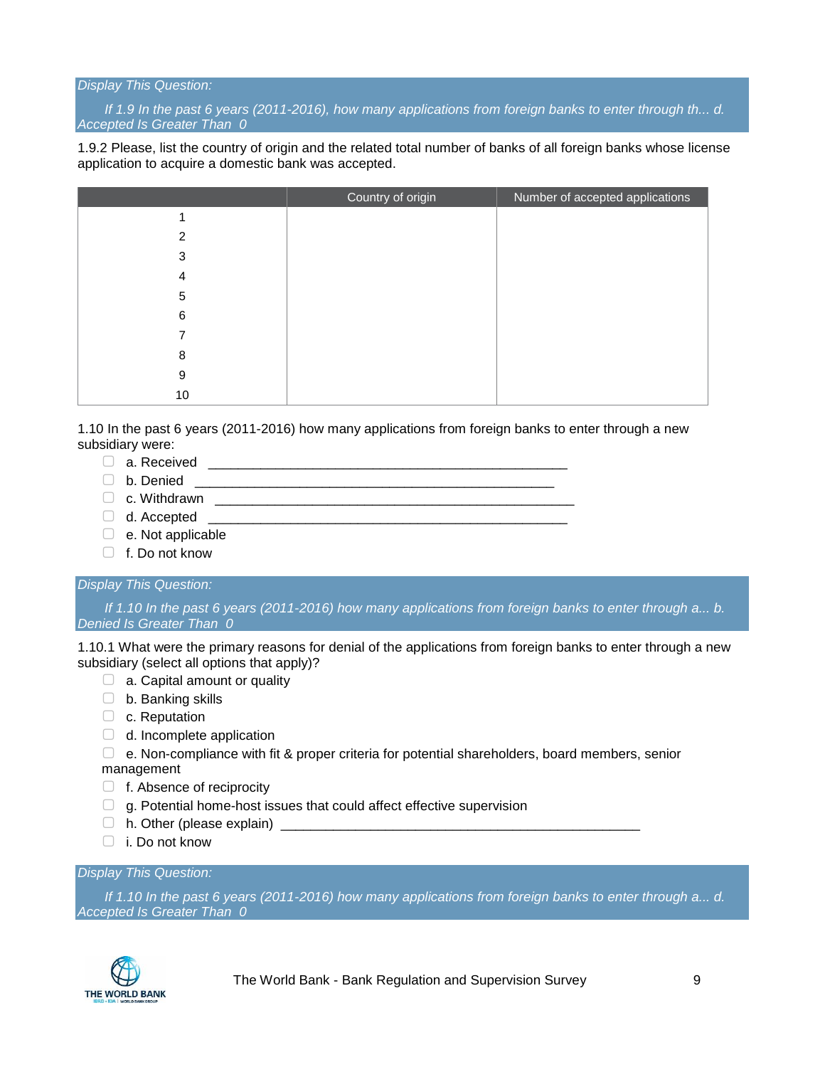*Display This Question:*

*If 1.9 In the past 6 years (2011-2016), how many applications from foreign banks to enter through th... d. Accepted Is Greater Than 0*

1.9.2 Please, list the country of origin and the related total number of banks of all foreign banks whose license application to acquire a domestic bank was accepted.

| | Country of origin | Number of accepted applications |
|---|---|---|
| 1 | | |
| 2 | | |
| 3 | | |
| 4 | | |
| 5 | | |
| 6 | | |
| 7 | | |
| 8 | | |
| 9 | | |
| 10 | | |

1.10 In the past 6 years (2011-2016) how many applications from foreign banks to enter through a new subsidiary were:

- ▢ a. Received ________________________________________________
- ▢ b. Denied ________________________________________________
- ▢ c. Withdrawn ________________________________________________
- ▢ d. Accepted ________________________________________________
- ▢ e. Not applicable
- ▢ f. Do not know

*Display This Question:*

*If 1.10 In the past 6 years (2011-2016) how many applications from foreign banks to enter through a... b. Denied Is Greater Than 0*

1.10.1 What were the primary reasons for denial of the applications from foreign banks to enter through a new subsidiary (select all options that apply)?

- ▢ a. Capital amount or quality
- ▢ b. Banking skills
- ▢ c. Reputation
- ▢ d. Incomplete application
- ▢ e. Non-compliance with fit & proper criteria for potential shareholders, board members, senior management
- ▢ f. Absence of reciprocity
- ▢ g. Potential home-host issues that could affect effective supervision
- ▢ h. Other (please explain) ________________________________________________
- ▢ i. Do not know

*Display This Question:*

*If 1.10 In the past 6 years (2011-2016) how many applications from foreign banks to enter through a... d. Accepted Is Greater Than 0*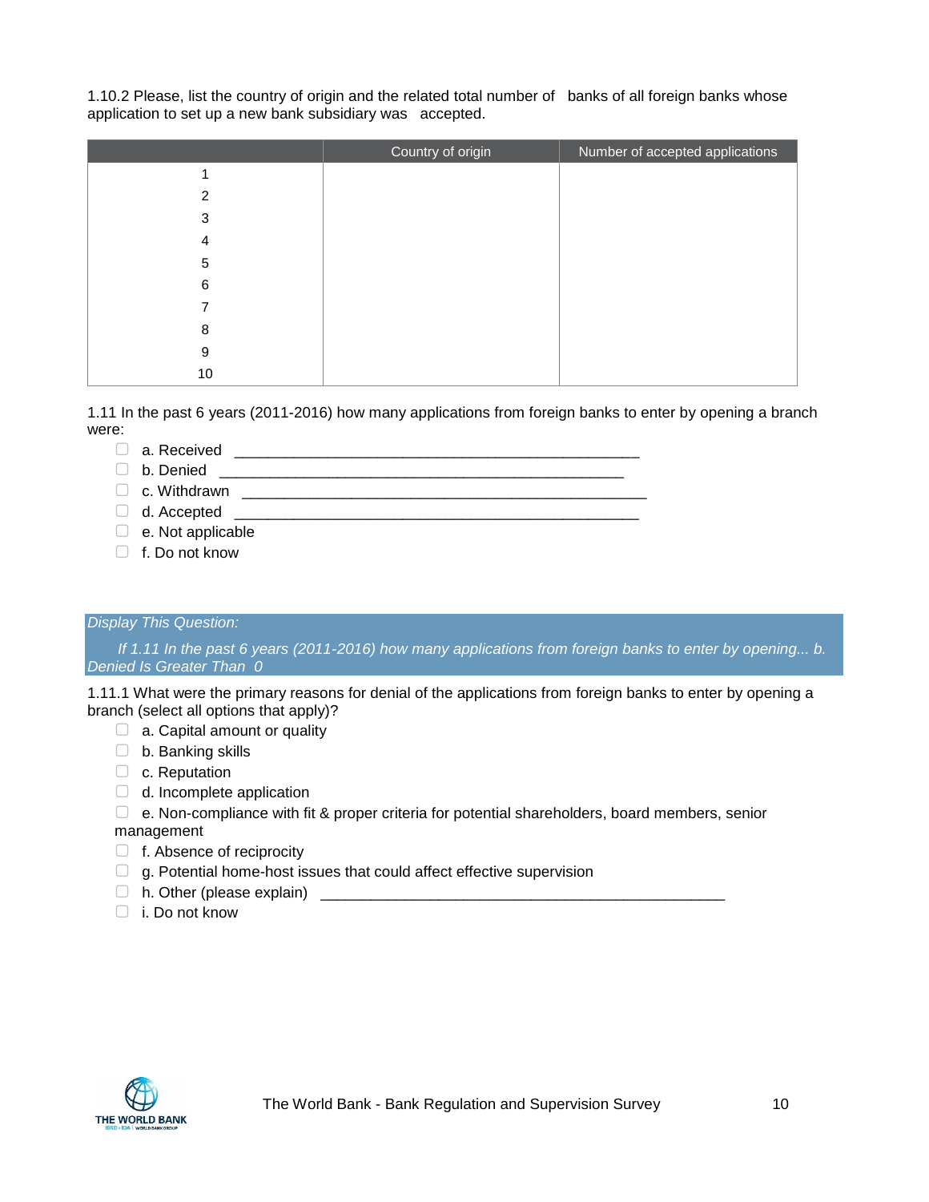1.10.2 Please, list the country of origin and the related total number of banks of all foreign banks whose application to set up a new bank subsidiary was accepted.

| | Country of origin | Number of accepted applications |
|---|---|---|
| 1 | | |
| 2 | | |
| 3 | | |
| 4 | | |
| 5 | | |
| 6 | | |
| 7 | | |
| 8 | | |
| 9 | | |
| 10 | | |

1.11 In the past 6 years (2011-2016) how many applications from foreign banks to enter by opening a branch were:

- ▢ a. Received ____________________________________________
- ▢ b. Denied ____________________________________________
- ▢ c. Withdrawn ____________________________________________
- ▢ d. Accepted ____________________________________________
- ▢ e. Not applicable
- ▢ f. Do not know

*Display This Question:*

*If 1.11 In the past 6 years (2011-2016) how many applications from foreign banks to enter by opening... b. Denied Is Greater Than 0*

1.11.1 What were the primary reasons for denial of the applications from foreign banks to enter by opening a branch (select all options that apply)?

- ▢ a. Capital amount or quality
- ▢ b. Banking skills
- ▢ c. Reputation
- ▢ d. Incomplete application
- ▢ e. Non-compliance with fit & proper criteria for potential shareholders, board members, senior management
- ▢ f. Absence of reciprocity
- ▢ g. Potential home-host issues that could affect effective supervision
- ▢ h. Other (please explain) ____________________________________________
- ▢ i. Do not know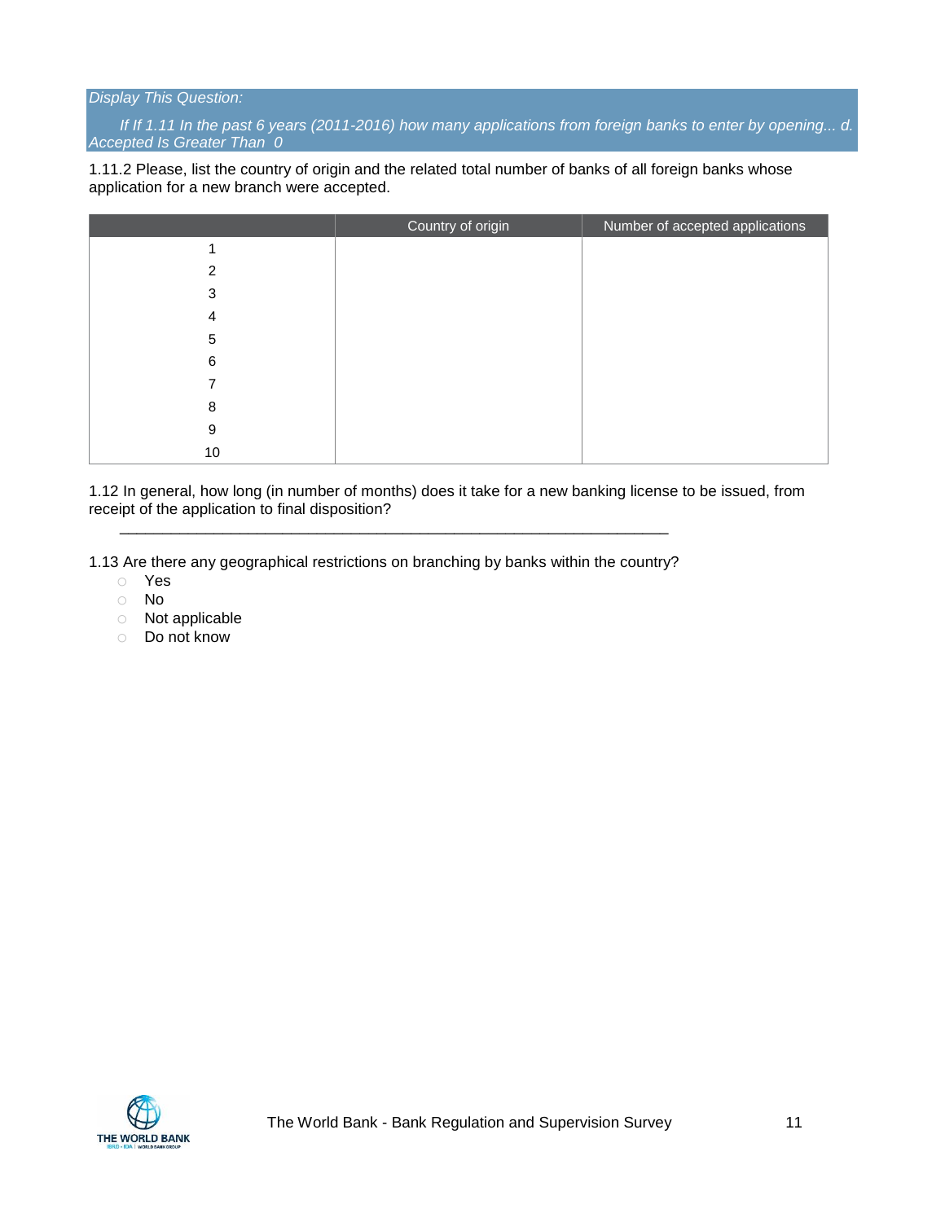*Display This Question:*

*If If 1.11 In the past 6 years (2011-2016) how many applications from foreign banks to enter by opening... d. Accepted Is Greater Than 0*

1.11.2 Please, list the country of origin and the related total number of banks of all foreign banks whose application for a new branch were accepted.

| | Country of origin | Number of accepted applications |
|---|---|---|
| 1 | | |
| 2 | | |
| 3 | | |
| 4 | | |
| 5 | | |
| 6 | | |
| 7 | | |
| 8 | | |
| 9 | | |
| 10 | | |

1.12 In general, how long (in number of months) does it take for a new banking license to be issued, from receipt of the application to final disposition?

________________________________________________________________

1.13 Are there any geographical restrictions on branching by banks within the country?

- Yes
- No
- Not applicable
- Do not know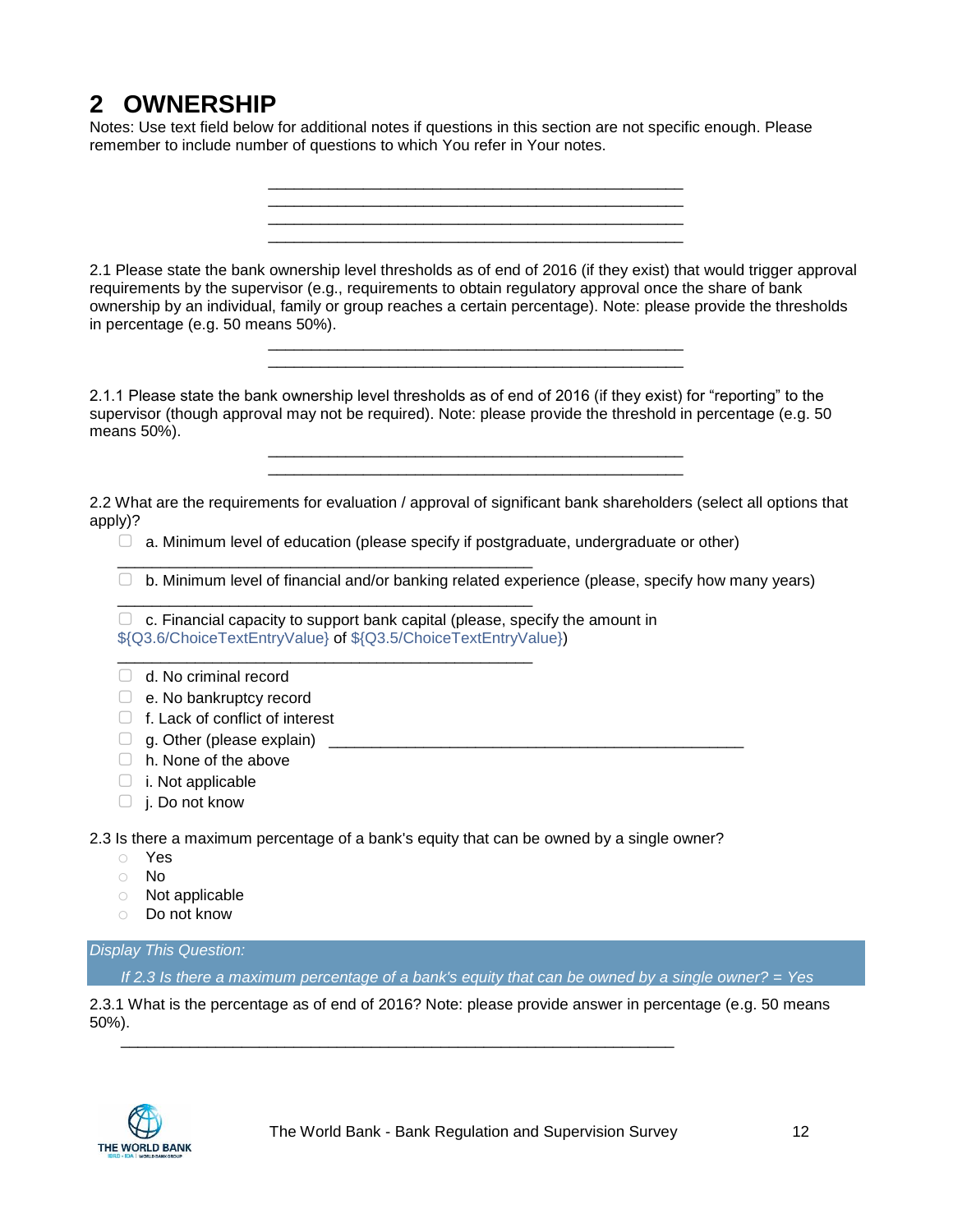# 2 OWNERSHIP

Notes: Use text field below for additional notes if questions in this section are not specific enough. Please remember to include number of questions to which You refer in Your notes.

________________________________________________________________
________________________________________________________________
________________________________________________________________
________________________________________________________________

2.1 Please state the bank ownership level thresholds as of end of 2016 (if they exist) that would trigger approval requirements by the supervisor (e.g., requirements to obtain regulatory approval once the share of bank ownership by an individual, family or group reaches a certain percentage). Note: please provide the thresholds in percentage (e.g. 50 means 50%).

________________________________________________________________
________________________________________________________________

2.1.1 Please state the bank ownership level thresholds as of end of 2016 (if they exist) for "reporting" to the supervisor (though approval may not be required). Note: please provide the threshold in percentage (e.g. 50 means 50%).

________________________________________________________________
________________________________________________________________

2.2 What are the requirements for evaluation / approval of significant bank shareholders (select all options that apply)?

- ▢ a. Minimum level of education (please specify if postgraduate, undergraduate or other) ________________________________________________
- ▢ b. Minimum level of financial and/or banking related experience (please, specify how many years) ________________________________________________
- ▢ c. Financial capacity to support bank capital (please, specify the amount in ${Q3.6/ChoiceTextEntryValue} of ${Q3.5/ChoiceTextEntryValue}) ________________________________________________
- ▢ d. No criminal record
- ▢ e. No bankruptcy record
- ▢ f. Lack of conflict of interest
- ▢ g. Other (please explain) ________________________________________________
- ▢ h. None of the above
- ▢ i. Not applicable
- ▢ j. Do not know

2.3 Is there a maximum percentage of a bank's equity that can be owned by a single owner?

- ○ Yes
- ○ No
- ○ Not applicable
- ○ Do not know

*Display This Question:*

*If 2.3 Is there a maximum percentage of a bank's equity that can be owned by a single owner? = Yes*

2.3.1 What is the percentage as of end of 2016? Note: please provide answer in percentage (e.g. 50 means 50%).

________________________________________________________________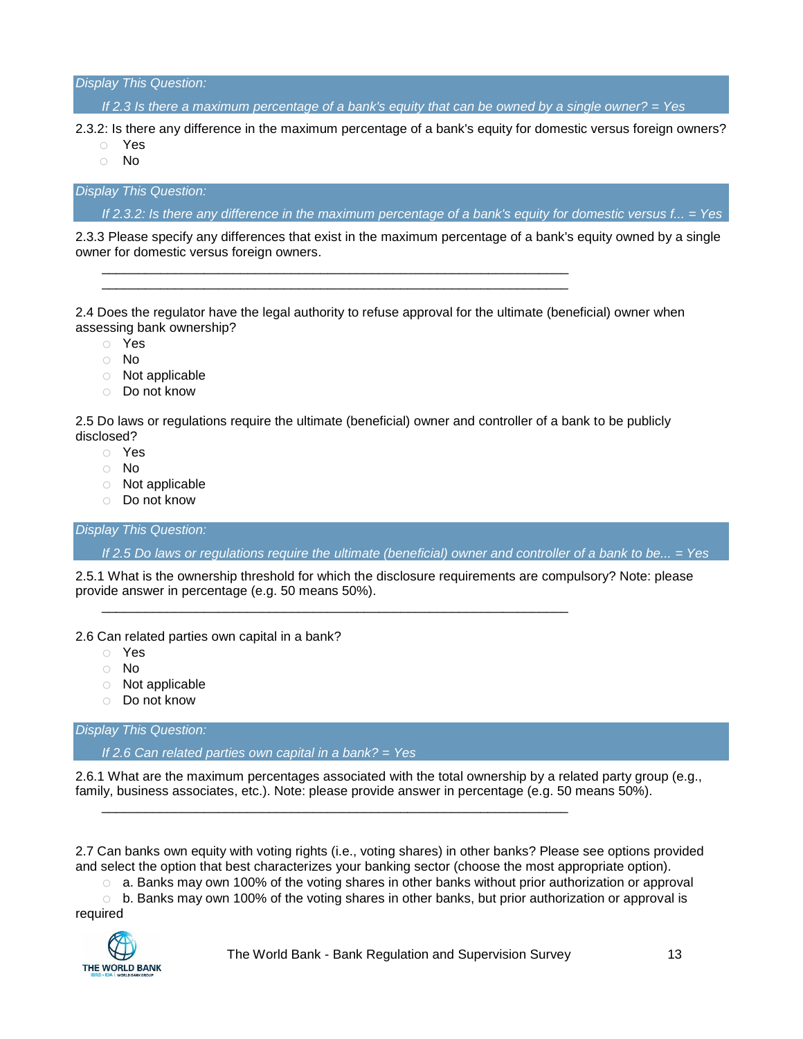*Display This Question:*

*If 2.3 Is there a maximum percentage of a bank's equity that can be owned by a single owner? = Yes*

2.3.2: Is there any difference in the maximum percentage of a bank's equity for domestic versus foreign owners?

- ○ Yes
- ○ No

*Display This Question:*

*If 2.3.2: Is there any difference in the maximum percentage of a bank's equity for domestic versus f... = Yes*

2.3.3 Please specify any differences that exist in the maximum percentage of a bank's equity owned by a single owner for domestic versus foreign owners.

________________________________________________________________
________________________________________________________________

2.4 Does the regulator have the legal authority to refuse approval for the ultimate (beneficial) owner when assessing bank ownership?

- ○ Yes
- ○ No
- ○ Not applicable
- ○ Do not know

2.5 Do laws or regulations require the ultimate (beneficial) owner and controller of a bank to be publicly disclosed?

- ○ Yes
- ○ No
- ○ Not applicable
- ○ Do not know

*Display This Question:*

*If 2.5 Do laws or regulations require the ultimate (beneficial) owner and controller of a bank to be... = Yes*

2.5.1 What is the ownership threshold for which the disclosure requirements are compulsory? Note: please provide answer in percentage (e.g. 50 means 50%).

________________________________________________________________

2.6 Can related parties own capital in a bank?

- ○ Yes
- ○ No
- ○ Not applicable
- ○ Do not know

*Display This Question:*

*If 2.6 Can related parties own capital in a bank? = Yes*

2.6.1 What are the maximum percentages associated with the total ownership by a related party group (e.g., family, business associates, etc.). Note: please provide answer in percentage (e.g. 50 means 50%).

________________________________________________________________

2.7 Can banks own equity with voting rights (i.e., voting shares) in other banks? Please see options provided and select the option that best characterizes your banking sector (choose the most appropriate option).

- ○ a. Banks may own 100% of the voting shares in other banks without prior authorization or approval
- ○ b. Banks may own 100% of the voting shares in other banks, but prior authorization or approval is required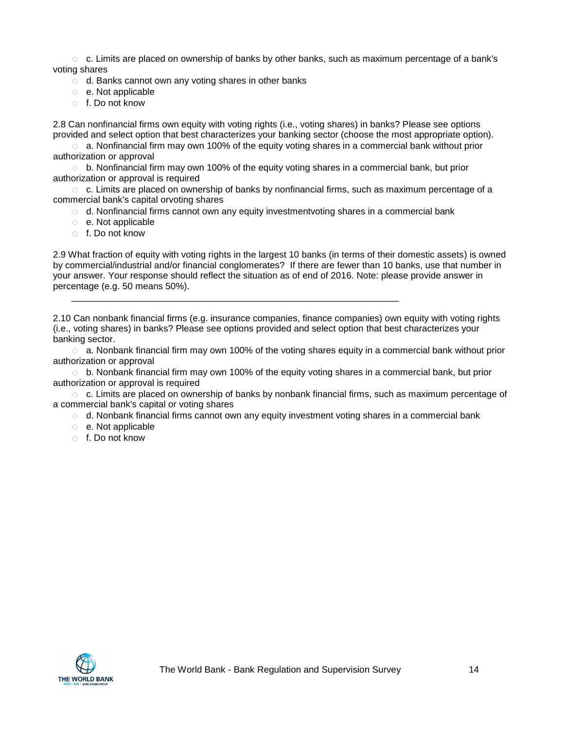○ c. Limits are placed on ownership of banks by other banks, such as maximum percentage of a bank's voting shares

○ d. Banks cannot own any voting shares in other banks

○ e. Not applicable

○ f. Do not know

2.8 Can nonfinancial firms own equity with voting rights (i.e., voting shares) in banks? Please see options provided and select option that best characterizes your banking sector (choose the most appropriate option).

○ a. Nonfinancial firm may own 100% of the equity voting shares in a commercial bank without prior authorization or approval

○ b. Nonfinancial firm may own 100% of the equity voting shares in a commercial bank, but prior authorization or approval is required

○ c. Limits are placed on ownership of banks by nonfinancial firms, such as maximum percentage of a commercial bank's capital orvoting shares

○ d. Nonfinancial firms cannot own any equity investmentvoting shares in a commercial bank

○ e. Not applicable

○ f. Do not know

2.9 What fraction of equity with voting rights in the largest 10 banks (in terms of their domestic assets) is owned by commercial/industrial and/or financial conglomerates? If there are fewer than 10 banks, use that number in your answer. Your response should reflect the situation as of end of 2016. Note: please provide answer in percentage (e.g. 50 means 50%).

________________________________________________________________

2.10 Can nonbank financial firms (e.g. insurance companies, finance companies) own equity with voting rights (i.e., voting shares) in banks? Please see options provided and select option that best characterizes your banking sector.

○ a. Nonbank financial firm may own 100% of the voting shares equity in a commercial bank without prior authorization or approval

○ b. Nonbank financial firm may own 100% of the equity voting shares in a commercial bank, but prior authorization or approval is required

○ c. Limits are placed on ownership of banks by nonbank financial firms, such as maximum percentage of a commercial bank's capital or voting shares

○ d. Nonbank financial firms cannot own any equity investment voting shares in a commercial bank

○ e. Not applicable

○ f. Do not know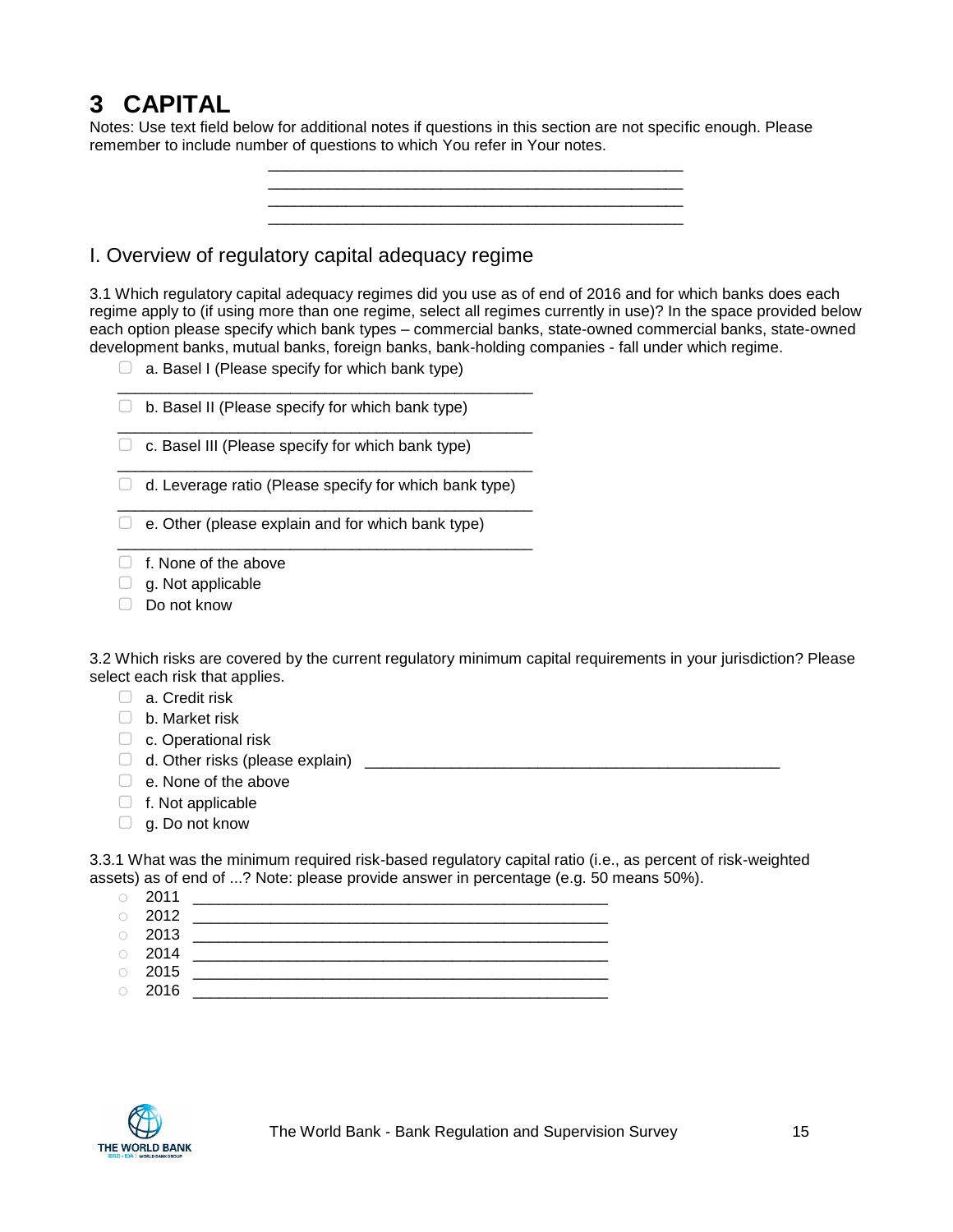# 3 CAPITAL

Notes: Use text field below for additional notes if questions in this section are not specific enough. Please remember to include number of questions to which You refer in Your notes.

________________________________________________
________________________________________________
________________________________________________
________________________________________________

## I. Overview of regulatory capital adequacy regime

3.1 Which regulatory capital adequacy regimes did you use as of end of 2016 and for which banks does each regime apply to (if using more than one regime, select all regimes currently in use)? In the space provided below each option please specify which bank types – commercial banks, state-owned commercial banks, state-owned development banks, mutual banks, foreign banks, bank-holding companies - fall under which regime.

- ☐ a. Basel I (Please specify for which bank type)
  ________________________________________________
- ☐ b. Basel II (Please specify for which bank type)
  ________________________________________________
- ☐ c. Basel III (Please specify for which bank type)
  ________________________________________________
- ☐ d. Leverage ratio (Please specify for which bank type)
  ________________________________________________
- ☐ e. Other (please explain and for which bank type)
  ________________________________________________
- ☐ f. None of the above
- ☐ g. Not applicable
- ☐ Do not know

3.2 Which risks are covered by the current regulatory minimum capital requirements in your jurisdiction? Please select each risk that applies.

- ☐ a. Credit risk
- ☐ b. Market risk
- ☐ c. Operational risk
- ☐ d. Other risks (please explain) ________________________________________________
- ☐ e. None of the above
- ☐ f. Not applicable
- ☐ g. Do not know

3.3.1 What was the minimum required risk-based regulatory capital ratio (i.e., as percent of risk-weighted assets) as of end of ...? Note: please provide answer in percentage (e.g. 50 means 50%).

- ○ 2011 ________________________________________________
- ○ 2012 ________________________________________________
- ○ 2013 ________________________________________________
- ○ 2014 ________________________________________________
- ○ 2015 ________________________________________________
- ○ 2016 ________________________________________________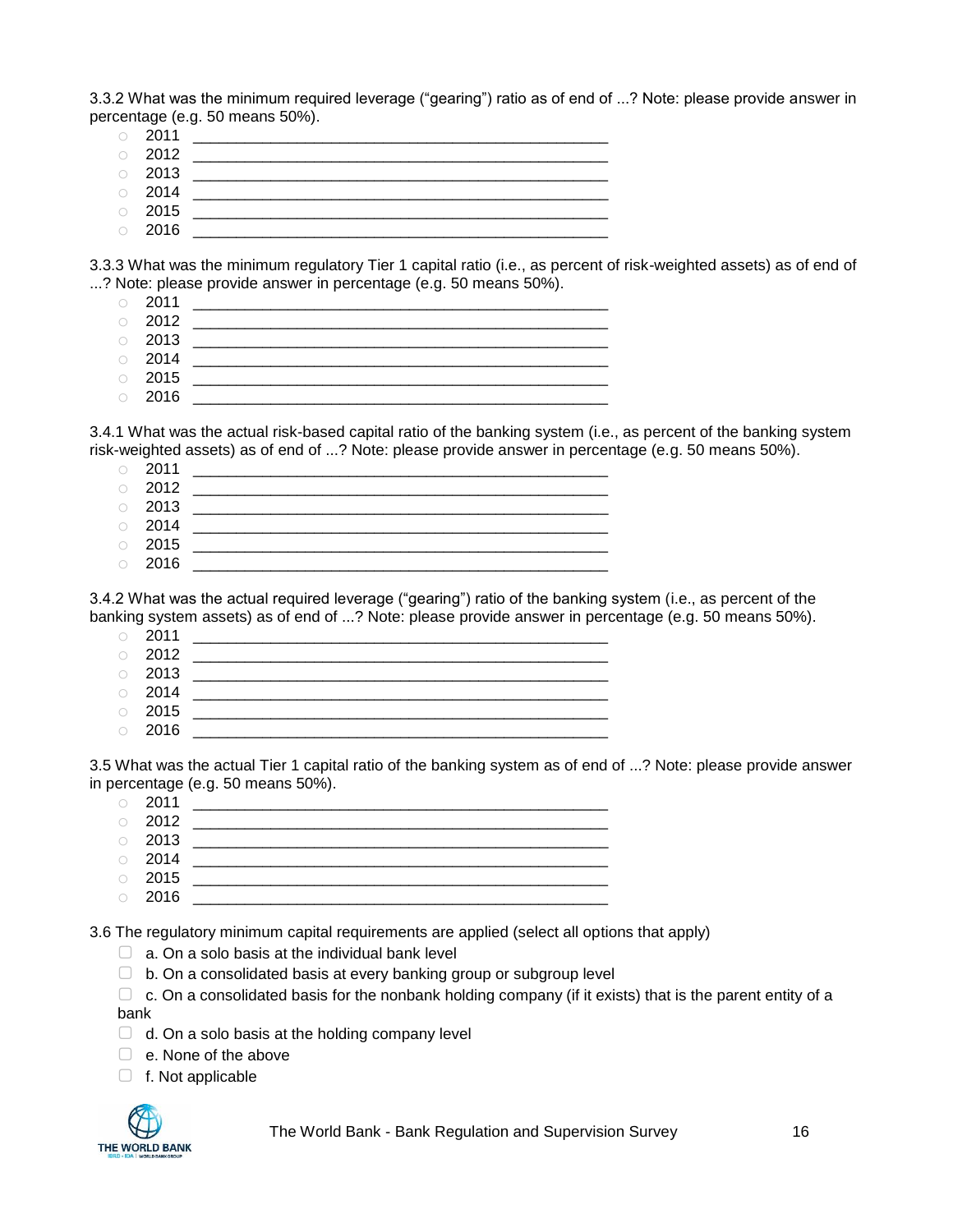3.3.2 What was the minimum required leverage ("gearing") ratio as of end of ...? Note: please provide answer in percentage (e.g. 50 means 50%).

- 2011 ________________________________________________
- 2012 ________________________________________________
- 2013 ________________________________________________
- 2014 ________________________________________________
- 2015 ________________________________________________
- 2016 ________________________________________________

3.3.3 What was the minimum regulatory Tier 1 capital ratio (i.e., as percent of risk-weighted assets) as of end of ...? Note: please provide answer in percentage (e.g. 50 means 50%).

- 2011 ________________________________________________
- 2012 ________________________________________________
- 2013 ________________________________________________
- 2014 ________________________________________________
- 2015 ________________________________________________
- 2016 ________________________________________________

3.4.1 What was the actual risk-based capital ratio of the banking system (i.e., as percent of the banking system risk-weighted assets) as of end of ...? Note: please provide answer in percentage (e.g. 50 means 50%).

- 2011 ________________________________________________
- 2012 ________________________________________________
- 2013 ________________________________________________
- 2014 ________________________________________________
- 2015 ________________________________________________
- 2016 ________________________________________________

3.4.2 What was the actual required leverage ("gearing") ratio of the banking system (i.e., as percent of the banking system assets) as of end of ...? Note: please provide answer in percentage (e.g. 50 means 50%).

- 2011 ________________________________________________
- 2012 ________________________________________________
- 2013 ________________________________________________
- 2014 ________________________________________________
- 2015 ________________________________________________
- 2016 ________________________________________________

3.5 What was the actual Tier 1 capital ratio of the banking system as of end of ...? Note: please provide answer in percentage (e.g. 50 means 50%).

- 2011 ________________________________________________
- 2012 ________________________________________________
- 2013 ________________________________________________
- 2014 ________________________________________________
- 2015 ________________________________________________
- 2016 ________________________________________________

3.6 The regulatory minimum capital requirements are applied (select all options that apply)

- [ ] a. On a solo basis at the individual bank level
- [ ] b. On a consolidated basis at every banking group or subgroup level
- [ ] c. On a consolidated basis for the nonbank holding company (if it exists) that is the parent entity of a bank
- [ ] d. On a solo basis at the holding company level
- [ ] e. None of the above
- [ ] f. Not applicable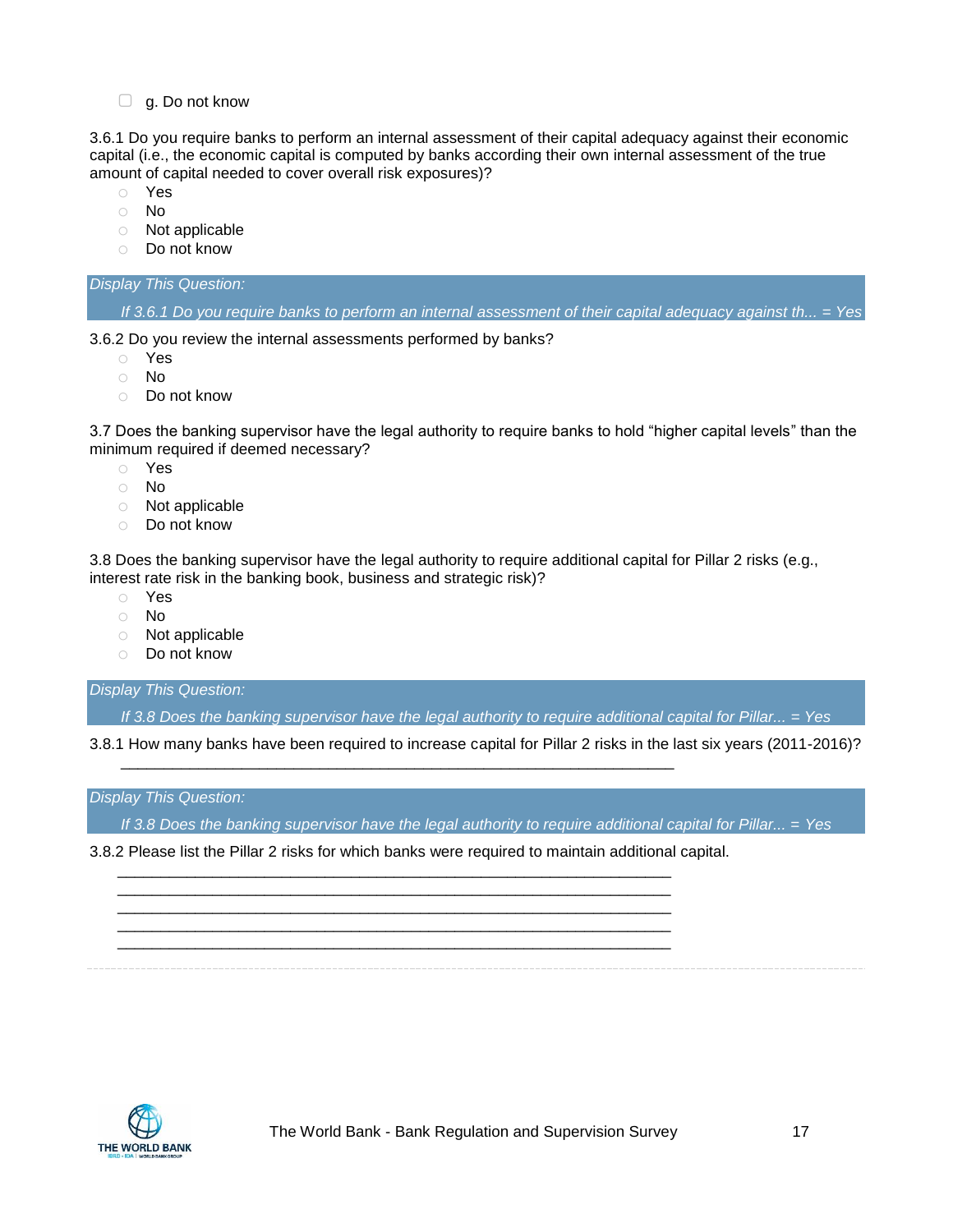- [ ] g. Do not know

3.6.1 Do you require banks to perform an internal assessment of their capital adequacy against their economic capital (i.e., the economic capital is computed by banks according their own internal assessment of the true amount of capital needed to cover overall risk exposures)?

- ○ Yes
- ○ No
- ○ Not applicable
- ○ Do not know

*Display This Question:*

*If 3.6.1 Do you require banks to perform an internal assessment of their capital adequacy against th... = Yes*

3.6.2 Do you review the internal assessments performed by banks?

- ○ Yes
- ○ No
- ○ Do not know

3.7 Does the banking supervisor have the legal authority to require banks to hold "higher capital levels" than the minimum required if deemed necessary?

- ○ Yes
- ○ No
- ○ Not applicable
- ○ Do not know

3.8 Does the banking supervisor have the legal authority to require additional capital for Pillar 2 risks (e.g., interest rate risk in the banking book, business and strategic risk)?

- ○ Yes
- ○ No
- ○ Not applicable
- ○ Do not know

*Display This Question:*

*If 3.8 Does the banking supervisor have the legal authority to require additional capital for Pillar... = Yes*

3.8.1 How many banks have been required to increase capital for Pillar 2 risks in the last six years (2011-2016)?

________________________________________________________________

*Display This Question:*

*If 3.8 Does the banking supervisor have the legal authority to require additional capital for Pillar... = Yes*

3.8.2 Please list the Pillar 2 risks for which banks were required to maintain additional capital.

________________________________________________________________
________________________________________________________________
________________________________________________________________
________________________________________________________________
________________________________________________________________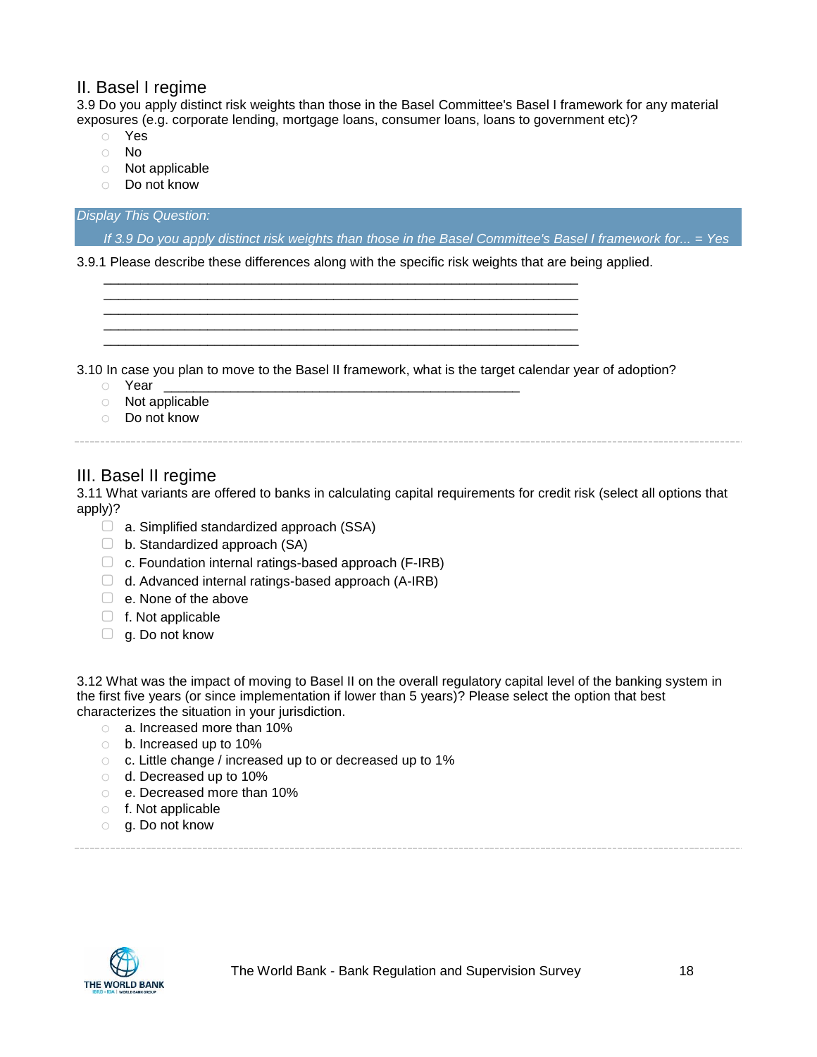## II. Basel I regime

3.9 Do you apply distinct risk weights than those in the Basel Committee's Basel I framework for any material exposures (e.g. corporate lending, mortgage loans, consumer loans, loans to government etc)?

- ○ Yes
- ○ No
- ○ Not applicable
- ○ Do not know

*Display This Question:*

*If 3.9 Do you apply distinct risk weights than those in the Basel Committee's Basel I framework for... = Yes*

3.9.1 Please describe these differences along with the specific risk weights that are being applied.

________________________________________________________________
________________________________________________________________
________________________________________________________________
________________________________________________________________
________________________________________________________________

3.10 In case you plan to move to the Basel II framework, what is the target calendar year of adoption?

- ○ Year ________________________________________________
- ○ Not applicable
- ○ Do not know

## III. Basel II regime

3.11 What variants are offered to banks in calculating capital requirements for credit risk (select all options that apply)?

- ▢ a. Simplified standardized approach (SSA)
- ▢ b. Standardized approach (SA)
- ▢ c. Foundation internal ratings-based approach (F-IRB)
- ▢ d. Advanced internal ratings-based approach (A-IRB)
- ▢ e. None of the above
- ▢ f. Not applicable
- ▢ g. Do not know

3.12 What was the impact of moving to Basel II on the overall regulatory capital level of the banking system in the first five years (or since implementation if lower than 5 years)? Please select the option that best characterizes the situation in your jurisdiction.

- ○ a. Increased more than 10%
- ○ b. Increased up to 10%
- ○ c. Little change / increased up to or decreased up to 1%
- ○ d. Decreased up to 10%
- ○ e. Decreased more than 10%
- ○ f. Not applicable
- ○ g. Do not know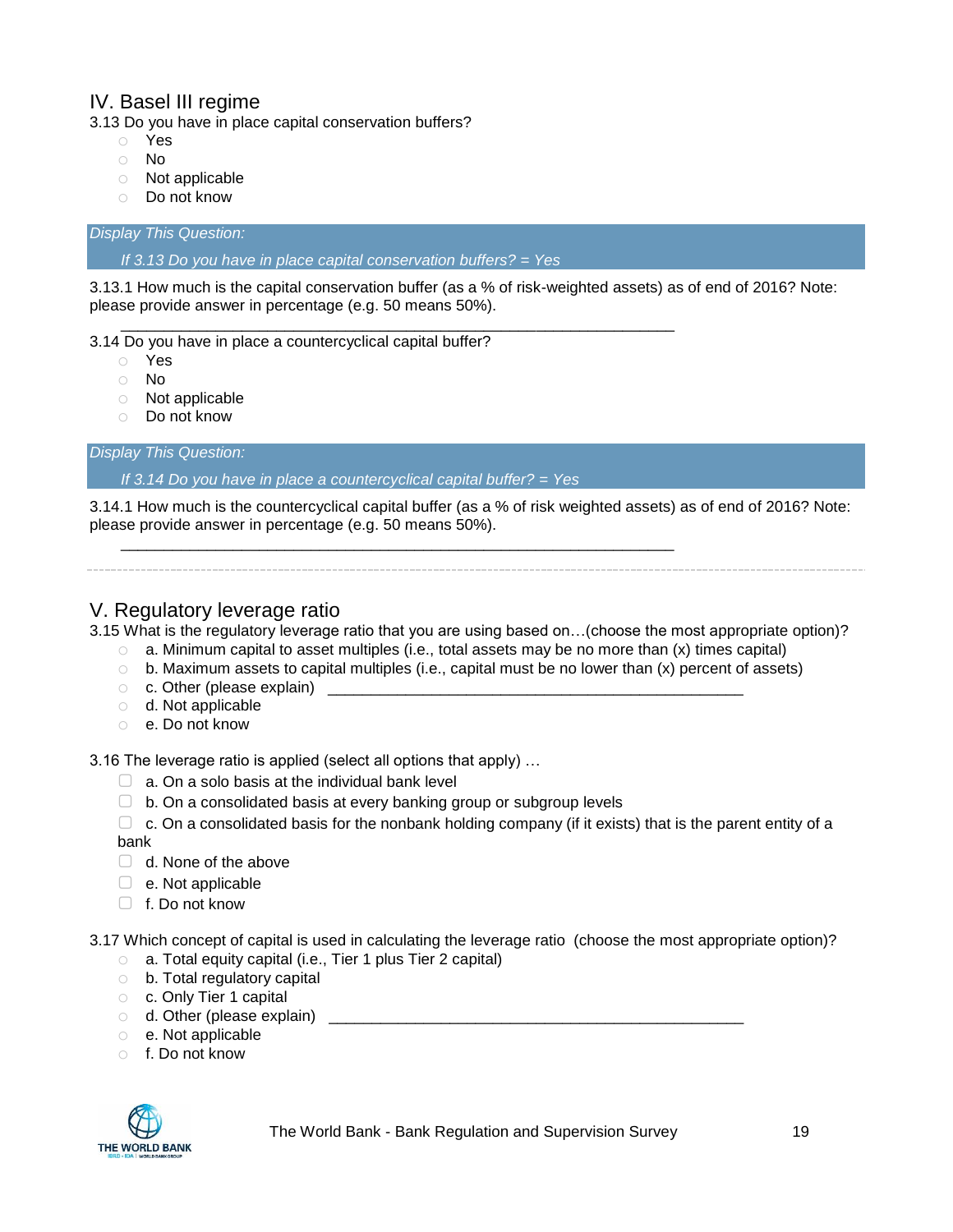## IV. Basel III regime

3.13 Do you have in place capital conservation buffers?

- Yes
- No
- Not applicable
- Do not know

*Display This Question:*

*If 3.13 Do you have in place capital conservation buffers? = Yes*

3.13.1 How much is the capital conservation buffer (as a % of risk-weighted assets) as of end of 2016? Note: please provide answer in percentage (e.g. 50 means 50%).

________________________________________________________________

3.14 Do you have in place a countercyclical capital buffer?

- Yes
- No
- Not applicable
- Do not know

*Display This Question:*

*If 3.14 Do you have in place a countercyclical capital buffer? = Yes*

3.14.1 How much is the countercyclical capital buffer (as a % of risk weighted assets) as of end of 2016? Note: please provide answer in percentage (e.g. 50 means 50%).

________________________________________________________________

---

## V. Regulatory leverage ratio

3.15 What is the regulatory leverage ratio that you are using based on…(choose the most appropriate option)?

- a. Minimum capital to asset multiples (i.e., total assets may be no more than (x) times capital)
- b. Maximum assets to capital multiples (i.e., capital must be no lower than (x) percent of assets)
- c. Other (please explain) ________________________________________________
- d. Not applicable
- e. Do not know

3.16 The leverage ratio is applied (select all options that apply) …

- a. On a solo basis at the individual bank level
- b. On a consolidated basis at every banking group or subgroup levels
- c. On a consolidated basis for the nonbank holding company (if it exists) that is the parent entity of a bank
- d. None of the above
- e. Not applicable
- f. Do not know

3.17 Which concept of capital is used in calculating the leverage ratio (choose the most appropriate option)?

- a. Total equity capital (i.e., Tier 1 plus Tier 2 capital)
- b. Total regulatory capital
- c. Only Tier 1 capital
- d. Other (please explain) ________________________________________________
- e. Not applicable
- f. Do not know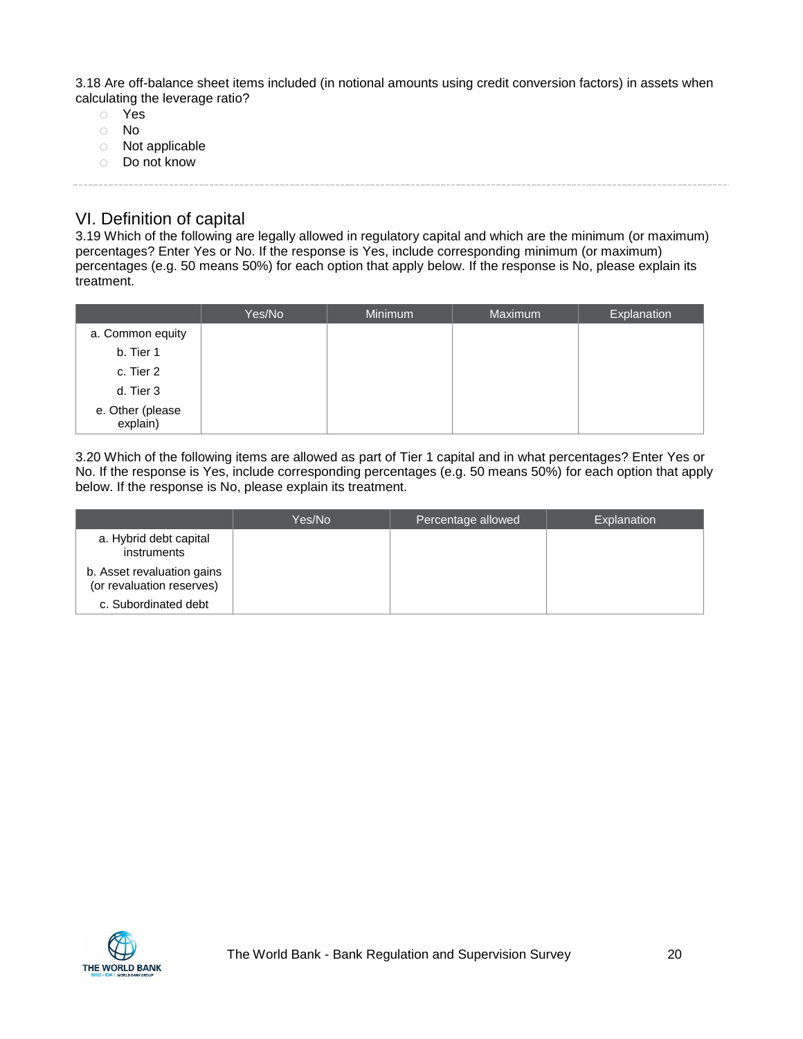3.18 Are off-balance sheet items included (in notional amounts using credit conversion factors) in assets when calculating the leverage ratio?

- Yes
- No
- Not applicable
- Do not know

## VI. Definition of capital

3.19 Which of the following are legally allowed in regulatory capital and which are the minimum (or maximum) percentages? Enter Yes or No. If the response is Yes, include corresponding minimum (or maximum) percentages (e.g. 50 means 50%) for each option that apply below. If the response is No, please explain its treatment.

| | Yes/No | Minimum | Maximum | Explanation |
|---|---|---|---|---|
| a. Common equity | | | | |
| b. Tier 1 | | | | |
| c. Tier 2 | | | | |
| d. Tier 3 | | | | |
| e. Other (please explain) | | | | |

3.20 Which of the following items are allowed as part of Tier 1 capital and in what percentages? Enter Yes or No. If the response is Yes, include corresponding percentages (e.g. 50 means 50%) for each option that apply below. If the response is No, please explain its treatment.

| | Yes/No | Percentage allowed | Explanation |
|---|---|---|---|
| a. Hybrid debt capital instruments | | | |
| b. Asset revaluation gains (or revaluation reserves) | | | |
| c. Subordinated debt | | | |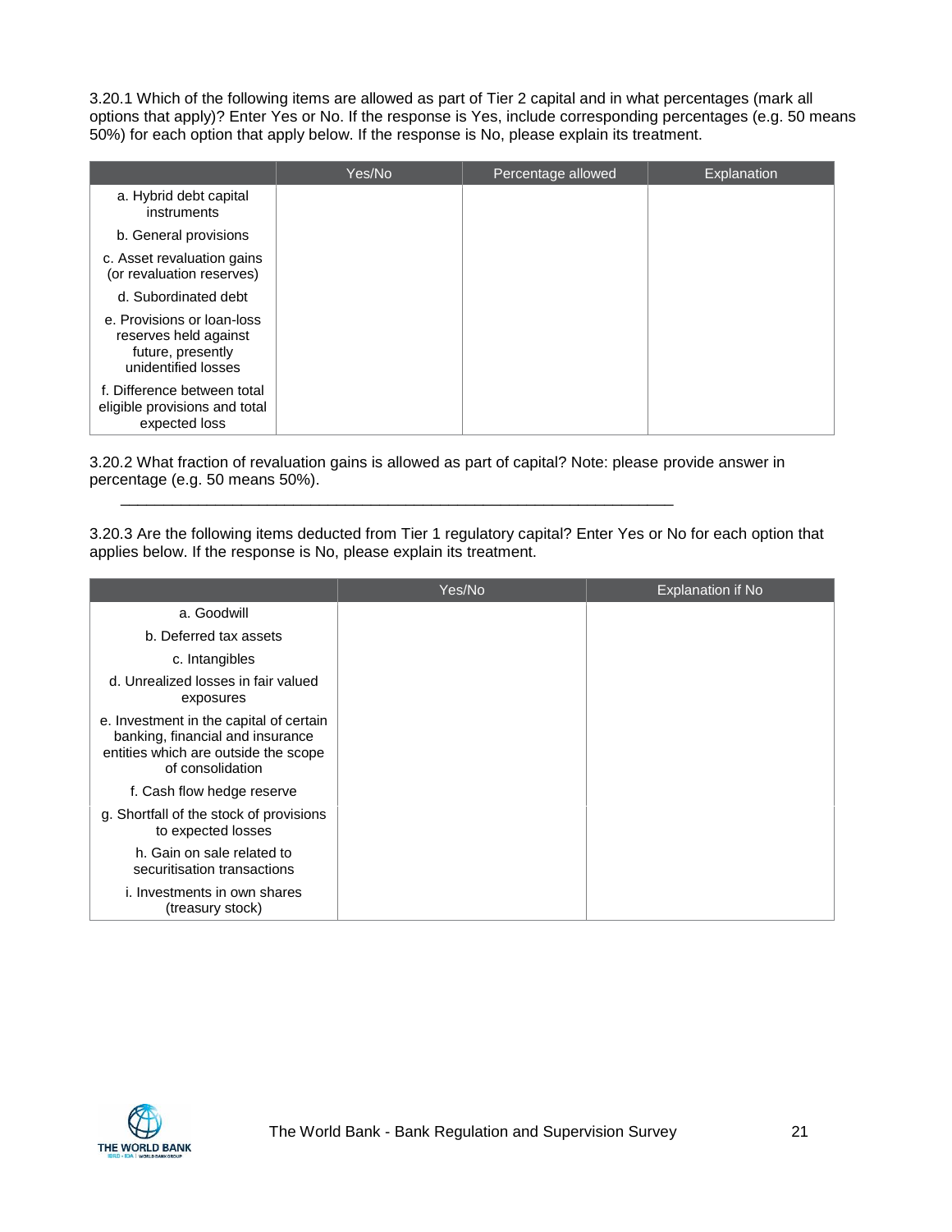3.20.1 Which of the following items are allowed as part of Tier 2 capital and in what percentages (mark all options that apply)? Enter Yes or No. If the response is Yes, include corresponding percentages (e.g. 50 means 50%) for each option that apply below. If the response is No, please explain its treatment.

| | Yes/No | Percentage allowed | Explanation |
|---|---|---|---|
| a. Hybrid debt capital instruments | | | |
| b. General provisions | | | |
| c. Asset revaluation gains (or revaluation reserves) | | | |
| d. Subordinated debt | | | |
| e. Provisions or loan-loss reserves held against future, presently unidentified losses | | | |
| f. Difference between total eligible provisions and total expected loss | | | |

3.20.2 What fraction of revaluation gains is allowed as part of capital? Note: please provide answer in percentage (e.g. 50 means 50%).

\_\_\_\_\_\_\_\_\_\_\_\_\_\_\_\_\_\_\_\_\_\_\_\_\_\_\_\_\_\_\_\_\_\_\_\_\_\_\_\_\_\_\_\_\_\_\_\_\_\_\_\_\_\_\_\_\_\_\_\_\_\_\_\_

3.20.3 Are the following items deducted from Tier 1 regulatory capital? Enter Yes or No for each option that applies below. If the response is No, please explain its treatment.

| | Yes/No | Explanation if No |
|---|---|---|
| a. Goodwill | | |
| b. Deferred tax assets | | |
| c. Intangibles | | |
| d. Unrealized losses in fair valued exposures | | |
| e. Investment in the capital of certain banking, financial and insurance entities which are outside the scope of consolidation | | |
| f. Cash flow hedge reserve | | |
| g. Shortfall of the stock of provisions to expected losses | | |
| h. Gain on sale related to securitisation transactions | | |
| i. Investments in own shares (treasury stock) | | |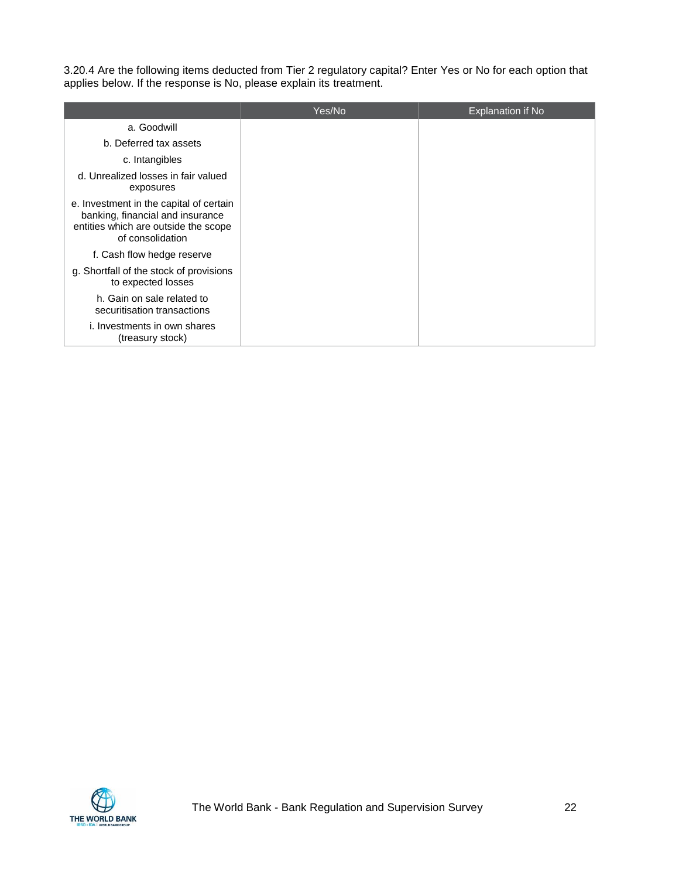3.20.4 Are the following items deducted from Tier 2 regulatory capital? Enter Yes or No for each option that applies below. If the response is No, please explain its treatment.

| | Yes/No | Explanation if No |
|---|---|---|
| a. Goodwill | | |
| b. Deferred tax assets | | |
| c. Intangibles | | |
| d. Unrealized losses in fair valued exposures | | |
| e. Investment in the capital of certain banking, financial and insurance entities which are outside the scope of consolidation | | |
| f. Cash flow hedge reserve | | |
| g. Shortfall of the stock of provisions to expected losses | | |
| h. Gain on sale related to securitisation transactions | | |
| i. Investments in own shares (treasury stock) | | |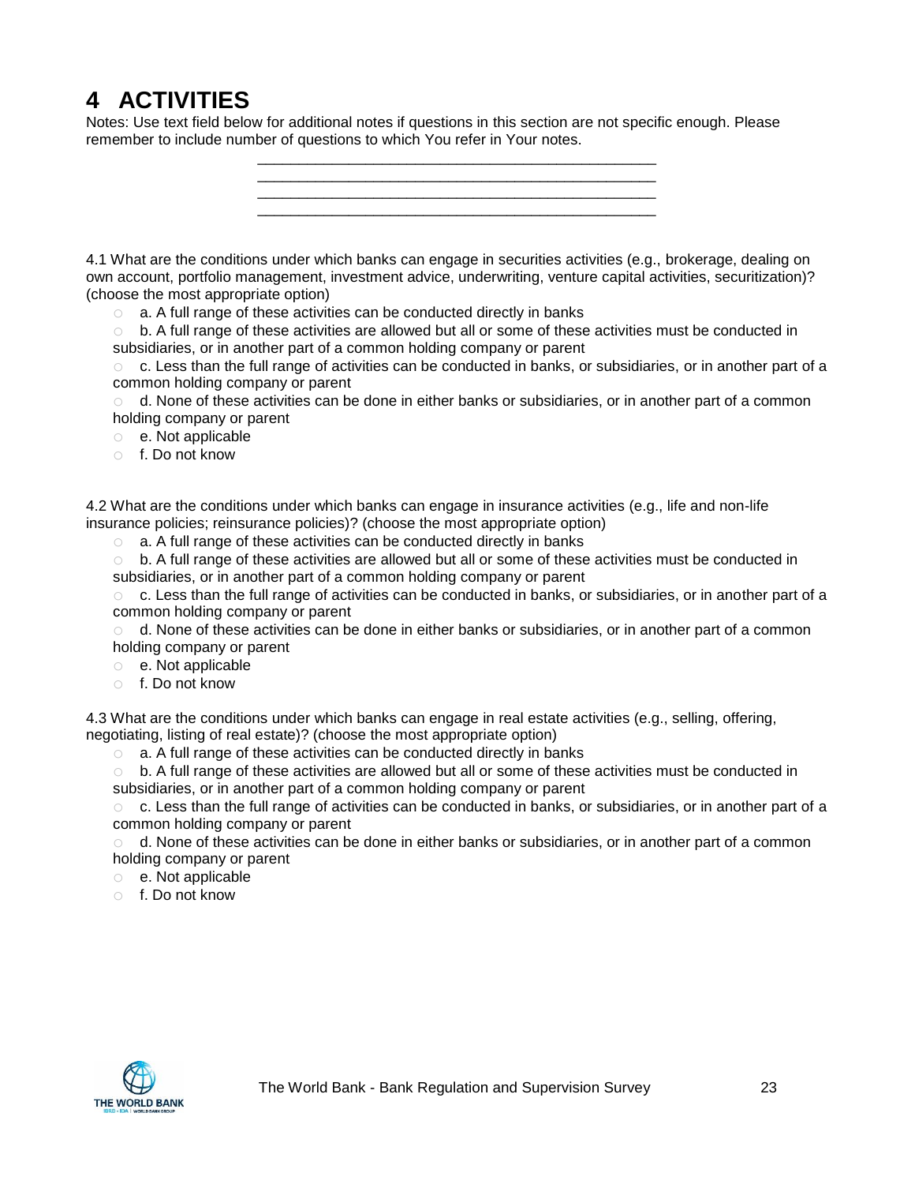# 4 ACTIVITIES

Notes: Use text field below for additional notes if questions in this section are not specific enough. Please remember to include number of questions to which You refer in Your notes.

_______________________________________________
_______________________________________________
_______________________________________________
_______________________________________________

4.1 What are the conditions under which banks can engage in securities activities (e.g., brokerage, dealing on own account, portfolio management, investment advice, underwriting, venture capital activities, securitization)? (choose the most appropriate option)

- ○ a. A full range of these activities can be conducted directly in banks
- ○ b. A full range of these activities are allowed but all or some of these activities must be conducted in subsidiaries, or in another part of a common holding company or parent
- ○ c. Less than the full range of activities can be conducted in banks, or subsidiaries, or in another part of a common holding company or parent
- ○ d. None of these activities can be done in either banks or subsidiaries, or in another part of a common holding company or parent
- ○ e. Not applicable
- ○ f. Do not know

4.2 What are the conditions under which banks can engage in insurance activities (e.g., life and non-life insurance policies; reinsurance policies)? (choose the most appropriate option)

- ○ a. A full range of these activities can be conducted directly in banks
- ○ b. A full range of these activities are allowed but all or some of these activities must be conducted in subsidiaries, or in another part of a common holding company or parent
- ○ c. Less than the full range of activities can be conducted in banks, or subsidiaries, or in another part of a common holding company or parent
- ○ d. None of these activities can be done in either banks or subsidiaries, or in another part of a common holding company or parent
- ○ e. Not applicable
- ○ f. Do not know

4.3 What are the conditions under which banks can engage in real estate activities (e.g., selling, offering, negotiating, listing of real estate)? (choose the most appropriate option)

- ○ a. A full range of these activities can be conducted directly in banks
- ○ b. A full range of these activities are allowed but all or some of these activities must be conducted in subsidiaries, or in another part of a common holding company or parent
- ○ c. Less than the full range of activities can be conducted in banks, or subsidiaries, or in another part of a common holding company or parent
- ○ d. None of these activities can be done in either banks or subsidiaries, or in another part of a common holding company or parent
- ○ e. Not applicable
- ○ f. Do not know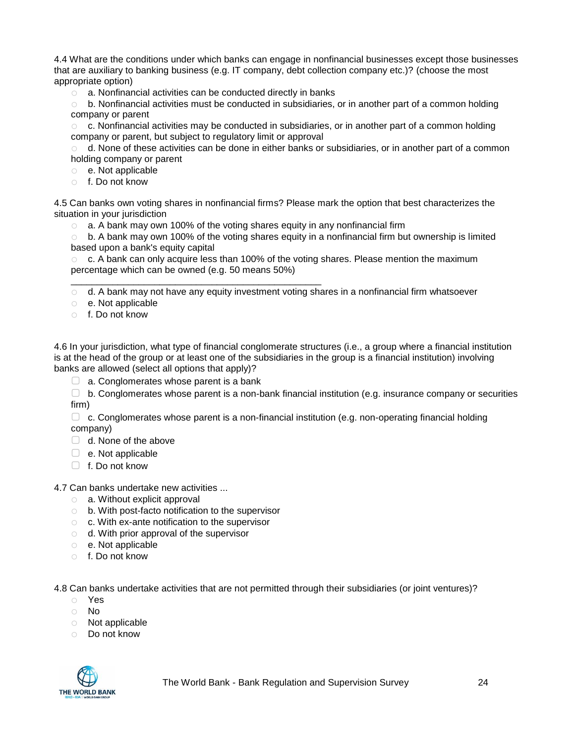4.4 What are the conditions under which banks can engage in nonfinancial businesses except those businesses that are auxiliary to banking business (e.g. IT company, debt collection company etc.)? (choose the most appropriate option)

- ○ a. Nonfinancial activities can be conducted directly in banks
- ○ b. Nonfinancial activities must be conducted in subsidiaries, or in another part of a common holding company or parent
- ○ c. Nonfinancial activities may be conducted in subsidiaries, or in another part of a common holding company or parent, but subject to regulatory limit or approval
- ○ d. None of these activities can be done in either banks or subsidiaries, or in another part of a common holding company or parent
- ○ e. Not applicable
- ○ f. Do not know

4.5 Can banks own voting shares in nonfinancial firms? Please mark the option that best characterizes the situation in your jurisdiction

- ○ a. A bank may own 100% of the voting shares equity in any nonfinancial firm
- ○ b. A bank may own 100% of the voting shares equity in a nonfinancial firm but ownership is limited based upon a bank's equity capital
- ○ c. A bank can only acquire less than 100% of the voting shares. Please mention the maximum percentage which can be owned (e.g. 50 means 50%)
  ______________________________________________
- ○ d. A bank may not have any equity investment voting shares in a nonfinancial firm whatsoever
- ○ e. Not applicable
- ○ f. Do not know

4.6 In your jurisdiction, what type of financial conglomerate structures (i.e., a group where a financial institution is at the head of the group or at least one of the subsidiaries in the group is a financial institution) involving banks are allowed (select all options that apply)?

- ☐ a. Conglomerates whose parent is a bank
- ☐ b. Conglomerates whose parent is a non-bank financial institution (e.g. insurance company or securities firm)
- ☐ c. Conglomerates whose parent is a non-financial institution (e.g. non-operating financial holding company)
- ☐ d. None of the above
- ☐ e. Not applicable
- ☐ f. Do not know

4.7 Can banks undertake new activities ...

- ○ a. Without explicit approval
- ○ b. With post-facto notification to the supervisor
- ○ c. With ex-ante notification to the supervisor
- ○ d. With prior approval of the supervisor
- ○ e. Not applicable
- ○ f. Do not know

4.8 Can banks undertake activities that are not permitted through their subsidiaries (or joint ventures)?

- ○ Yes
- ○ No
- ○ Not applicable
- ○ Do not know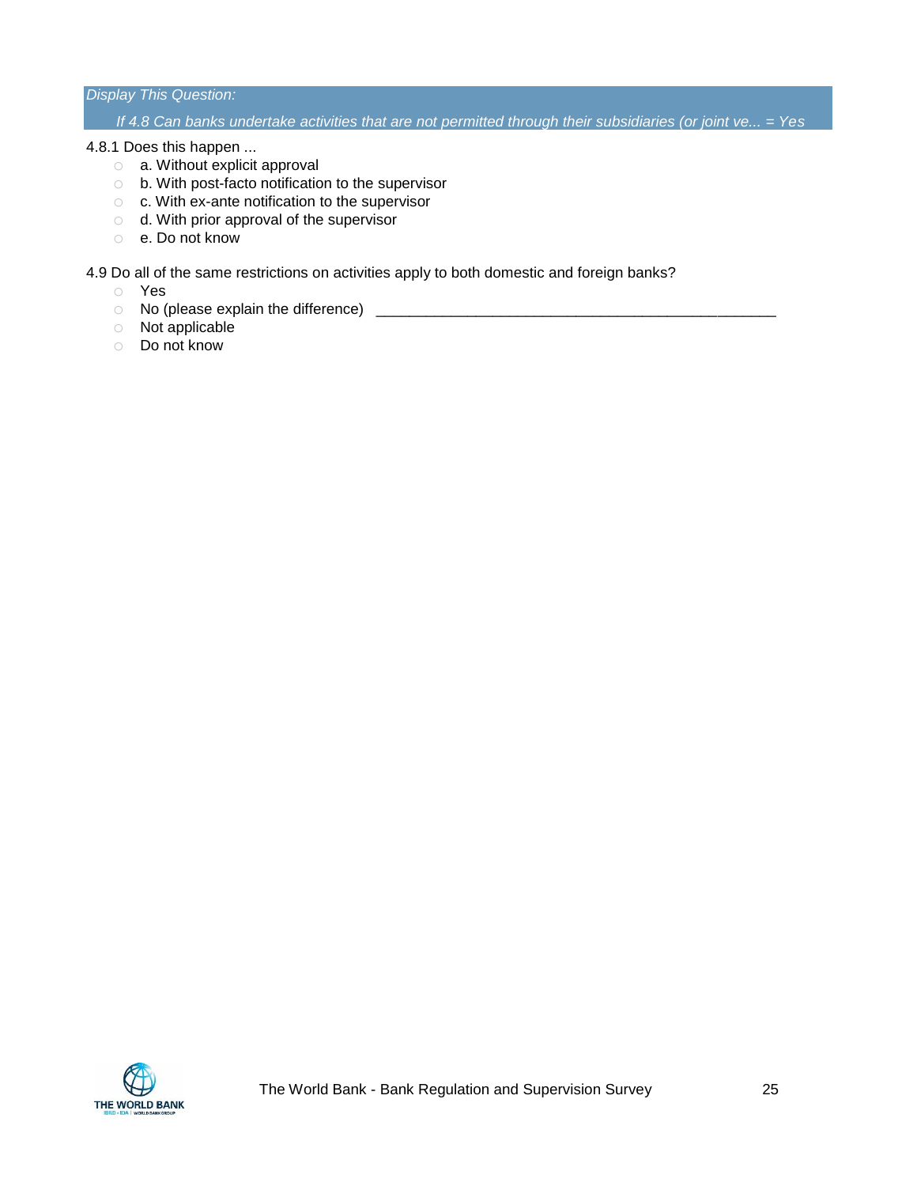*Display This Question:*

*If 4.8 Can banks undertake activities that are not permitted through their subsidiaries (or joint ve... = Yes*

4.8.1 Does this happen ...

- a. Without explicit approval
- b. With post-facto notification to the supervisor
- c. With ex-ante notification to the supervisor
- d. With prior approval of the supervisor
- e. Do not know

4.9 Do all of the same restrictions on activities apply to both domestic and foreign banks?

- Yes
- No (please explain the difference) ________________________________________________
- Not applicable
- Do not know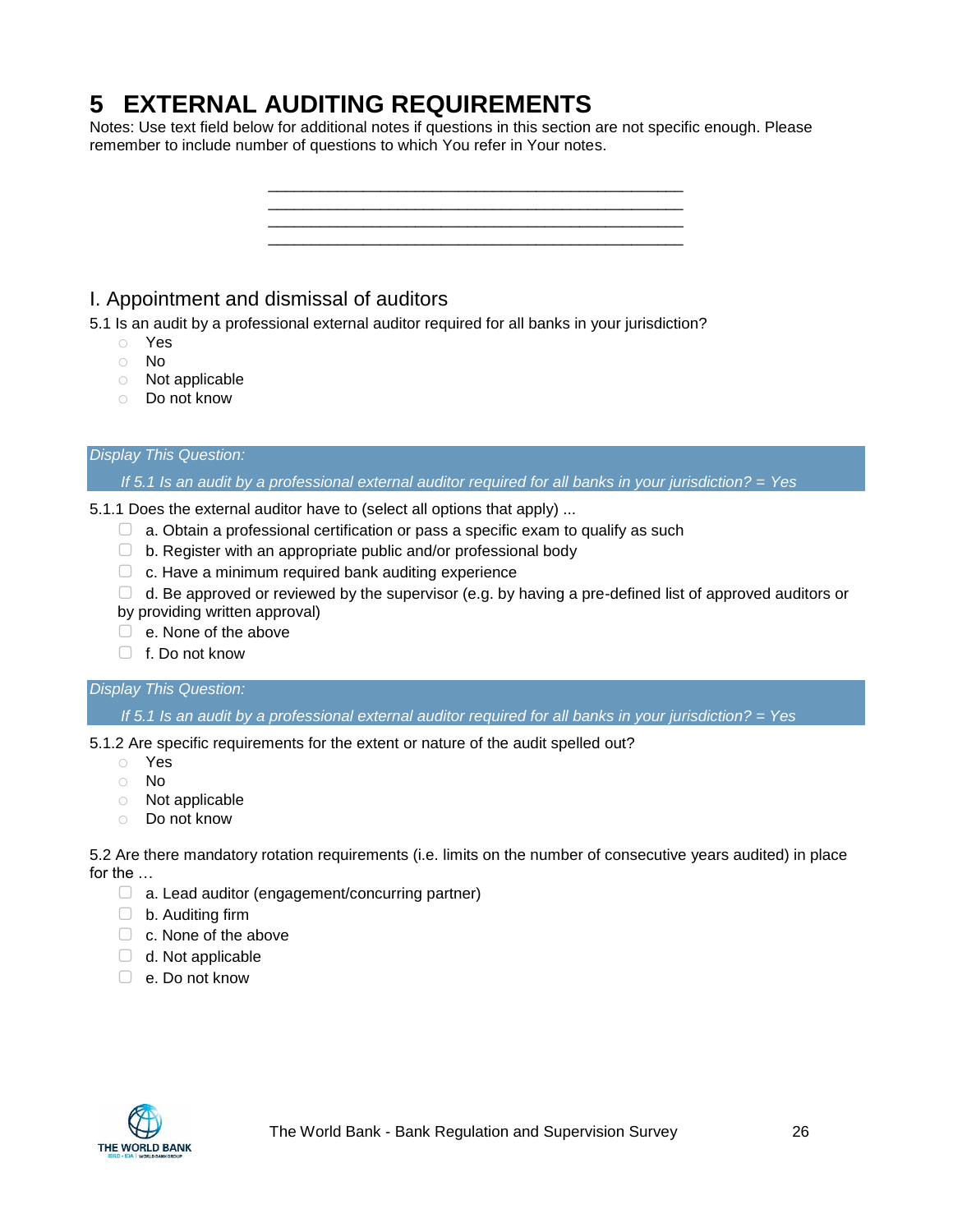# 5 EXTERNAL AUDITING REQUIREMENTS

Notes: Use text field below for additional notes if questions in this section are not specific enough. Please remember to include number of questions to which You refer in Your notes.

________________________________________________________________
________________________________________________________________
________________________________________________________________
________________________________________________________________

## I. Appointment and dismissal of auditors

5.1 Is an audit by a professional external auditor required for all banks in your jurisdiction?

- ○ Yes
- ○ No
- ○ Not applicable
- ○ Do not know

*Display This Question:*

*If 5.1 Is an audit by a professional external auditor required for all banks in your jurisdiction? = Yes*

5.1.1 Does the external auditor have to (select all options that apply) ...

- ▢ a. Obtain a professional certification or pass a specific exam to qualify as such
- ▢ b. Register with an appropriate public and/or professional body
- ▢ c. Have a minimum required bank auditing experience
- ▢ d. Be approved or reviewed by the supervisor (e.g. by having a pre-defined list of approved auditors or by providing written approval)
- ▢ e. None of the above
- ▢ f. Do not know

*Display This Question:*

*If 5.1 Is an audit by a professional external auditor required for all banks in your jurisdiction? = Yes*

5.1.2 Are specific requirements for the extent or nature of the audit spelled out?

- ○ Yes
- ○ No
- ○ Not applicable
- ○ Do not know

5.2 Are there mandatory rotation requirements (i.e. limits on the number of consecutive years audited) in place for the …

- ▢ a. Lead auditor (engagement/concurring partner)
- ▢ b. Auditing firm
- ▢ c. None of the above
- ▢ d. Not applicable
- ▢ e. Do not know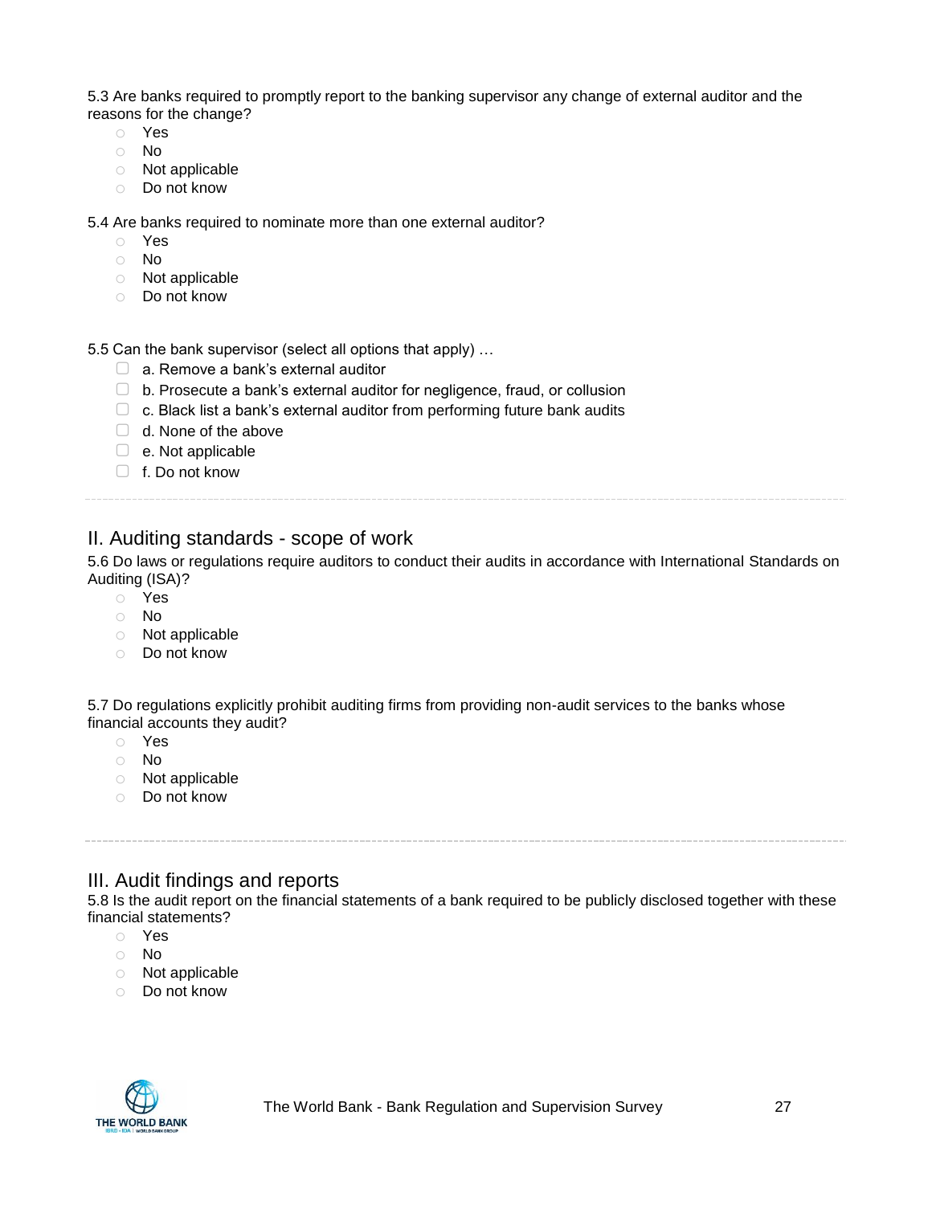5.3 Are banks required to promptly report to the banking supervisor any change of external auditor and the reasons for the change?

- Yes
- No
- Not applicable
- Do not know

5.4 Are banks required to nominate more than one external auditor?

- Yes
- No
- Not applicable
- Do not know

5.5 Can the bank supervisor (select all options that apply) …

- a. Remove a bank's external auditor
- b. Prosecute a bank's external auditor for negligence, fraud, or collusion
- c. Black list a bank's external auditor from performing future bank audits
- d. None of the above
- e. Not applicable
- f. Do not know

## II. Auditing standards - scope of work

5.6 Do laws or regulations require auditors to conduct their audits in accordance with International Standards on Auditing (ISA)?

- Yes
- No
- Not applicable
- Do not know

5.7 Do regulations explicitly prohibit auditing firms from providing non-audit services to the banks whose financial accounts they audit?

- Yes
- No
- Not applicable
- Do not know

## III. Audit findings and reports

5.8 Is the audit report on the financial statements of a bank required to be publicly disclosed together with these financial statements?

- Yes
- No
- Not applicable
- Do not know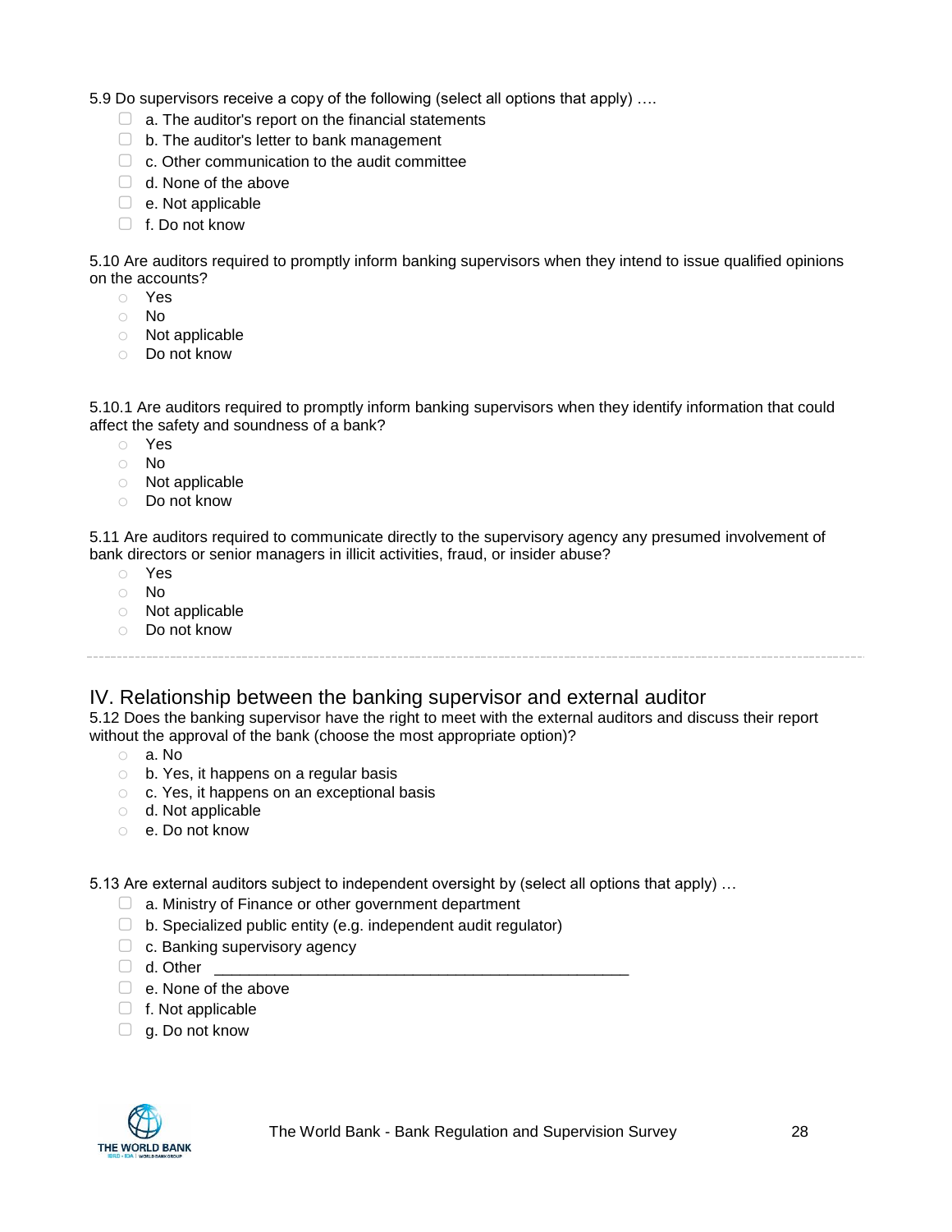5.9 Do supervisors receive a copy of the following (select all options that apply) ….

- ☐ a. The auditor's report on the financial statements
- ☐ b. The auditor's letter to bank management
- ☐ c. Other communication to the audit committee
- ☐ d. None of the above
- ☐ e. Not applicable
- ☐ f. Do not know

5.10 Are auditors required to promptly inform banking supervisors when they intend to issue qualified opinions on the accounts?

- ○ Yes
- ○ No
- ○ Not applicable
- ○ Do not know

5.10.1 Are auditors required to promptly inform banking supervisors when they identify information that could affect the safety and soundness of a bank?

- ○ Yes
- ○ No
- ○ Not applicable
- ○ Do not know

5.11 Are auditors required to communicate directly to the supervisory agency any presumed involvement of bank directors or senior managers in illicit activities, fraud, or insider abuse?

- ○ Yes
- ○ No
- ○ Not applicable
- ○ Do not know

---

## IV. Relationship between the banking supervisor and external auditor

5.12 Does the banking supervisor have the right to meet with the external auditors and discuss their report without the approval of the bank (choose the most appropriate option)?

- ○ a. No
- ○ b. Yes, it happens on a regular basis
- ○ c. Yes, it happens on an exceptional basis
- ○ d. Not applicable
- ○ e. Do not know

5.13 Are external auditors subject to independent oversight by (select all options that apply) …

- ☐ a. Ministry of Finance or other government department
- ☐ b. Specialized public entity (e.g. independent audit regulator)
- ☐ c. Banking supervisory agency
- ☐ d. Other ______________________________________________
- ☐ e. None of the above
- ☐ f. Not applicable
- ☐ g. Do not know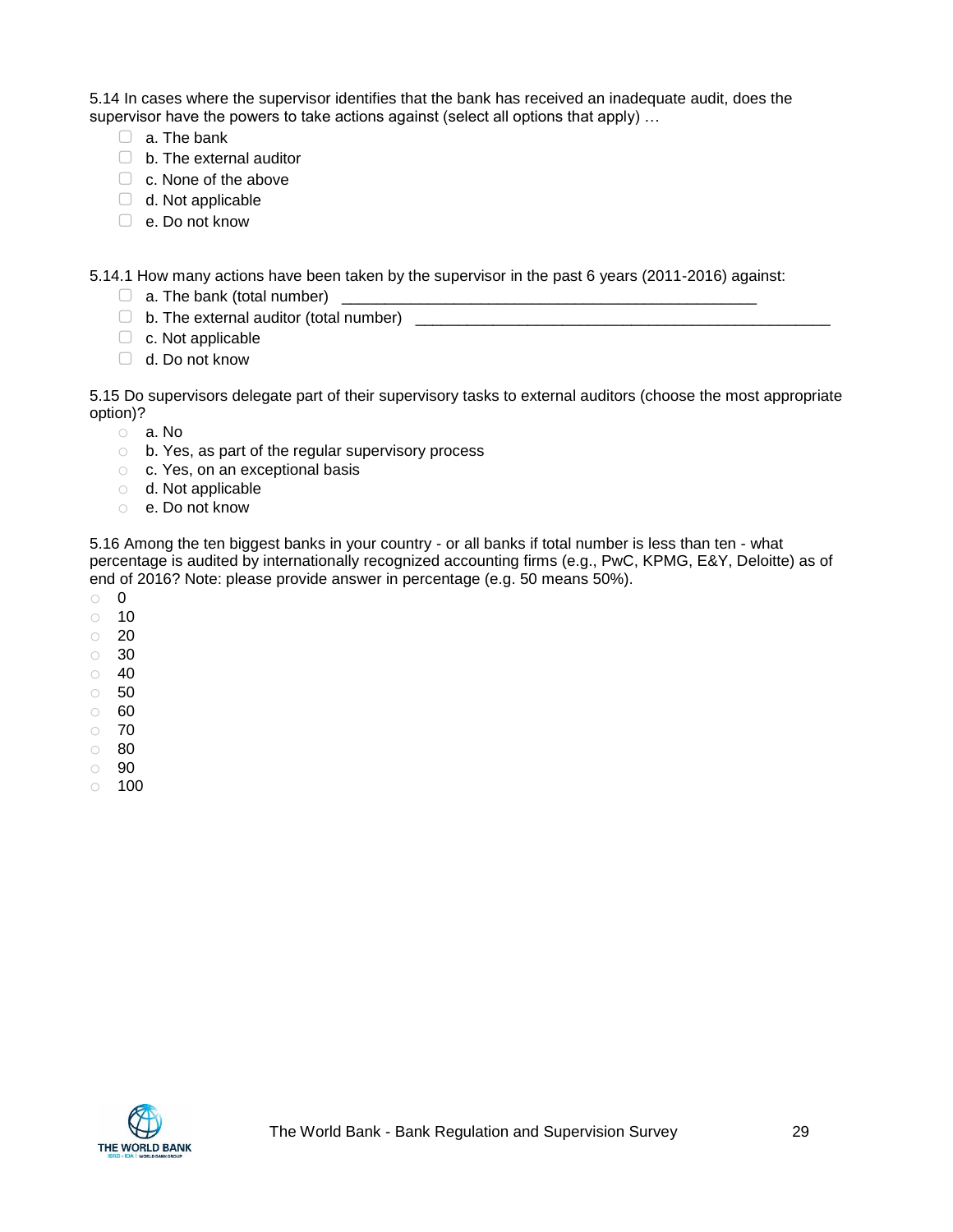5.14 In cases where the supervisor identifies that the bank has received an inadequate audit, does the supervisor have the powers to take actions against (select all options that apply) …

- ☐ a. The bank
- ☐ b. The external auditor
- ☐ c. None of the above
- ☐ d. Not applicable
- ☐ e. Do not know

5.14.1 How many actions have been taken by the supervisor in the past 6 years (2011-2016) against:

- ☐ a. The bank (total number) ______________________________________________
- ☐ b. The external auditor (total number) ______________________________________________
- ☐ c. Not applicable
- ☐ d. Do not know

5.15 Do supervisors delegate part of their supervisory tasks to external auditors (choose the most appropriate option)?

- ○ a. No
- ○ b. Yes, as part of the regular supervisory process
- ○ c. Yes, on an exceptional basis
- ○ d. Not applicable
- ○ e. Do not know

5.16 Among the ten biggest banks in your country - or all banks if total number is less than ten - what percentage is audited by internationally recognized accounting firms (e.g., PwC, KPMG, E&Y, Deloitte) as of end of 2016? Note: please provide answer in percentage (e.g. 50 means 50%).

- ○ 0
- ○ 10
- ○ 20
- ○ 30
- ○ 40
- ○ 50
- ○ 60
- ○ 70
- ○ 80
- ○ 90
- ○ 100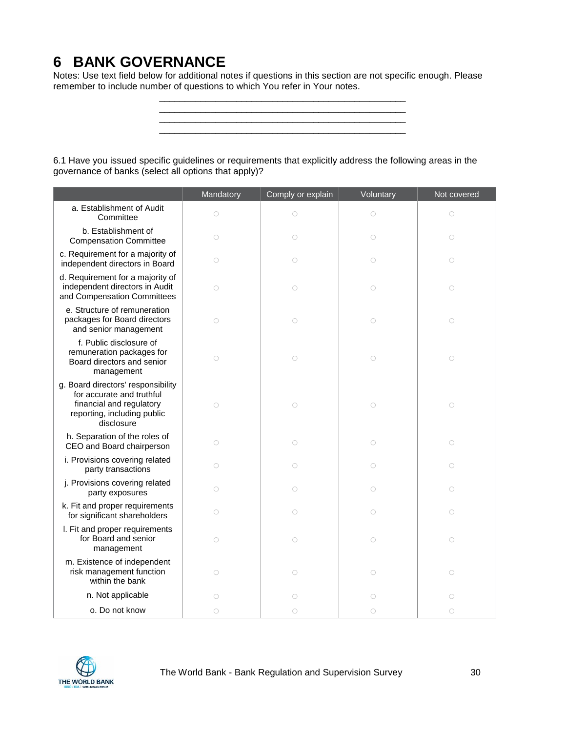# 6 BANK GOVERNANCE

Notes: Use text field below for additional notes if questions in this section are not specific enough. Please remember to include number of questions to which You refer in Your notes.

______________________________________________
______________________________________________
______________________________________________
______________________________________________

6.1 Have you issued specific guidelines or requirements that explicitly address the following areas in the governance of banks (select all options that apply)?

| | Mandatory | Comply or explain | Voluntary | Not covered |
|---|---|---|---|---|
| a. Establishment of Audit Committee | ○ | ○ | ○ | ○ |
| b. Establishment of Compensation Committee | ○ | ○ | ○ | ○ |
| c. Requirement for a majority of independent directors in Board | ○ | ○ | ○ | ○ |
| d. Requirement for a majority of independent directors in Audit and Compensation Committees | ○ | ○ | ○ | ○ |
| e. Structure of remuneration packages for Board directors and senior management | ○ | ○ | ○ | ○ |
| f. Public disclosure of remuneration packages for Board directors and senior management | ○ | ○ | ○ | ○ |
| g. Board directors' responsibility for accurate and truthful financial and regulatory reporting, including public disclosure | ○ | ○ | ○ | ○ |
| h. Separation of the roles of CEO and Board chairperson | ○ | ○ | ○ | ○ |
| i. Provisions covering related party transactions | ○ | ○ | ○ | ○ |
| j. Provisions covering related party exposures | ○ | ○ | ○ | ○ |
| k. Fit and proper requirements for significant shareholders | ○ | ○ | ○ | ○ |
| l. Fit and proper requirements for Board and senior management | ○ | ○ | ○ | ○ |
| m. Existence of independent risk management function within the bank | ○ | ○ | ○ | ○ |
| n. Not applicable | ○ | ○ | ○ | ○ |
| o. Do not know | ○ | ○ | ○ | ○ |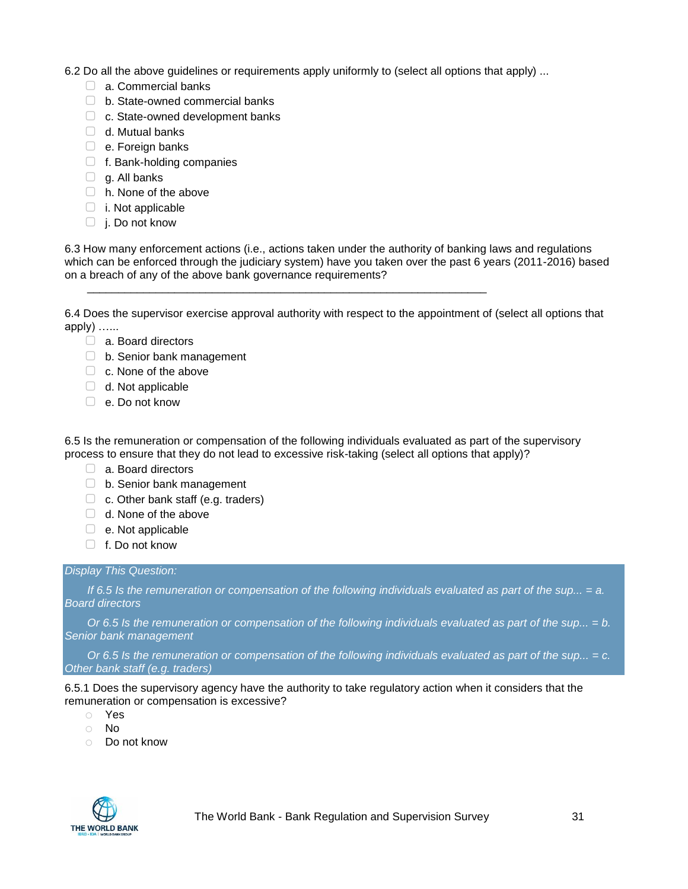6.2 Do all the above guidelines or requirements apply uniformly to (select all options that apply) ...

- ☐ a. Commercial banks
- ☐ b. State-owned commercial banks
- ☐ c. State-owned development banks
- ☐ d. Mutual banks
- ☐ e. Foreign banks
- ☐ f. Bank-holding companies
- ☐ g. All banks
- ☐ h. None of the above
- ☐ i. Not applicable
- ☐ j. Do not know

6.3 How many enforcement actions (i.e., actions taken under the authority of banking laws and regulations which can be enforced through the judiciary system) have you taken over the past 6 years (2011-2016) based on a breach of any of the above bank governance requirements?

\_\_\_\_\_\_\_\_\_\_\_\_\_\_\_\_\_\_\_\_\_\_\_\_\_\_\_\_\_\_\_\_\_\_\_\_\_\_\_\_\_\_\_\_\_\_\_\_\_\_\_\_\_\_\_\_\_\_\_\_\_\_\_\_

6.4 Does the supervisor exercise approval authority with respect to the appointment of (select all options that apply) ……

- ☐ a. Board directors
- ☐ b. Senior bank management
- ☐ c. None of the above
- ☐ d. Not applicable
- ☐ e. Do not know

6.5 Is the remuneration or compensation of the following individuals evaluated as part of the supervisory process to ensure that they do not lead to excessive risk-taking (select all options that apply)?

- ☐ a. Board directors
- ☐ b. Senior bank management
- ☐ c. Other bank staff (e.g. traders)
- ☐ d. None of the above
- ☐ e. Not applicable
- ☐ f. Do not know

*Display This Question:*

*If 6.5 Is the remuneration or compensation of the following individuals evaluated as part of the sup... = a. Board directors*

*Or 6.5 Is the remuneration or compensation of the following individuals evaluated as part of the sup... = b. Senior bank management*

*Or 6.5 Is the remuneration or compensation of the following individuals evaluated as part of the sup... = c. Other bank staff (e.g. traders)*

6.5.1 Does the supervisory agency have the authority to take regulatory action when it considers that the remuneration or compensation is excessive?

- ○ Yes
- ○ No
- ○ Do not know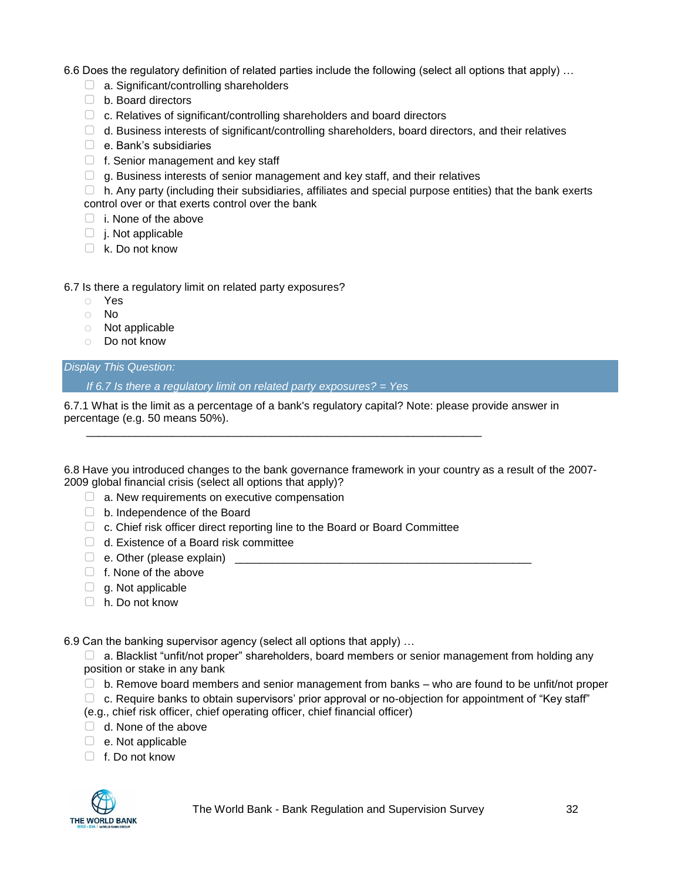6.6 Does the regulatory definition of related parties include the following (select all options that apply) …

- ☐ a. Significant/controlling shareholders
- ☐ b. Board directors
- ☐ c. Relatives of significant/controlling shareholders and board directors
- ☐ d. Business interests of significant/controlling shareholders, board directors, and their relatives
- ☐ e. Bank's subsidiaries
- ☐ f. Senior management and key staff
- ☐ g. Business interests of senior management and key staff, and their relatives
- ☐ h. Any party (including their subsidiaries, affiliates and special purpose entities) that the bank exerts control over or that exerts control over the bank
- ☐ i. None of the above
- ☐ j. Not applicable
- ☐ k. Do not know

6.7 Is there a regulatory limit on related party exposures?

- ○ Yes
- ○ No
- ○ Not applicable
- ○ Do not know

*Display This Question:*

*If 6.7 Is there a regulatory limit on related party exposures? = Yes*

6.7.1 What is the limit as a percentage of a bank's regulatory capital? Note: please provide answer in percentage (e.g. 50 means 50%).

________________________________________________________________

6.8 Have you introduced changes to the bank governance framework in your country as a result of the 2007-2009 global financial crisis (select all options that apply)?

- ☐ a. New requirements on executive compensation
- ☐ b. Independence of the Board
- ☐ c. Chief risk officer direct reporting line to the Board or Board Committee
- ☐ d. Existence of a Board risk committee
- ☐ e. Other (please explain) ________________________________________________
- ☐ f. None of the above
- ☐ g. Not applicable
- ☐ h. Do not know

6.9 Can the banking supervisor agency (select all options that apply) …

- ☐ a. Blacklist "unfit/not proper" shareholders, board members or senior management from holding any position or stake in any bank
- ☐ b. Remove board members and senior management from banks – who are found to be unfit/not proper
- ☐ c. Require banks to obtain supervisors' prior approval or no-objection for appointment of "Key staff" (e.g., chief risk officer, chief operating officer, chief financial officer)
- ☐ d. None of the above
- ☐ e. Not applicable
- ☐ f. Do not know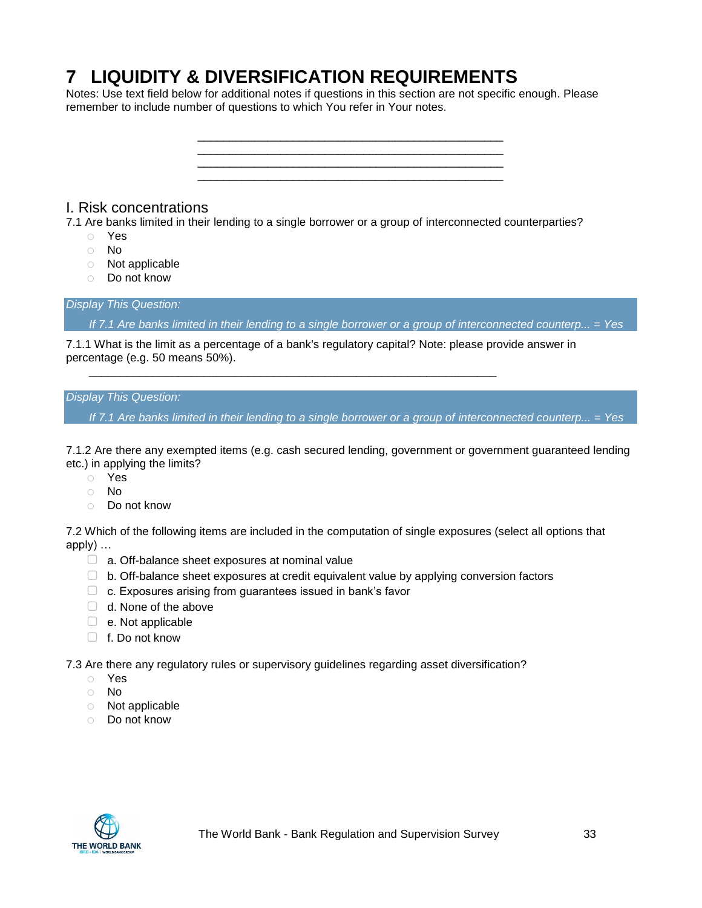# 7 LIQUIDITY & DIVERSIFICATION REQUIREMENTS

Notes: Use text field below for additional notes if questions in this section are not specific enough. Please remember to include number of questions to which You refer in Your notes.

________________________________________________
________________________________________________
________________________________________________
________________________________________________

## I. Risk concentrations

7.1 Are banks limited in their lending to a single borrower or a group of interconnected counterparties?

- Yes
- No
- Not applicable
- Do not know

*Display This Question:*

*If 7.1 Are banks limited in their lending to a single borrower or a group of interconnected counterp... = Yes*

7.1.1 What is the limit as a percentage of a bank's regulatory capital? Note: please provide answer in percentage (e.g. 50 means 50%).

________________________________________________________________

*Display This Question:*

*If 7.1 Are banks limited in their lending to a single borrower or a group of interconnected counterp... = Yes*

7.1.2 Are there any exempted items (e.g. cash secured lending, government or government guaranteed lending etc.) in applying the limits?

- Yes
- No
- Do not know

7.2 Which of the following items are included in the computation of single exposures (select all options that apply) …

- ☐ a. Off-balance sheet exposures at nominal value
- ☐ b. Off-balance sheet exposures at credit equivalent value by applying conversion factors
- ☐ c. Exposures arising from guarantees issued in bank's favor
- ☐ d. None of the above
- ☐ e. Not applicable
- ☐ f. Do not know

7.3 Are there any regulatory rules or supervisory guidelines regarding asset diversification?

- Yes
- No
- Not applicable
- Do not know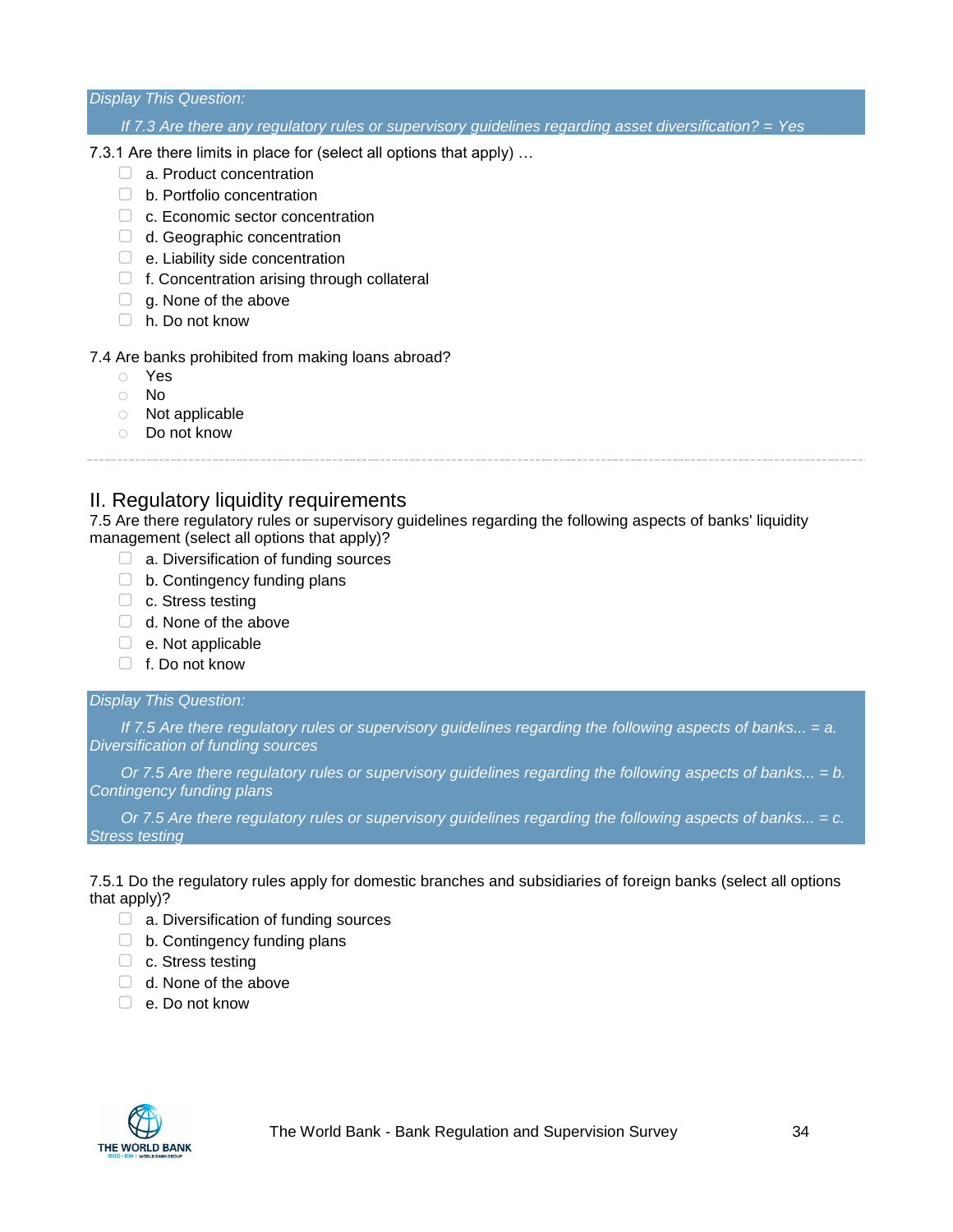*Display This Question:*

*If 7.3 Are there any regulatory rules or supervisory guidelines regarding asset diversification? = Yes*

7.3.1 Are there limits in place for (select all options that apply) …

- a. Product concentration
- b. Portfolio concentration
- c. Economic sector concentration
- d. Geographic concentration
- e. Liability side concentration
- f. Concentration arising through collateral
- g. None of the above
- h. Do not know

7.4 Are banks prohibited from making loans abroad?

- Yes
- No
- Not applicable
- Do not know

---

## II. Regulatory liquidity requirements

7.5 Are there regulatory rules or supervisory guidelines regarding the following aspects of banks' liquidity management (select all options that apply)?

- a. Diversification of funding sources
- b. Contingency funding plans
- c. Stress testing
- d. None of the above
- e. Not applicable
- f. Do not know

*Display This Question:*

*If 7.5 Are there regulatory rules or supervisory guidelines regarding the following aspects of banks... = a. Diversification of funding sources*

*Or 7.5 Are there regulatory rules or supervisory guidelines regarding the following aspects of banks... = b. Contingency funding plans*

*Or 7.5 Are there regulatory rules or supervisory guidelines regarding the following aspects of banks... = c. Stress testing*

7.5.1 Do the regulatory rules apply for domestic branches and subsidiaries of foreign banks (select all options that apply)?

- a. Diversification of funding sources
- b. Contingency funding plans
- c. Stress testing
- d. None of the above
- e. Do not know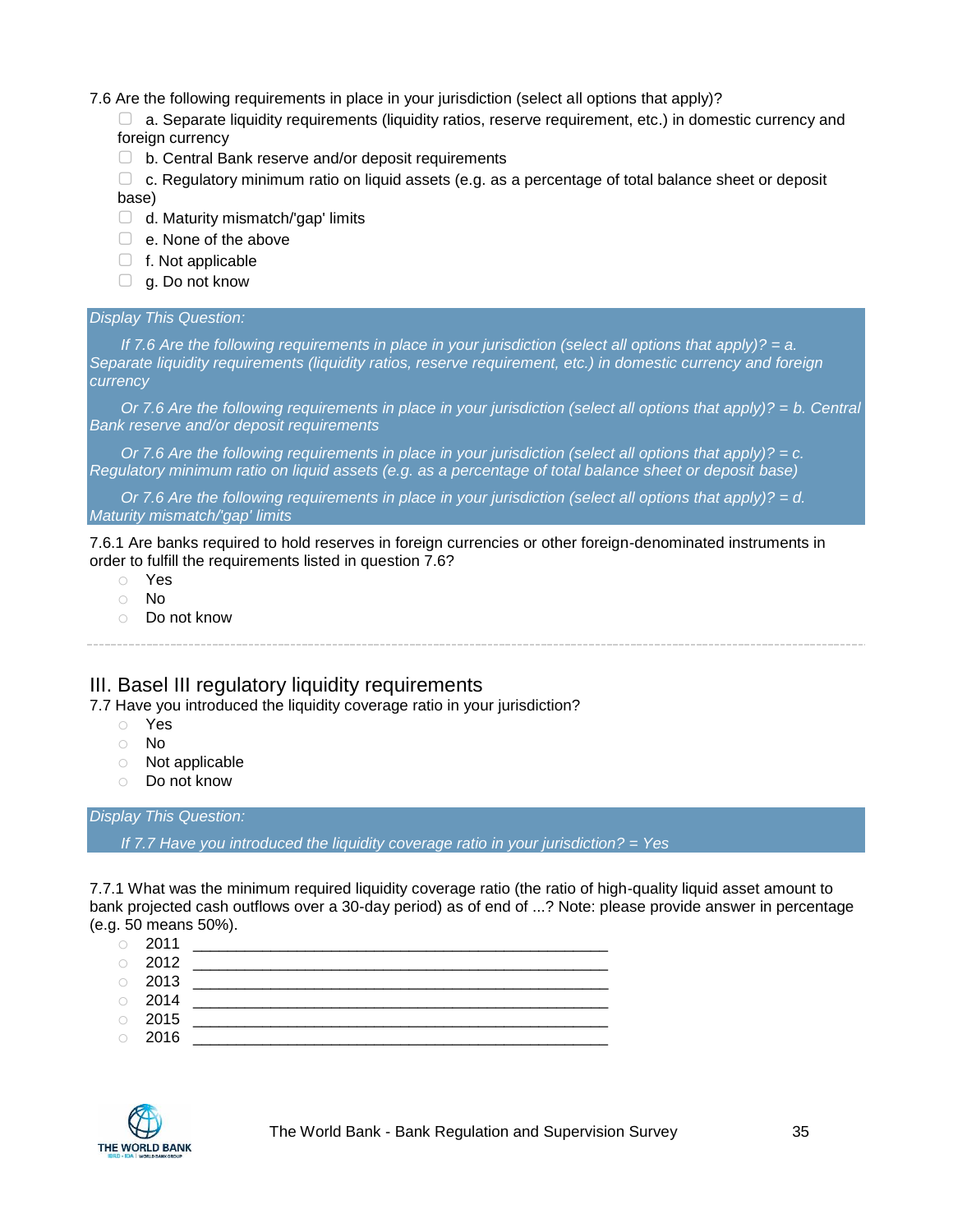7.6 Are the following requirements in place in your jurisdiction (select all options that apply)?

- ▢ a. Separate liquidity requirements (liquidity ratios, reserve requirement, etc.) in domestic currency and foreign currency
- ▢ b. Central Bank reserve and/or deposit requirements
- ▢ c. Regulatory minimum ratio on liquid assets (e.g. as a percentage of total balance sheet or deposit base)
- ▢ d. Maturity mismatch/'gap' limits
- ▢ e. None of the above
- ▢ f. Not applicable
- ▢ g. Do not know

*Display This Question:*

*If 7.6 Are the following requirements in place in your jurisdiction (select all options that apply)? = a. Separate liquidity requirements (liquidity ratios, reserve requirement, etc.) in domestic currency and foreign currency*

*Or 7.6 Are the following requirements in place in your jurisdiction (select all options that apply)? = b. Central Bank reserve and/or deposit requirements*

*Or 7.6 Are the following requirements in place in your jurisdiction (select all options that apply)? = c. Regulatory minimum ratio on liquid assets (e.g. as a percentage of total balance sheet or deposit base)*

*Or 7.6 Are the following requirements in place in your jurisdiction (select all options that apply)? = d. Maturity mismatch/'gap' limits*

7.6.1 Are banks required to hold reserves in foreign currencies or other foreign-denominated instruments in order to fulfill the requirements listed in question 7.6?

- ○ Yes
- ○ No
- ○ Do not know

---

## III. Basel III regulatory liquidity requirements

7.7 Have you introduced the liquidity coverage ratio in your jurisdiction?

- ○ Yes
- ○ No
- ○ Not applicable
- ○ Do not know

*Display This Question:*

*If 7.7 Have you introduced the liquidity coverage ratio in your jurisdiction? = Yes*

7.7.1 What was the minimum required liquidity coverage ratio (the ratio of high-quality liquid asset amount to bank projected cash outflows over a 30-day period) as of end of ...? Note: please provide answer in percentage (e.g. 50 means 50%).

- ○ 2011 ________________________________________________
- ○ 2012 ________________________________________________
- ○ 2013 ________________________________________________
- ○ 2014 ________________________________________________
- ○ 2015 ________________________________________________
- ○ 2016 ________________________________________________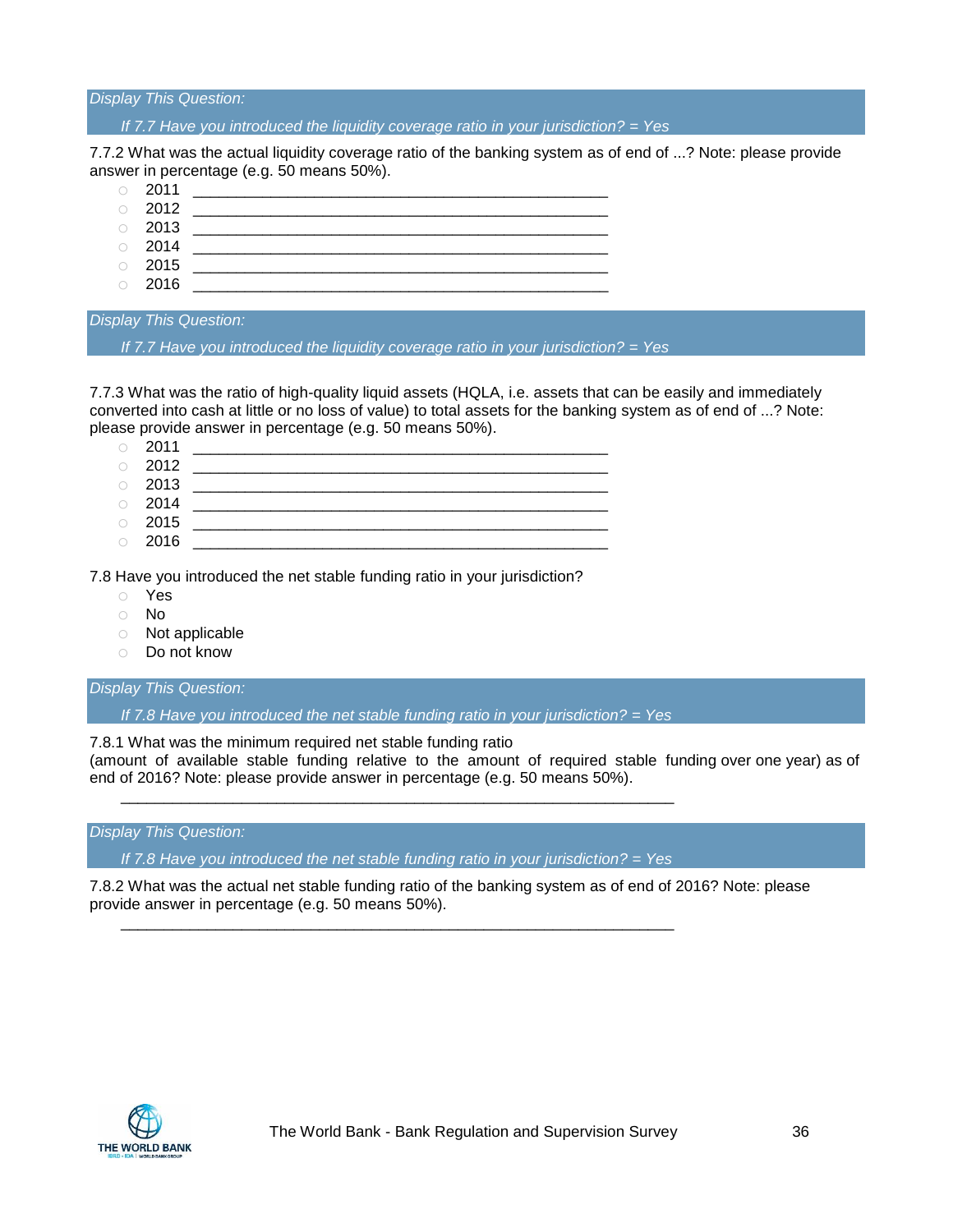*Display This Question:*

*If 7.7 Have you introduced the liquidity coverage ratio in your jurisdiction? = Yes*

7.7.2 What was the actual liquidity coverage ratio of the banking system as of end of ...? Note: please provide answer in percentage (e.g. 50 means 50%).

- ○ 2011 ________________________________________________
- ○ 2012 ________________________________________________
- ○ 2013 ________________________________________________
- ○ 2014 ________________________________________________
- ○ 2015 ________________________________________________
- ○ 2016 ________________________________________________

*Display This Question:*

*If 7.7 Have you introduced the liquidity coverage ratio in your jurisdiction? = Yes*

7.7.3 What was the ratio of high-quality liquid assets (HQLA, i.e. assets that can be easily and immediately converted into cash at little or no loss of value) to total assets for the banking system as of end of ...? Note: please provide answer in percentage (e.g. 50 means 50%).

- ○ 2011 ________________________________________________
- ○ 2012 ________________________________________________
- ○ 2013 ________________________________________________
- ○ 2014 ________________________________________________
- ○ 2015 ________________________________________________
- ○ 2016 ________________________________________________

7.8 Have you introduced the net stable funding ratio in your jurisdiction?

- ○ Yes
- ○ No
- ○ Not applicable
- ○ Do not know

*Display This Question:*

*If 7.8 Have you introduced the net stable funding ratio in your jurisdiction? = Yes*

7.8.1 What was the minimum required net stable funding ratio (amount of available stable funding relative to the amount of required stable funding over one year) as of end of 2016? Note: please provide answer in percentage (e.g. 50 means 50%).

________________________________________________________________

*Display This Question:*

*If 7.8 Have you introduced the net stable funding ratio in your jurisdiction? = Yes*

7.8.2 What was the actual net stable funding ratio of the banking system as of end of 2016? Note: please provide answer in percentage (e.g. 50 means 50%).

________________________________________________________________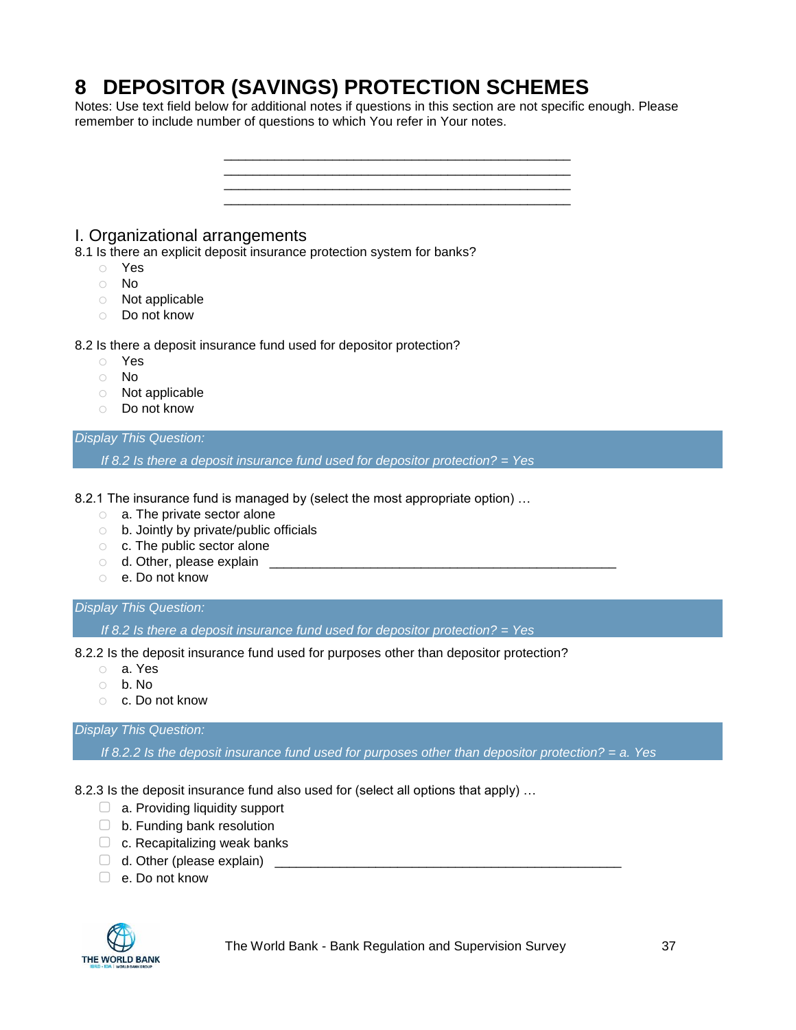# 8 DEPOSITOR (SAVINGS) PROTECTION SCHEMES

Notes: Use text field below for additional notes if questions in this section are not specific enough. Please remember to include number of questions to which You refer in Your notes.

________________________________________________
________________________________________________
________________________________________________
________________________________________________

## I. Organizational arrangements

8.1 Is there an explicit deposit insurance protection system for banks?

- ○ Yes
- ○ No
- ○ Not applicable
- ○ Do not know

8.2 Is there a deposit insurance fund used for depositor protection?

- ○ Yes
- ○ No
- ○ Not applicable
- ○ Do not know

*Display This Question:*

*If 8.2 Is there a deposit insurance fund used for depositor protection? = Yes*

8.2.1 The insurance fund is managed by (select the most appropriate option) …

- ○ a. The private sector alone
- ○ b. Jointly by private/public officials
- ○ c. The public sector alone
- ○ d. Other, please explain ________________________________________________
- ○ e. Do not know

*Display This Question:*

*If 8.2 Is there a deposit insurance fund used for depositor protection? = Yes*

8.2.2 Is the deposit insurance fund used for purposes other than depositor protection?

- ○ a. Yes
- ○ b. No
- ○ c. Do not know

*Display This Question:*

*If 8.2.2 Is the deposit insurance fund used for purposes other than depositor protection? = a. Yes*

8.2.3 Is the deposit insurance fund also used for (select all options that apply) …

- ☐ a. Providing liquidity support
- ☐ b. Funding bank resolution
- ☐ c. Recapitalizing weak banks
- ☐ d. Other (please explain) ________________________________________________
- ☐ e. Do not know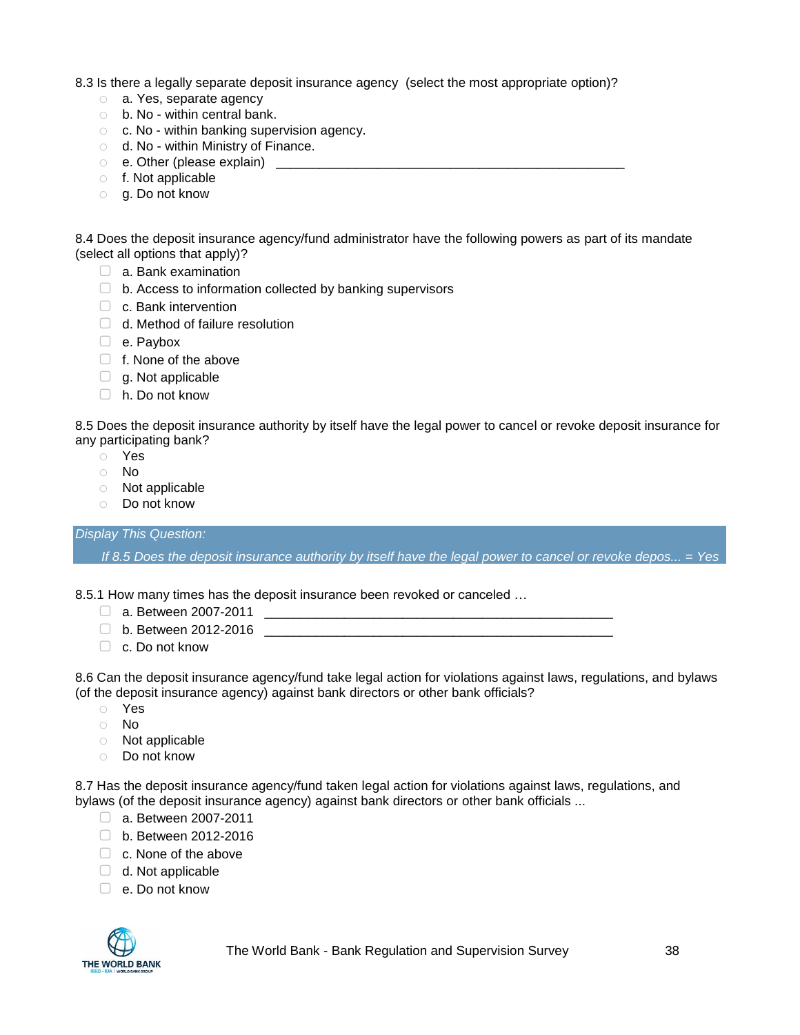8.3 Is there a legally separate deposit insurance agency (select the most appropriate option)?

- a. Yes, separate agency
- b. No - within central bank.
- c. No - within banking supervision agency.
- d. No - within Ministry of Finance.
- e. Other (please explain) ___________________________________________________
- f. Not applicable
- g. Do not know

8.4 Does the deposit insurance agency/fund administrator have the following powers as part of its mandate (select all options that apply)?

- a. Bank examination
- b. Access to information collected by banking supervisors
- c. Bank intervention
- d. Method of failure resolution
- e. Paybox
- f. None of the above
- g. Not applicable
- h. Do not know

8.5 Does the deposit insurance authority by itself have the legal power to cancel or revoke deposit insurance for any participating bank?

- Yes
- No
- Not applicable
- Do not know

*Display This Question:*

*If 8.5 Does the deposit insurance authority by itself have the legal power to cancel or revoke depos... = Yes*

8.5.1 How many times has the deposit insurance been revoked or canceled …

- a. Between 2007-2011 ___________________________________________________
- b. Between 2012-2016 ___________________________________________________
- c. Do not know

8.6 Can the deposit insurance agency/fund take legal action for violations against laws, regulations, and bylaws (of the deposit insurance agency) against bank directors or other bank officials?

- Yes
- No
- Not applicable
- Do not know

8.7 Has the deposit insurance agency/fund taken legal action for violations against laws, regulations, and bylaws (of the deposit insurance agency) against bank directors or other bank officials ...

- a. Between 2007-2011
- b. Between 2012-2016
- c. None of the above
- d. Not applicable
- e. Do not know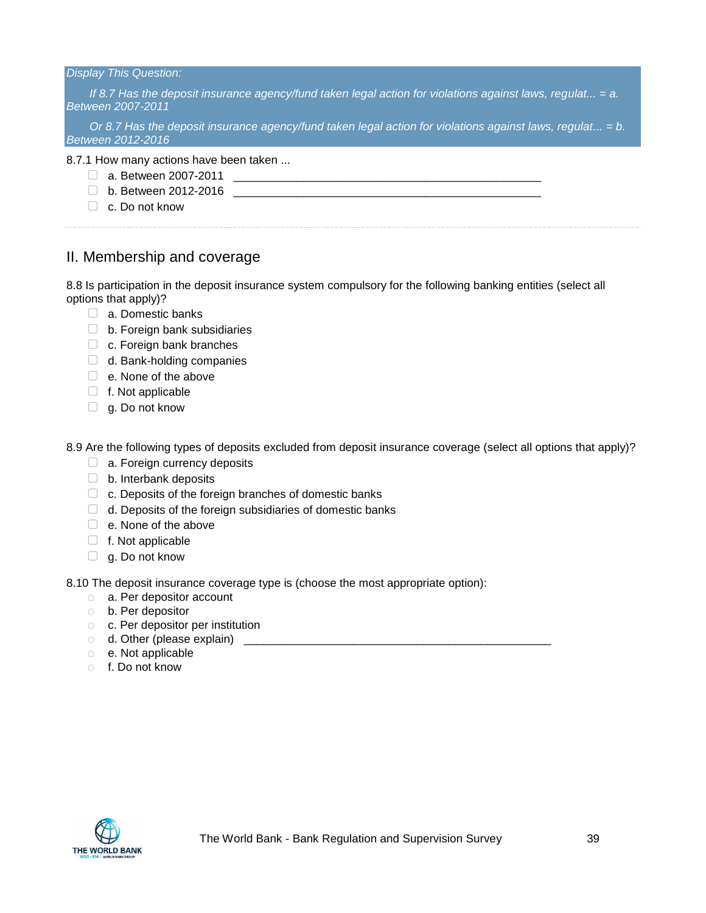*Display This Question:*

*If 8.7 Has the deposit insurance agency/fund taken legal action for violations against laws, regulat... = a. Between 2007-2011*

*Or 8.7 Has the deposit insurance agency/fund taken legal action for violations against laws, regulat... = b. Between 2012-2016*

8.7.1 How many actions have been taken ...

- ▢ a. Between 2007-2011 ________________________________________________
- ▢ b. Between 2012-2016 ________________________________________________
- ▢ c. Do not know

---

## II. Membership and coverage

8.8 Is participation in the deposit insurance system compulsory for the following banking entities (select all options that apply)?

- ▢ a. Domestic banks
- ▢ b. Foreign bank subsidiaries
- ▢ c. Foreign bank branches
- ▢ d. Bank-holding companies
- ▢ e. None of the above
- ▢ f. Not applicable
- ▢ g. Do not know

8.9 Are the following types of deposits excluded from deposit insurance coverage (select all options that apply)?

- ▢ a. Foreign currency deposits
- ▢ b. Interbank deposits
- ▢ c. Deposits of the foreign branches of domestic banks
- ▢ d. Deposits of the foreign subsidiaries of domestic banks
- ▢ e. None of the above
- ▢ f. Not applicable
- ▢ g. Do not know

8.10 The deposit insurance coverage type is (choose the most appropriate option):

- ○ a. Per depositor account
- ○ b. Per depositor
- ○ c. Per depositor per institution
- ○ d. Other (please explain) ________________________________________________
- ○ e. Not applicable
- ○ f. Do not know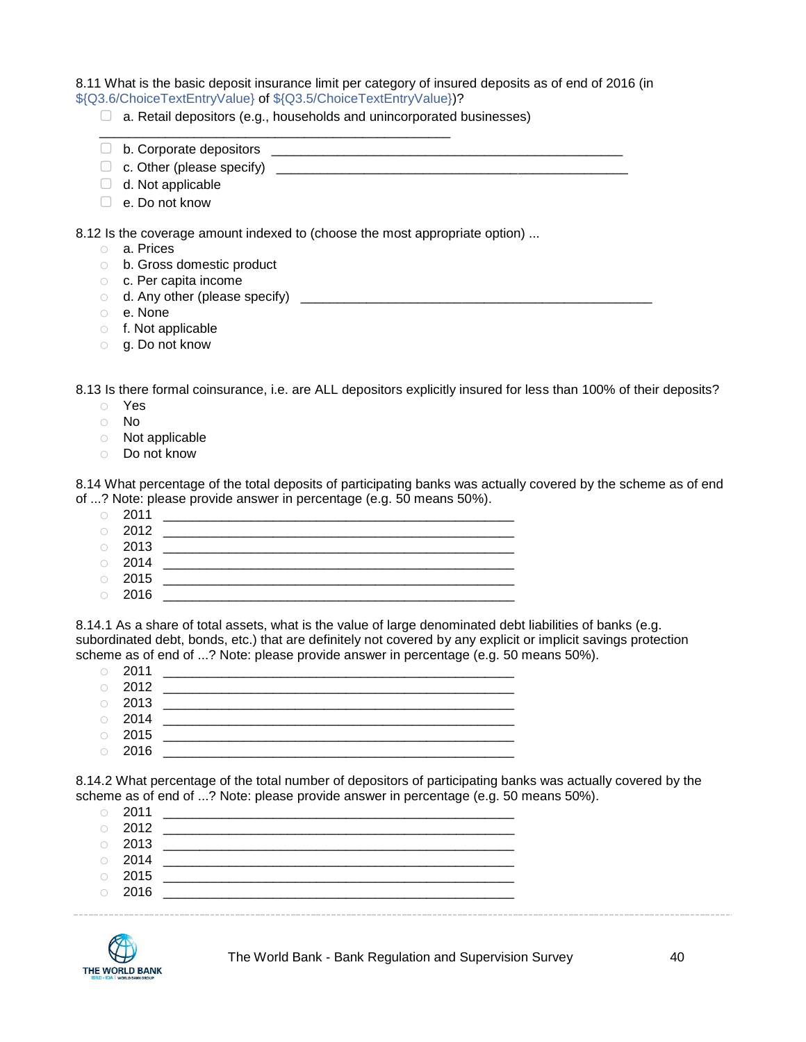8.11 What is the basic deposit insurance limit per category of insured deposits as of end of 2016 (in ${Q3.6/ChoiceTextEntryValue} of ${Q3.5/ChoiceTextEntryValue})?

- ☐ a. Retail depositors (e.g., households and unincorporated businesses) ____________________
- ☐ b. Corporate depositors ____________________
- ☐ c. Other (please specify) ____________________
- ☐ d. Not applicable
- ☐ e. Do not know

8.12 Is the coverage amount indexed to (choose the most appropriate option) ...

- ○ a. Prices
- ○ b. Gross domestic product
- ○ c. Per capita income
- ○ d. Any other (please specify) ____________________
- ○ e. None
- ○ f. Not applicable
- ○ g. Do not know

8.13 Is there formal coinsurance, i.e. are ALL depositors explicitly insured for less than 100% of their deposits?

- ○ Yes
- ○ No
- ○ Not applicable
- ○ Do not know

8.14 What percentage of the total deposits of participating banks was actually covered by the scheme as of end of ...? Note: please provide answer in percentage (e.g. 50 means 50%).

- ○ 2011 ____________________
- ○ 2012 ____________________
- ○ 2013 ____________________
- ○ 2014 ____________________
- ○ 2015 ____________________
- ○ 2016 ____________________

8.14.1 As a share of total assets, what is the value of large denominated debt liabilities of banks (e.g. subordinated debt, bonds, etc.) that are definitely not covered by any explicit or implicit savings protection scheme as of end of ...? Note: please provide answer in percentage (e.g. 50 means 50%).

- ○ 2011 ____________________
- ○ 2012 ____________________
- ○ 2013 ____________________
- ○ 2014 ____________________
- ○ 2015 ____________________
- ○ 2016 ____________________

8.14.2 What percentage of the total number of depositors of participating banks was actually covered by the scheme as of end of ...? Note: please provide answer in percentage (e.g. 50 means 50%).

- ○ 2011 ____________________
- ○ 2012 ____________________
- ○ 2013 ____________________
- ○ 2014 ____________________
- ○ 2015 ____________________
- ○ 2016 ____________________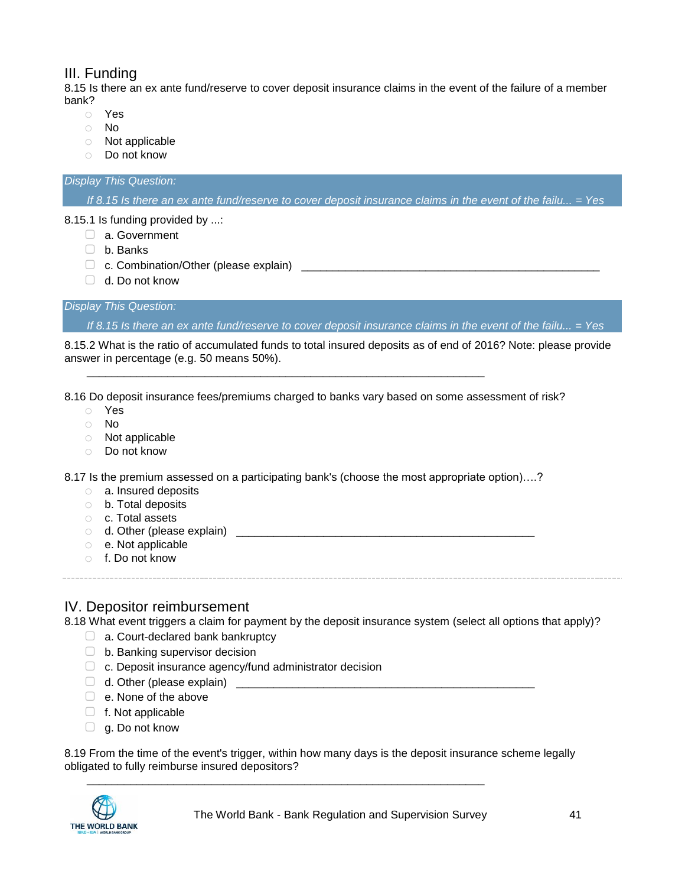## III. Funding

8.15 Is there an ex ante fund/reserve to cover deposit insurance claims in the event of the failure of a member bank?

- ○ Yes
- ○ No
- ○ Not applicable
- ○ Do not know

*Display This Question:*

*If 8.15 Is there an ex ante fund/reserve to cover deposit insurance claims in the event of the failu... = Yes*

8.15.1 Is funding provided by ...:

- ☐ a. Government
- ☐ b. Banks
- ☐ c. Combination/Other (please explain) ________________________________________________
- ☐ d. Do not know

*Display This Question:*

*If 8.15 Is there an ex ante fund/reserve to cover deposit insurance claims in the event of the failu... = Yes*

8.15.2 What is the ratio of accumulated funds to total insured deposits as of end of 2016? Note: please provide answer in percentage (e.g. 50 means 50%).

________________________________________________________________

8.16 Do deposit insurance fees/premiums charged to banks vary based on some assessment of risk?

- ○ Yes
- ○ No
- ○ Not applicable
- ○ Do not know

8.17 Is the premium assessed on a participating bank's (choose the most appropriate option)….?

- ○ a. Insured deposits
- ○ b. Total deposits
- ○ c. Total assets
- ○ d. Other (please explain) ________________________________________________
- ○ e. Not applicable
- ○ f. Do not know

---

## IV. Depositor reimbursement

8.18 What event triggers a claim for payment by the deposit insurance system (select all options that apply)?

- ☐ a. Court-declared bank bankruptcy
- ☐ b. Banking supervisor decision
- ☐ c. Deposit insurance agency/fund administrator decision
- ☐ d. Other (please explain) ________________________________________________
- ☐ e. None of the above
- ☐ f. Not applicable
- ☐ g. Do not know

8.19 From the time of the event's trigger, within how many days is the deposit insurance scheme legally obligated to fully reimburse insured depositors?

________________________________________________________________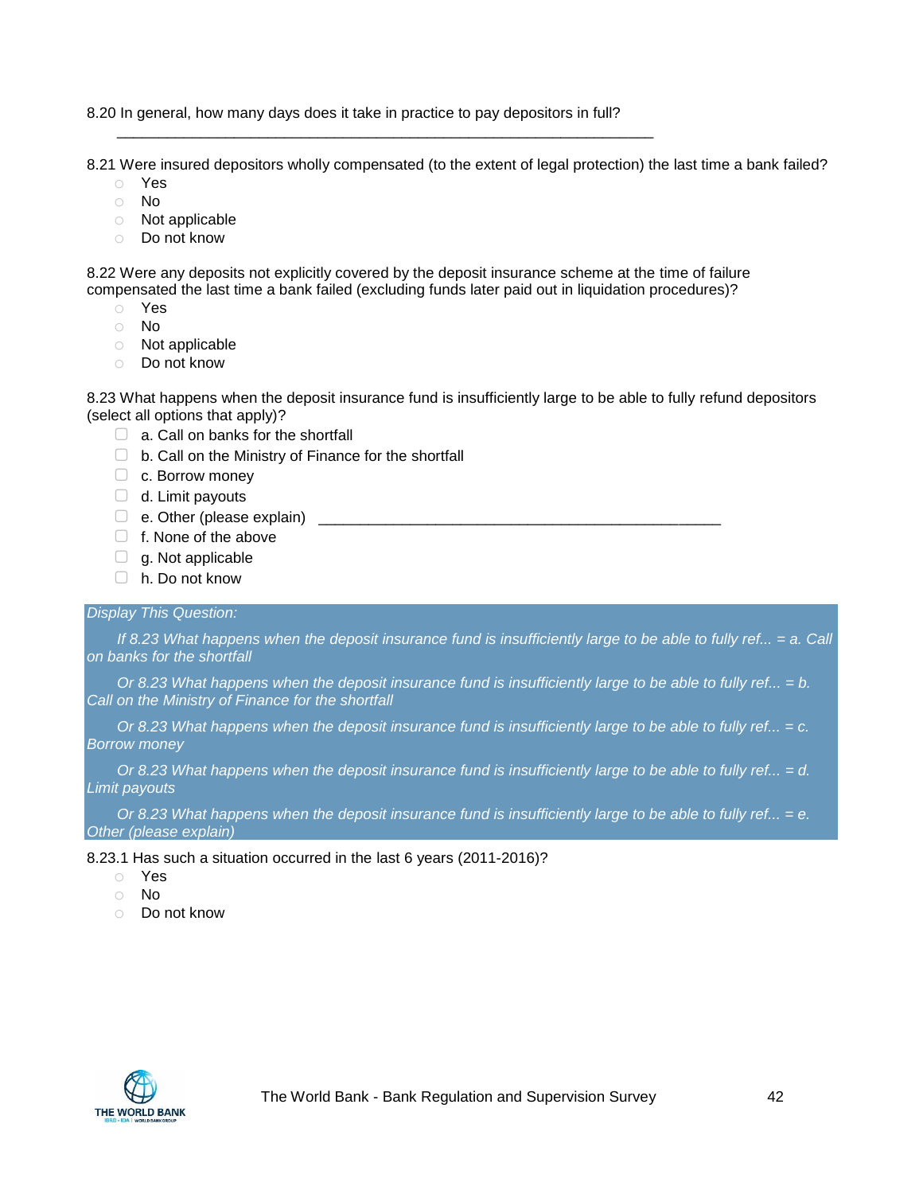8.20 In general, how many days does it take in practice to pay depositors in full?

\_\_\_\_\_\_\_\_\_\_\_\_\_\_\_\_\_\_\_\_\_\_\_\_\_\_\_\_\_\_\_\_\_\_\_\_\_\_\_\_\_\_\_\_\_\_\_\_\_\_\_\_\_\_\_\_\_\_\_\_\_\_\_\_

8.21 Were insured depositors wholly compensated (to the extent of legal protection) the last time a bank failed?

- ○ Yes
- ○ No
- ○ Not applicable
- ○ Do not know

8.22 Were any deposits not explicitly covered by the deposit insurance scheme at the time of failure compensated the last time a bank failed (excluding funds later paid out in liquidation procedures)?

- ○ Yes
- ○ No
- ○ Not applicable
- ○ Do not know

8.23 What happens when the deposit insurance fund is insufficiently large to be able to fully refund depositors (select all options that apply)?

- ▢ a. Call on banks for the shortfall
- ▢ b. Call on the Ministry of Finance for the shortfall
- ▢ c. Borrow money
- ▢ d. Limit payouts
- ▢ e. Other (please explain) \_\_\_\_\_\_\_\_\_\_\_\_\_\_\_\_\_\_\_\_\_\_\_\_\_\_\_\_\_\_\_\_\_\_\_\_\_\_\_\_\_\_\_\_\_\_\_\_
- ▢ f. None of the above
- ▢ g. Not applicable
- ▢ h. Do not know

*Display This Question:*

*If 8.23 What happens when the deposit insurance fund is insufficiently large to be able to fully ref... = a. Call on banks for the shortfall*

*Or 8.23 What happens when the deposit insurance fund is insufficiently large to be able to fully ref... = b. Call on the Ministry of Finance for the shortfall*

*Or 8.23 What happens when the deposit insurance fund is insufficiently large to be able to fully ref... = c. Borrow money*

*Or 8.23 What happens when the deposit insurance fund is insufficiently large to be able to fully ref... = d. Limit payouts*

*Or 8.23 What happens when the deposit insurance fund is insufficiently large to be able to fully ref... = e. Other (please explain)*

8.23.1 Has such a situation occurred in the last 6 years (2011-2016)?

- ○ Yes
- ○ No
- ○ Do not know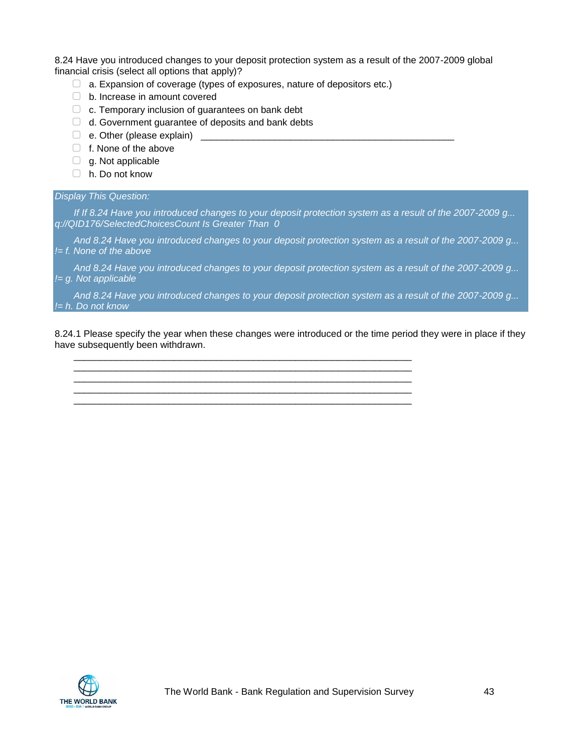8.24 Have you introduced changes to your deposit protection system as a result of the 2007-2009 global financial crisis (select all options that apply)?

- ☐ a. Expansion of coverage (types of exposures, nature of depositors etc.)
- ☐ b. Increase in amount covered
- ☐ c. Temporary inclusion of guarantees on bank debt
- ☐ d. Government guarantee of deposits and bank debts
- ☐ e. Other (please explain) ________________________________________________
- ☐ f. None of the above
- ☐ g. Not applicable
- ☐ h. Do not know

*Display This Question:*

*If If 8.24 Have you introduced changes to your deposit protection system as a result of the 2007-2009 g... q://QID176/SelectedChoicesCount Is Greater Than 0*

*And 8.24 Have you introduced changes to your deposit protection system as a result of the 2007-2009 g... != f. None of the above*

*And 8.24 Have you introduced changes to your deposit protection system as a result of the 2007-2009 g... != g. Not applicable*

*And 8.24 Have you introduced changes to your deposit protection system as a result of the 2007-2009 g... != h. Do not know*

8.24.1 Please specify the year when these changes were introduced or the time period they were in place if they have subsequently been withdrawn.

________________________________________________________________

________________________________________________________________

________________________________________________________________

________________________________________________________________

________________________________________________________________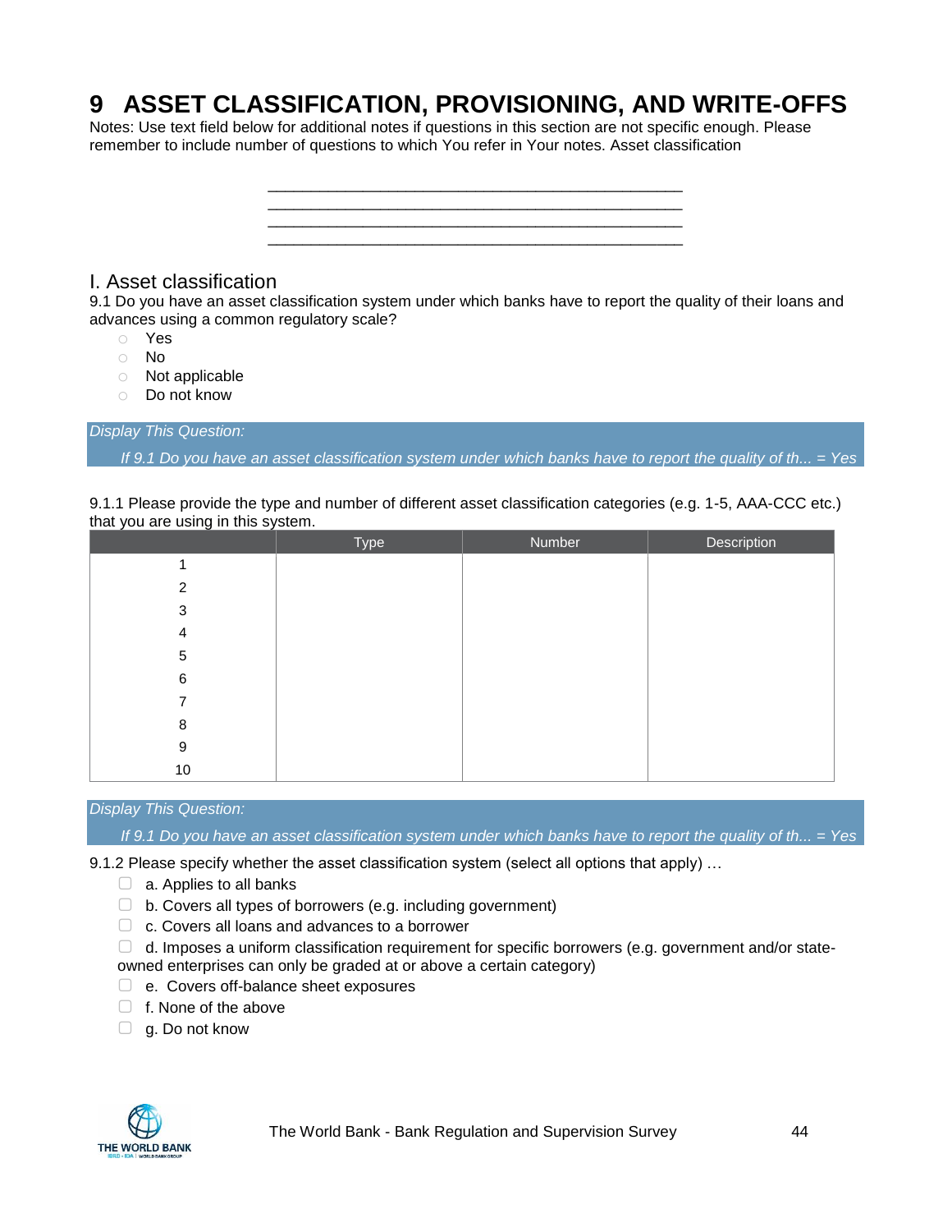# 9 ASSET CLASSIFICATION, PROVISIONING, AND WRITE-OFFS

Notes: Use text field below for additional notes if questions in this section are not specific enough. Please remember to include number of questions to which You refer in Your notes. Asset classification

________________________________________________
________________________________________________
________________________________________________
________________________________________________

## I. Asset classification

9.1 Do you have an asset classification system under which banks have to report the quality of their loans and advances using a common regulatory scale?

- ○ Yes
- ○ No
- ○ Not applicable
- ○ Do not know

*Display This Question:*

*If 9.1 Do you have an asset classification system under which banks have to report the quality of th... = Yes*

9.1.1 Please provide the type and number of different asset classification categories (e.g. 1-5, AAA-CCC etc.) that you are using in this system.

| | Type | Number | Description |
|---|---|---|---|
| 1 | | | |
| 2 | | | |
| 3 | | | |
| 4 | | | |
| 5 | | | |
| 6 | | | |
| 7 | | | |
| 8 | | | |
| 9 | | | |
| 10 | | | |

*Display This Question:*

*If 9.1 Do you have an asset classification system under which banks have to report the quality of th... = Yes*

9.1.2 Please specify whether the asset classification system (select all options that apply) …

- ☐ a. Applies to all banks
- ☐ b. Covers all types of borrowers (e.g. including government)
- ☐ c. Covers all loans and advances to a borrower
- ☐ d. Imposes a uniform classification requirement for specific borrowers (e.g. government and/or state-owned enterprises can only be graded at or above a certain category)
- ☐ e. Covers off-balance sheet exposures
- ☐ f. None of the above
- ☐ g. Do not know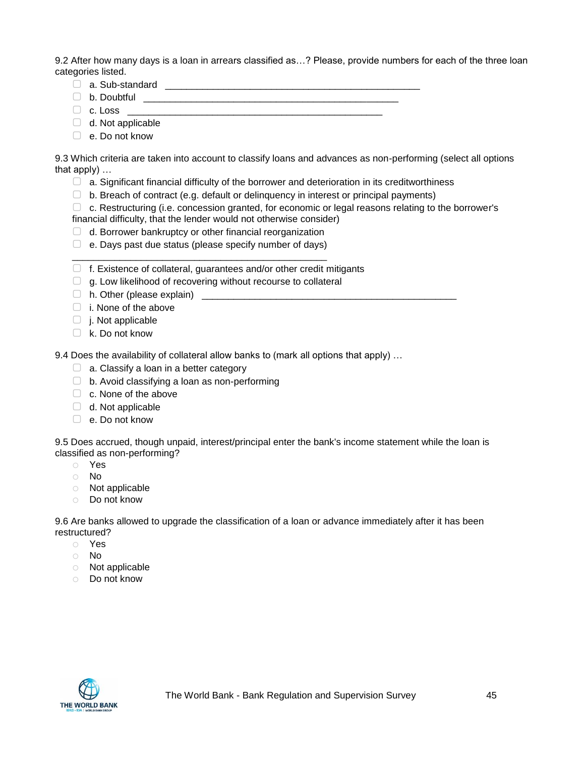9.2 After how many days is a loan in arrears classified as…? Please, provide numbers for each of the three loan categories listed.

- ☐ a. Sub-standard ______________________________________________
- ☐ b. Doubtful ______________________________________________
- ☐ c. Loss ______________________________________________
- ☐ d. Not applicable
- ☐ e. Do not know

9.3 Which criteria are taken into account to classify loans and advances as non-performing (select all options that apply) …

- ☐ a. Significant financial difficulty of the borrower and deterioration in its creditworthiness
- ☐ b. Breach of contract (e.g. default or delinquency in interest or principal payments)
- ☐ c. Restructuring (i.e. concession granted, for economic or legal reasons relating to the borrower's financial difficulty, that the lender would not otherwise consider)
- ☐ d. Borrower bankruptcy or other financial reorganization
- ☐ e. Days past due status (please specify number of days) ______________________________________________
- ☐ f. Existence of collateral, guarantees and/or other credit mitigants
- ☐ g. Low likelihood of recovering without recourse to collateral
- ☐ h. Other (please explain) ______________________________________________
- ☐ i. None of the above
- ☐ j. Not applicable
- ☐ k. Do not know

9.4 Does the availability of collateral allow banks to (mark all options that apply) …

- ☐ a. Classify a loan in a better category
- ☐ b. Avoid classifying a loan as non-performing
- ☐ c. None of the above
- ☐ d. Not applicable
- ☐ e. Do not know

9.5 Does accrued, though unpaid, interest/principal enter the bank's income statement while the loan is classified as non-performing?

- ○ Yes
- ○ No
- ○ Not applicable
- ○ Do not know

9.6 Are banks allowed to upgrade the classification of a loan or advance immediately after it has been restructured?

- ○ Yes
- ○ No
- ○ Not applicable
- ○ Do not know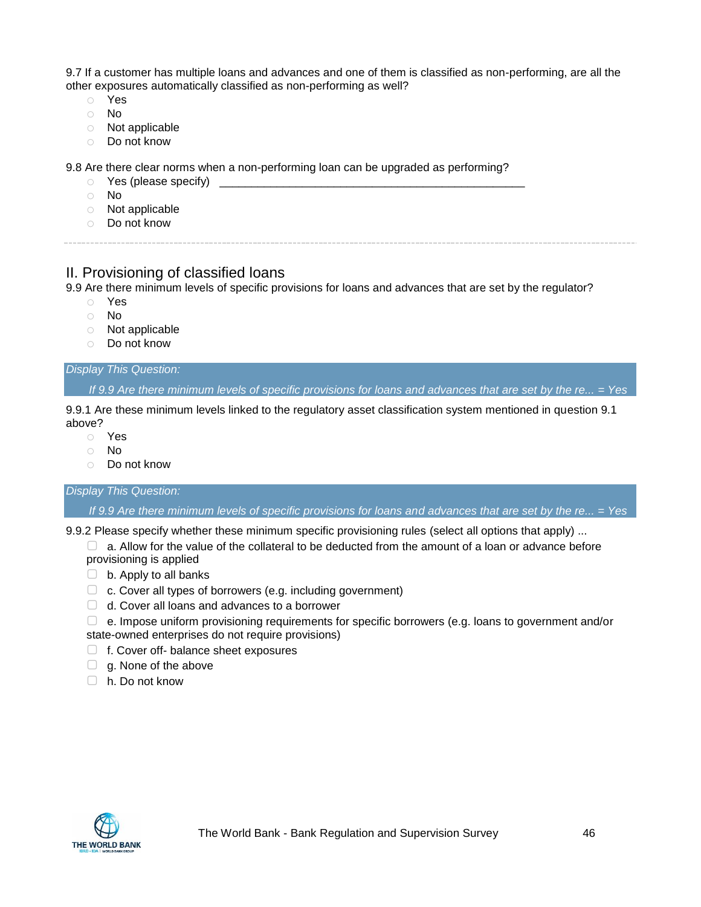9.7 If a customer has multiple loans and advances and one of them is classified as non-performing, are all the other exposures automatically classified as non-performing as well?

- ○ Yes
- ○ No
- ○ Not applicable
- ○ Do not know

9.8 Are there clear norms when a non-performing loan can be upgraded as performing?

- ○ Yes (please specify) ____________________________________________
- ○ No
- ○ Not applicable
- ○ Do not know

---

## II. Provisioning of classified loans

9.9 Are there minimum levels of specific provisions for loans and advances that are set by the regulator?

- ○ Yes
- ○ No
- ○ Not applicable
- ○ Do not know

*Display This Question:*

*If 9.9 Are there minimum levels of specific provisions for loans and advances that are set by the re... = Yes*

9.9.1 Are these minimum levels linked to the regulatory asset classification system mentioned in question 9.1 above?

- ○ Yes
- ○ No
- ○ Do not know

*Display This Question:*

*If 9.9 Are there minimum levels of specific provisions for loans and advances that are set by the re... = Yes*

9.9.2 Please specify whether these minimum specific provisioning rules (select all options that apply) ...

- ☐ a. Allow for the value of the collateral to be deducted from the amount of a loan or advance before provisioning is applied
- ☐ b. Apply to all banks
- ☐ c. Cover all types of borrowers (e.g. including government)
- ☐ d. Cover all loans and advances to a borrower
- ☐ e. Impose uniform provisioning requirements for specific borrowers (e.g. loans to government and/or state-owned enterprises do not require provisions)
- ☐ f. Cover off- balance sheet exposures
- ☐ g. None of the above
- ☐ h. Do not know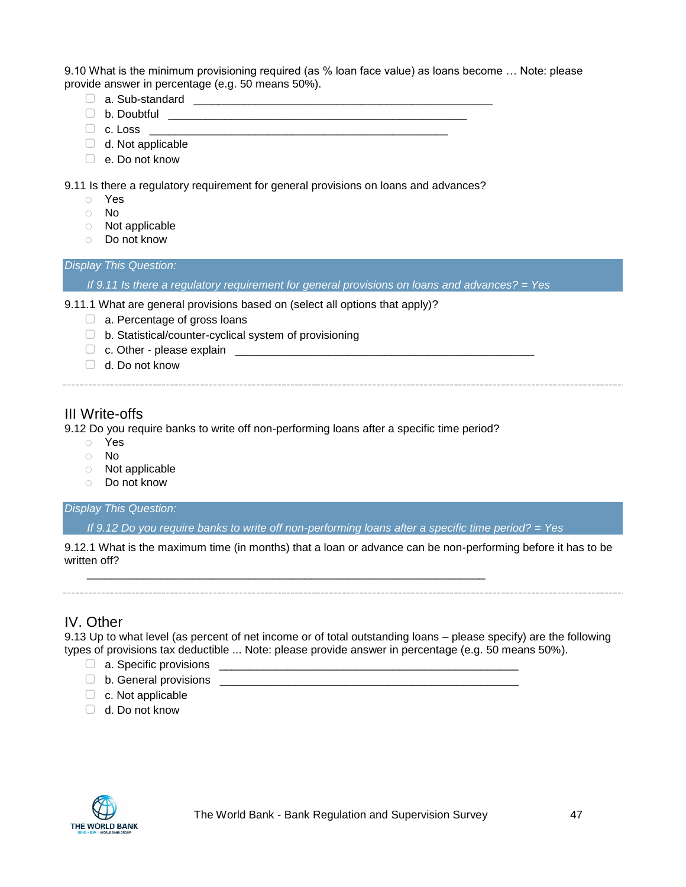9.10 What is the minimum provisioning required (as % loan face value) as loans become … Note: please provide answer in percentage (e.g. 50 means 50%).

- ☐ a. Sub-standard ________________________________________________
- ☐ b. Doubtful ________________________________________________
- ☐ c. Loss ________________________________________________
- ☐ d. Not applicable
- ☐ e. Do not know

9.11 Is there a regulatory requirement for general provisions on loans and advances?

- ○ Yes
- ○ No
- ○ Not applicable
- ○ Do not know

*Display This Question:*

*If 9.11 Is there a regulatory requirement for general provisions on loans and advances? = Yes*

9.11.1 What are general provisions based on (select all options that apply)?

- ☐ a. Percentage of gross loans
- ☐ b. Statistical/counter-cyclical system of provisioning
- ☐ c. Other - please explain ________________________________________________
- ☐ d. Do not know

---

## III Write-offs

9.12 Do you require banks to write off non-performing loans after a specific time period?

- ○ Yes
- ○ No
- ○ Not applicable
- ○ Do not know

*Display This Question:*

*If 9.12 Do you require banks to write off non-performing loans after a specific time period? = Yes*

9.12.1 What is the maximum time (in months) that a loan or advance can be non-performing before it has to be written off?

________________________________________________________________

---

## IV. Other

9.13 Up to what level (as percent of net income or of total outstanding loans – please specify) are the following types of provisions tax deductible ... Note: please provide answer in percentage (e.g. 50 means 50%).

- ☐ a. Specific provisions ________________________________________________
- ☐ b. General provisions ________________________________________________
- ☐ c. Not applicable
- ☐ d. Do not know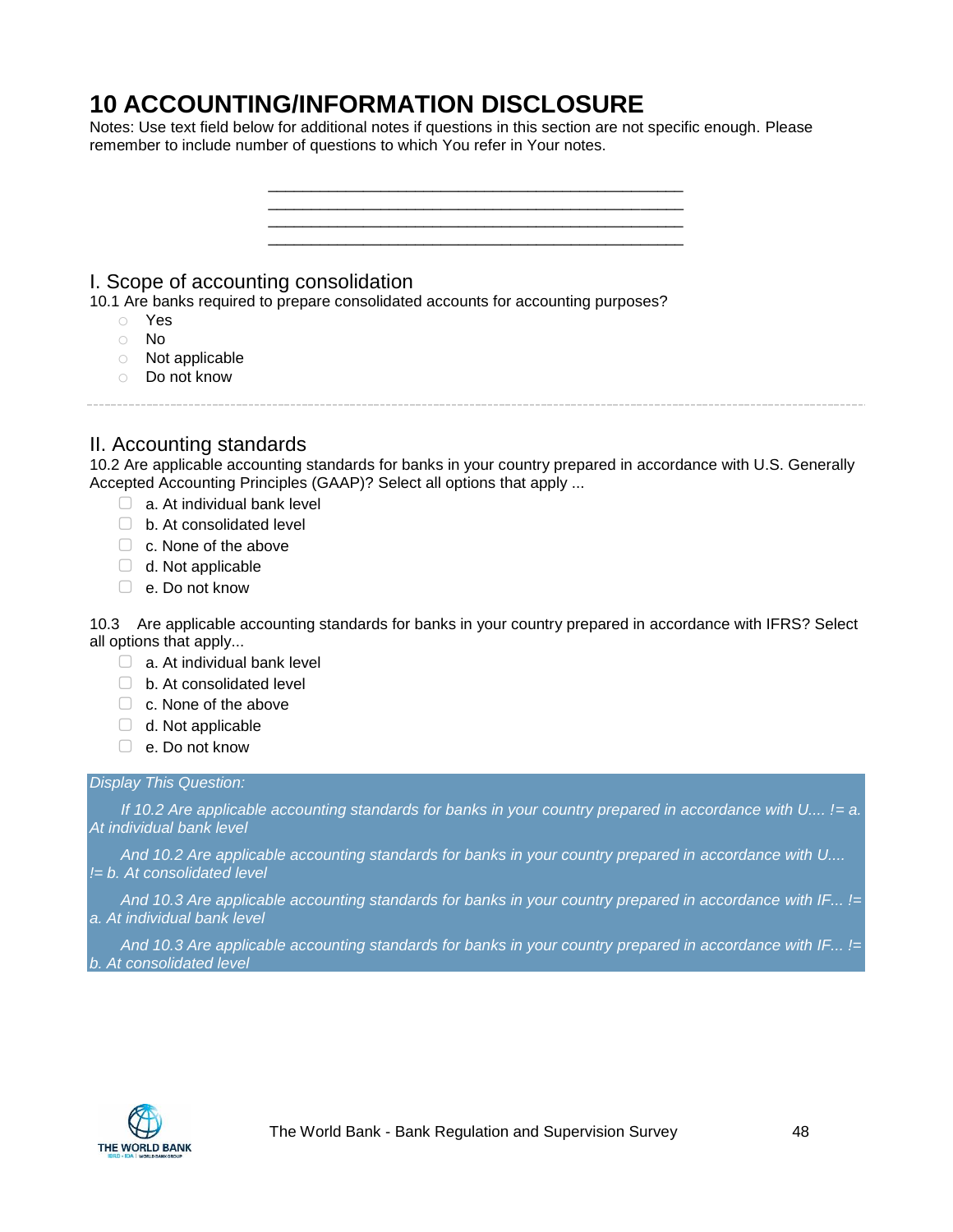# 10 ACCOUNTING/INFORMATION DISCLOSURE

Notes: Use text field below for additional notes if questions in this section are not specific enough. Please remember to include number of questions to which You refer in Your notes.

________________________________________________
________________________________________________
________________________________________________
________________________________________________

## I. Scope of accounting consolidation

10.1 Are banks required to prepare consolidated accounts for accounting purposes?

- ○ Yes
- ○ No
- ○ Not applicable
- ○ Do not know

## II. Accounting standards

10.2 Are applicable accounting standards for banks in your country prepared in accordance with U.S. Generally Accepted Accounting Principles (GAAP)? Select all options that apply ...

- ☐ a. At individual bank level
- ☐ b. At consolidated level
- ☐ c. None of the above
- ☐ d. Not applicable
- ☐ e. Do not know

10.3 Are applicable accounting standards for banks in your country prepared in accordance with IFRS? Select all options that apply...

- ☐ a. At individual bank level
- ☐ b. At consolidated level
- ☐ c. None of the above
- ☐ d. Not applicable
- ☐ e. Do not know

*Display This Question:*

*If 10.2 Are applicable accounting standards for banks in your country prepared in accordance with U.... != a. At individual bank level*

*And 10.2 Are applicable accounting standards for banks in your country prepared in accordance with U.... != b. At consolidated level*

*And 10.3 Are applicable accounting standards for banks in your country prepared in accordance with IF... != a. At individual bank level*

*And 10.3 Are applicable accounting standards for banks in your country prepared in accordance with IF... != b. At consolidated level*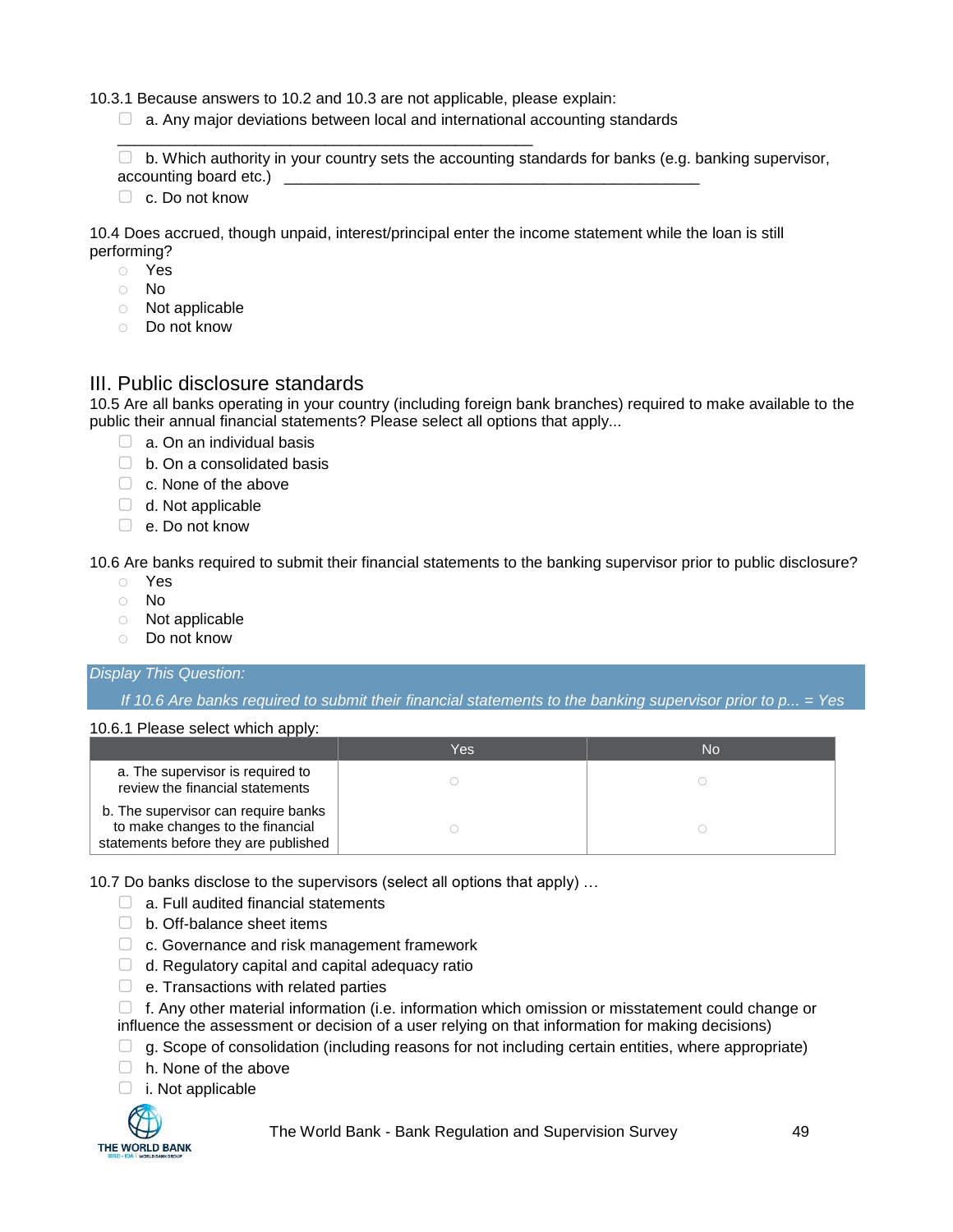10.3.1 Because answers to 10.2 and 10.3 are not applicable, please explain:

- ☐ a. Any major deviations between local and international accounting standards ________________________________________________
- ☐ b. Which authority in your country sets the accounting standards for banks (e.g. banking supervisor, accounting board etc.) ________________________________________________
- ☐ c. Do not know

10.4 Does accrued, though unpaid, interest/principal enter the income statement while the loan is still performing?

- ○ Yes
- ○ No
- ○ Not applicable
- ○ Do not know

## III. Public disclosure standards

10.5 Are all banks operating in your country (including foreign bank branches) required to make available to the public their annual financial statements? Please select all options that apply...

- ☐ a. On an individual basis
- ☐ b. On a consolidated basis
- ☐ c. None of the above
- ☐ d. Not applicable
- ☐ e. Do not know

10.6 Are banks required to submit their financial statements to the banking supervisor prior to public disclosure?

- ○ Yes
- ○ No
- ○ Not applicable
- ○ Do not know

*Display This Question:*

*If 10.6 Are banks required to submit their financial statements to the banking supervisor prior to p... = Yes*

10.6.1 Please select which apply:

| | Yes | No |
|---|---|---|
| a. The supervisor is required to review the financial statements | ○ | ○ |
| b. The supervisor can require banks to make changes to the financial statements before they are published | ○ | ○ |

10.7 Do banks disclose to the supervisors (select all options that apply) …

- ☐ a. Full audited financial statements
- ☐ b. Off-balance sheet items
- ☐ c. Governance and risk management framework
- ☐ d. Regulatory capital and capital adequacy ratio
- ☐ e. Transactions with related parties
- ☐ f. Any other material information (i.e. information which omission or misstatement could change or influence the assessment or decision of a user relying on that information for making decisions)
- ☐ g. Scope of consolidation (including reasons for not including certain entities, where appropriate)
- ☐ h. None of the above
- ☐ i. Not applicable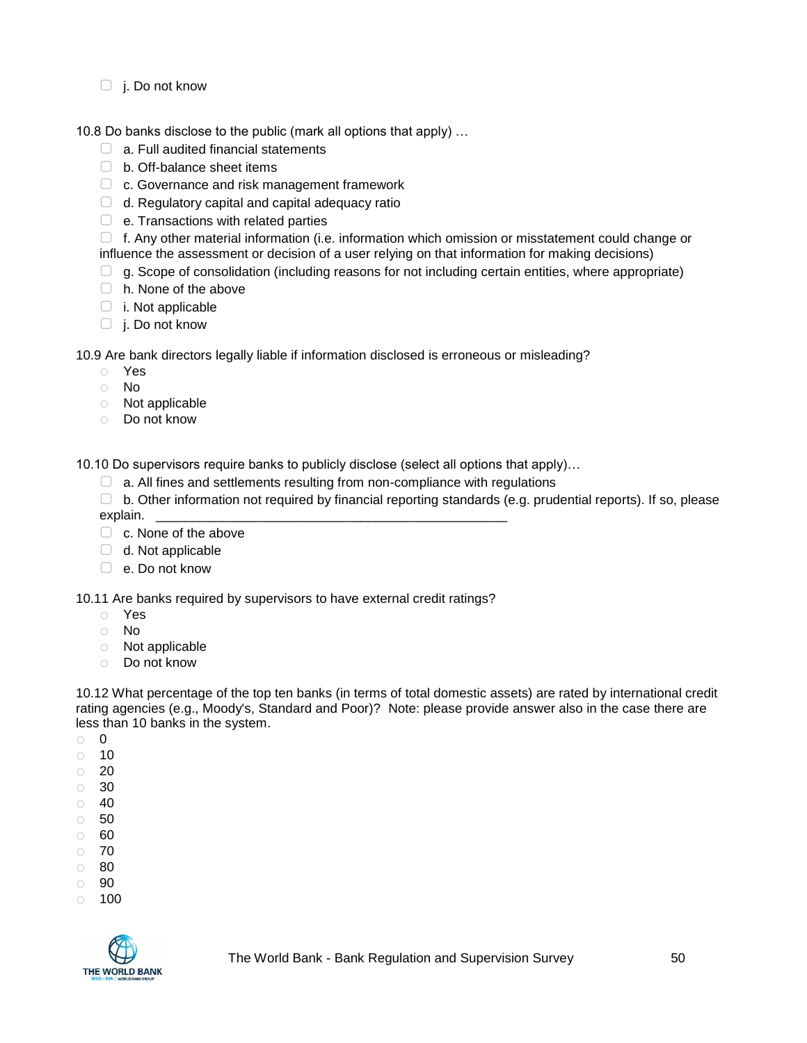- [ ] j. Do not know

10.8 Do banks disclose to the public (mark all options that apply) …

- [ ] a. Full audited financial statements
- [ ] b. Off-balance sheet items
- [ ] c. Governance and risk management framework
- [ ] d. Regulatory capital and capital adequacy ratio
- [ ] e. Transactions with related parties
- [ ] f. Any other material information (i.e. information which omission or misstatement could change or influence the assessment or decision of a user relying on that information for making decisions)
- [ ] g. Scope of consolidation (including reasons for not including certain entities, where appropriate)
- [ ] h. None of the above
- [ ] i. Not applicable
- [ ] j. Do not know

10.9 Are bank directors legally liable if information disclosed is erroneous or misleading?

- ○ Yes
- ○ No
- ○ Not applicable
- ○ Do not know

10.10 Do supervisors require banks to publicly disclose (select all options that apply)…

- [ ] a. All fines and settlements resulting from non-compliance with regulations
- [ ] b. Other information not required by financial reporting standards (e.g. prudential reports). If so, please explain. ______________________________________________
- [ ] c. None of the above
- [ ] d. Not applicable
- [ ] e. Do not know

10.11 Are banks required by supervisors to have external credit ratings?

- ○ Yes
- ○ No
- ○ Not applicable
- ○ Do not know

10.12 What percentage of the top ten banks (in terms of total domestic assets) are rated by international credit rating agencies (e.g., Moody's, Standard and Poor)? Note: please provide answer also in the case there are less than 10 banks in the system.

- ○ 0
- ○ 10
- ○ 20
- ○ 30
- ○ 40
- ○ 50
- ○ 60
- ○ 70
- ○ 80
- ○ 90
- ○ 100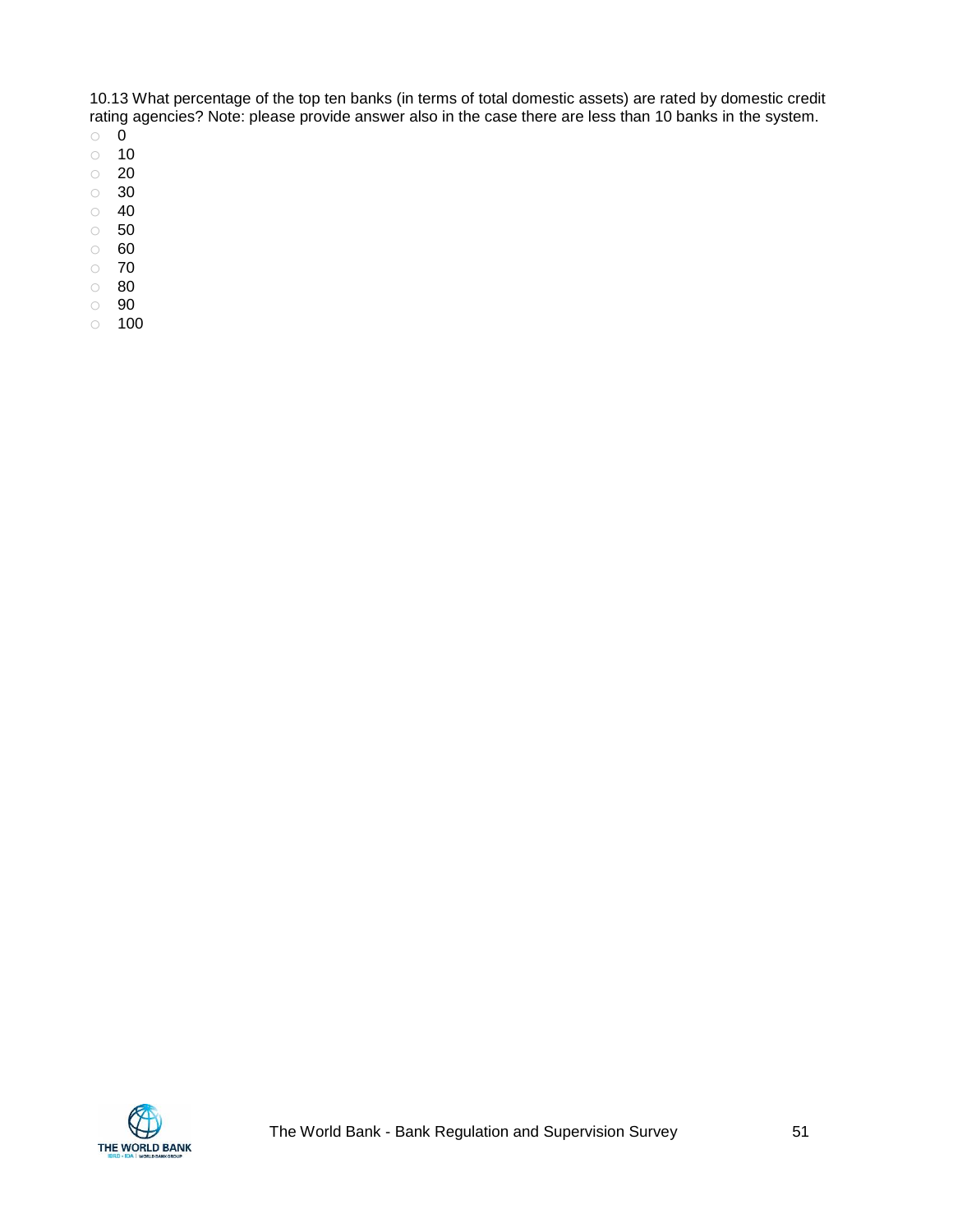10.13 What percentage of the top ten banks (in terms of total domestic assets) are rated by domestic credit rating agencies? Note: please provide answer also in the case there are less than 10 banks in the system.

- ○ 0
- ○ 10
- ○ 20
- ○ 30
- ○ 40
- ○ 50
- ○ 60
- ○ 70
- ○ 80
- ○ 90
- ○ 100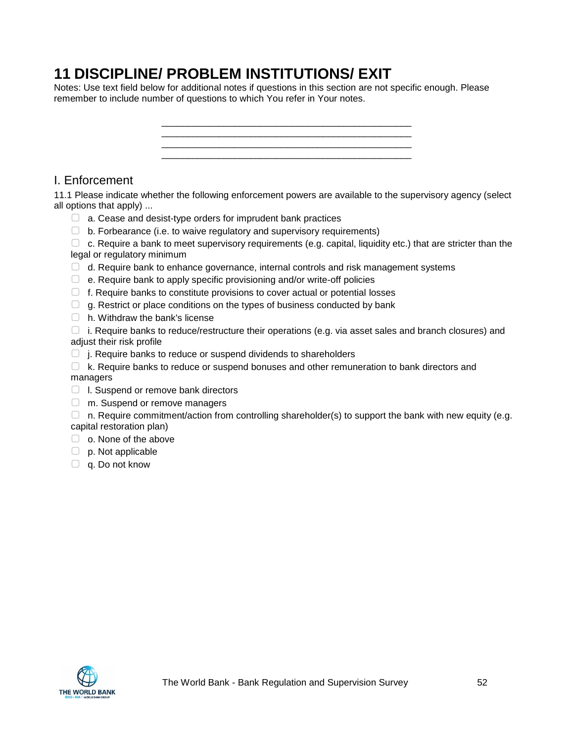# 11 DISCIPLINE/ PROBLEM INSTITUTIONS/ EXIT

Notes: Use text field below for additional notes if questions in this section are not specific enough. Please remember to include number of questions to which You refer in Your notes.

______________________________________________
______________________________________________
______________________________________________
______________________________________________

## I. Enforcement

11.1 Please indicate whether the following enforcement powers are available to the supervisory agency (select all options that apply) ...

- ☐ a. Cease and desist-type orders for imprudent bank practices
- ☐ b. Forbearance (i.e. to waive regulatory and supervisory requirements)
- ☐ c. Require a bank to meet supervisory requirements (e.g. capital, liquidity etc.) that are stricter than the legal or regulatory minimum
- ☐ d. Require bank to enhance governance, internal controls and risk management systems
- ☐ e. Require bank to apply specific provisioning and/or write-off policies
- ☐ f. Require banks to constitute provisions to cover actual or potential losses
- ☐ g. Restrict or place conditions on the types of business conducted by bank
- ☐ h. Withdraw the bank's license
- ☐ i. Require banks to reduce/restructure their operations (e.g. via asset sales and branch closures) and adjust their risk profile
- ☐ j. Require banks to reduce or suspend dividends to shareholders
- ☐ k. Require banks to reduce or suspend bonuses and other remuneration to bank directors and managers
- ☐ l. Suspend or remove bank directors
- ☐ m. Suspend or remove managers
- ☐ n. Require commitment/action from controlling shareholder(s) to support the bank with new equity (e.g. capital restoration plan)
- ☐ o. None of the above
- ☐ p. Not applicable
- ☐ q. Do not know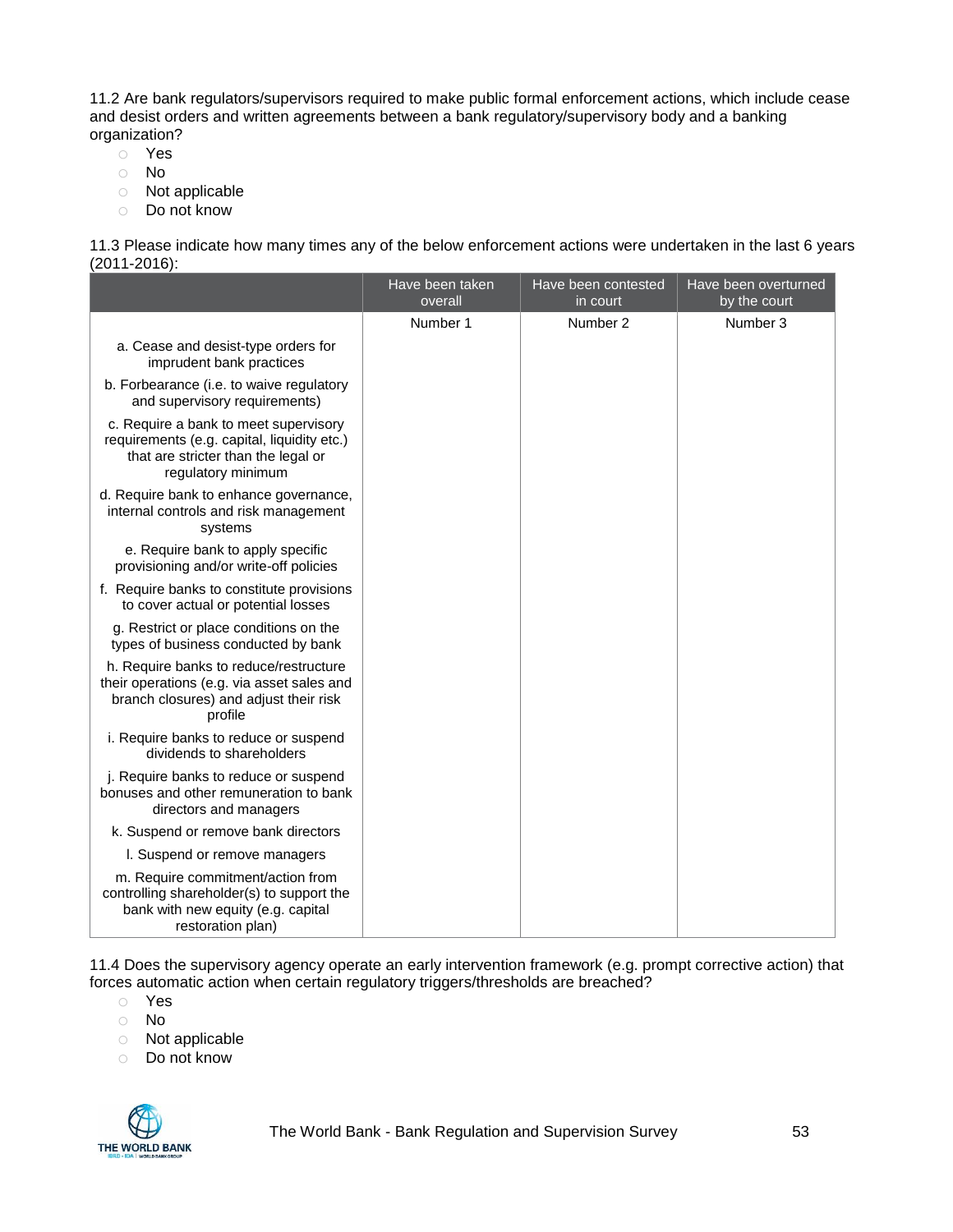11.2 Are bank regulators/supervisors required to make public formal enforcement actions, which include cease and desist orders and written agreements between a bank regulatory/supervisory body and a banking organization?

- Yes
- No
- Not applicable
- Do not know

11.3 Please indicate how many times any of the below enforcement actions were undertaken in the last 6 years (2011-2016):

| | Have been taken overall | Have been contested in court | Have been overturned by the court |
|---|---|---|---|
| | Number 1 | Number 2 | Number 3 |
| a. Cease and desist-type orders for imprudent bank practices | | | |
| b. Forbearance (i.e. to waive regulatory and supervisory requirements) | | | |
| c. Require a bank to meet supervisory requirements (e.g. capital, liquidity etc.) that are stricter than the legal or regulatory minimum | | | |
| d. Require bank to enhance governance, internal controls and risk management systems | | | |
| e. Require bank to apply specific provisioning and/or write-off policies | | | |
| f. Require banks to constitute provisions to cover actual or potential losses | | | |
| g. Restrict or place conditions on the types of business conducted by bank | | | |
| h. Require banks to reduce/restructure their operations (e.g. via asset sales and branch closures) and adjust their risk profile | | | |
| i. Require banks to reduce or suspend dividends to shareholders | | | |
| j. Require banks to reduce or suspend bonuses and other remuneration to bank directors and managers | | | |
| k. Suspend or remove bank directors | | | |
| l. Suspend or remove managers | | | |
| m. Require commitment/action from controlling shareholder(s) to support the bank with new equity (e.g. capital restoration plan) | | | |

11.4 Does the supervisory agency operate an early intervention framework (e.g. prompt corrective action) that forces automatic action when certain regulatory triggers/thresholds are breached?

- Yes
- No
- Not applicable
- Do not know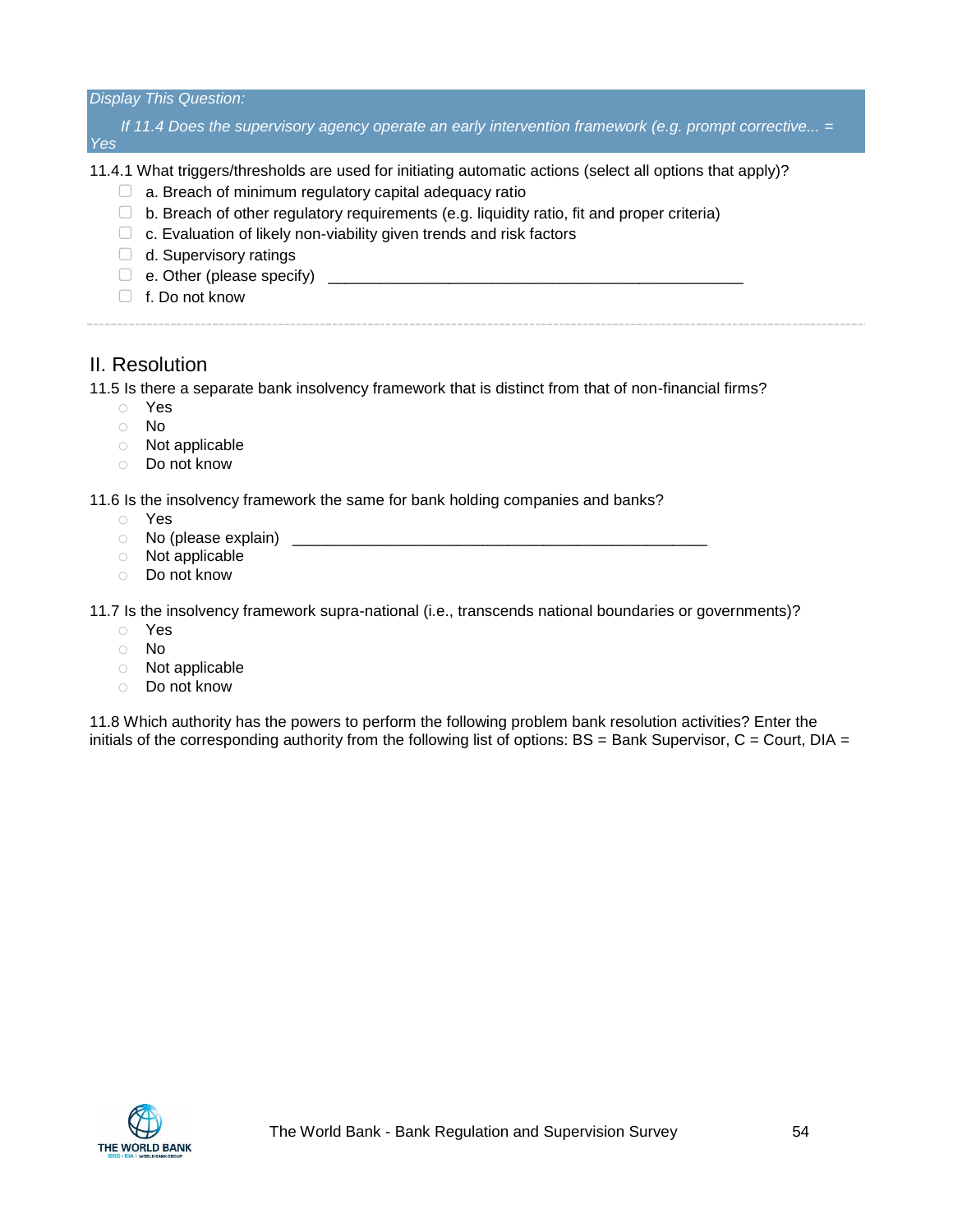*Display This Question:*

*If 11.4 Does the supervisory agency operate an early intervention framework (e.g. prompt corrective... = Yes*

11.4.1 What triggers/thresholds are used for initiating automatic actions (select all options that apply)?

- ☐ a. Breach of minimum regulatory capital adequacy ratio
- ☐ b. Breach of other regulatory requirements (e.g. liquidity ratio, fit and proper criteria)
- ☐ c. Evaluation of likely non-viability given trends and risk factors
- ☐ d. Supervisory ratings
- ☐ e. Other (please specify) ________________________________________________
- ☐ f. Do not know

---

## II. Resolution

11.5 Is there a separate bank insolvency framework that is distinct from that of non-financial firms?

- ○ Yes
- ○ No
- ○ Not applicable
- ○ Do not know

11.6 Is the insolvency framework the same for bank holding companies and banks?

- ○ Yes
- ○ No (please explain) ________________________________________________
- ○ Not applicable
- ○ Do not know

11.7 Is the insolvency framework supra-national (i.e., transcends national boundaries or governments)?

- ○ Yes
- ○ No
- ○ Not applicable
- ○ Do not know

11.8 Which authority has the powers to perform the following problem bank resolution activities? Enter the initials of the corresponding authority from the following list of options: BS = Bank Supervisor, C = Court, DIA =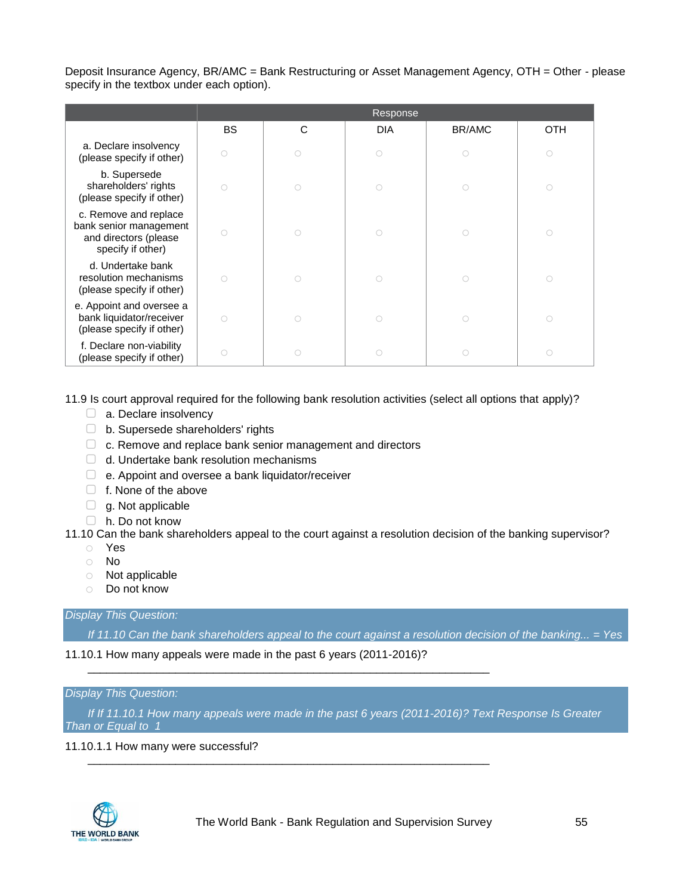Deposit Insurance Agency, BR/AMC = Bank Restructuring or Asset Management Agency, OTH = Other - please specify in the textbox under each option).

| | Response | | | | |
|---|---|---|---|---|---|
| | BS | C | DIA | BR/AMC | OTH |
| a. Declare insolvency (please specify if other) | ○ | ○ | ○ | ○ | ○ |
| b. Supersede shareholders' rights (please specify if other) | ○ | ○ | ○ | ○ | ○ |
| c. Remove and replace bank senior management and directors (please specify if other) | ○ | ○ | ○ | ○ | ○ |
| d. Undertake bank resolution mechanisms (please specify if other) | ○ | ○ | ○ | ○ | ○ |
| e. Appoint and oversee a bank liquidator/receiver (please specify if other) | ○ | ○ | ○ | ○ | ○ |
| f. Declare non-viability (please specify if other) | ○ | ○ | ○ | ○ | ○ |

11.9 Is court approval required for the following bank resolution activities (select all options that apply)?

- ▢ a. Declare insolvency
- ▢ b. Supersede shareholders' rights
- ▢ c. Remove and replace bank senior management and directors
- ▢ d. Undertake bank resolution mechanisms
- ▢ e. Appoint and oversee a bank liquidator/receiver
- ▢ f. None of the above
- ▢ g. Not applicable
- ▢ h. Do not know

11.10 Can the bank shareholders appeal to the court against a resolution decision of the banking supervisor?

- ○ Yes
- ○ No
- ○ Not applicable
- ○ Do not know

*Display This Question:*

*If 11.10 Can the bank shareholders appeal to the court against a resolution decision of the banking... = Yes*

11.10.1 How many appeals were made in the past 6 years (2011-2016)?

________________________________________________________________

*Display This Question:*

*If If 11.10.1 How many appeals were made in the past 6 years (2011-2016)? Text Response Is Greater Than or Equal to 1*

11.10.1.1 How many were successful?

________________________________________________________________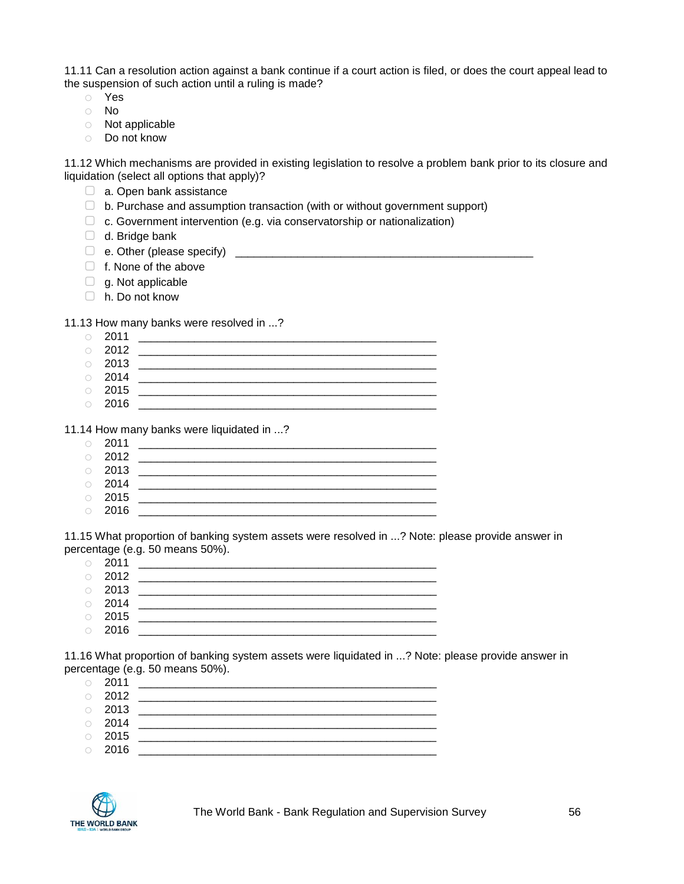11.11 Can a resolution action against a bank continue if a court action is filed, or does the court appeal lead to the suspension of such action until a ruling is made?

- ○ Yes
- ○ No
- ○ Not applicable
- ○ Do not know

11.12 Which mechanisms are provided in existing legislation to resolve a problem bank prior to its closure and liquidation (select all options that apply)?

- ☐ a. Open bank assistance
- ☐ b. Purchase and assumption transaction (with or without government support)
- ☐ c. Government intervention (e.g. via conservatorship or nationalization)
- ☐ d. Bridge bank
- ☐ e. Other (please specify) __________________________________________________
- ☐ f. None of the above
- ☐ g. Not applicable
- ☐ h. Do not know

11.13 How many banks were resolved in ...?

- ○ 2011 __________________________________________________
- ○ 2012 __________________________________________________
- ○ 2013 __________________________________________________
- ○ 2014 __________________________________________________
- ○ 2015 __________________________________________________
- ○ 2016 __________________________________________________

11.14 How many banks were liquidated in ...?

- ○ 2011 __________________________________________________
- ○ 2012 __________________________________________________
- ○ 2013 __________________________________________________
- ○ 2014 __________________________________________________
- ○ 2015 __________________________________________________
- ○ 2016 __________________________________________________

11.15 What proportion of banking system assets were resolved in ...? Note: please provide answer in percentage (e.g. 50 means 50%).

- ○ 2011 __________________________________________________
- ○ 2012 __________________________________________________
- ○ 2013 __________________________________________________
- ○ 2014 __________________________________________________
- ○ 2015 __________________________________________________
- ○ 2016 __________________________________________________

11.16 What proportion of banking system assets were liquidated in ...? Note: please provide answer in percentage (e.g. 50 means 50%).

- ○ 2011 __________________________________________________
- ○ 2012 __________________________________________________
- ○ 2013 __________________________________________________
- ○ 2014 __________________________________________________
- ○ 2015 __________________________________________________
- ○ 2016 __________________________________________________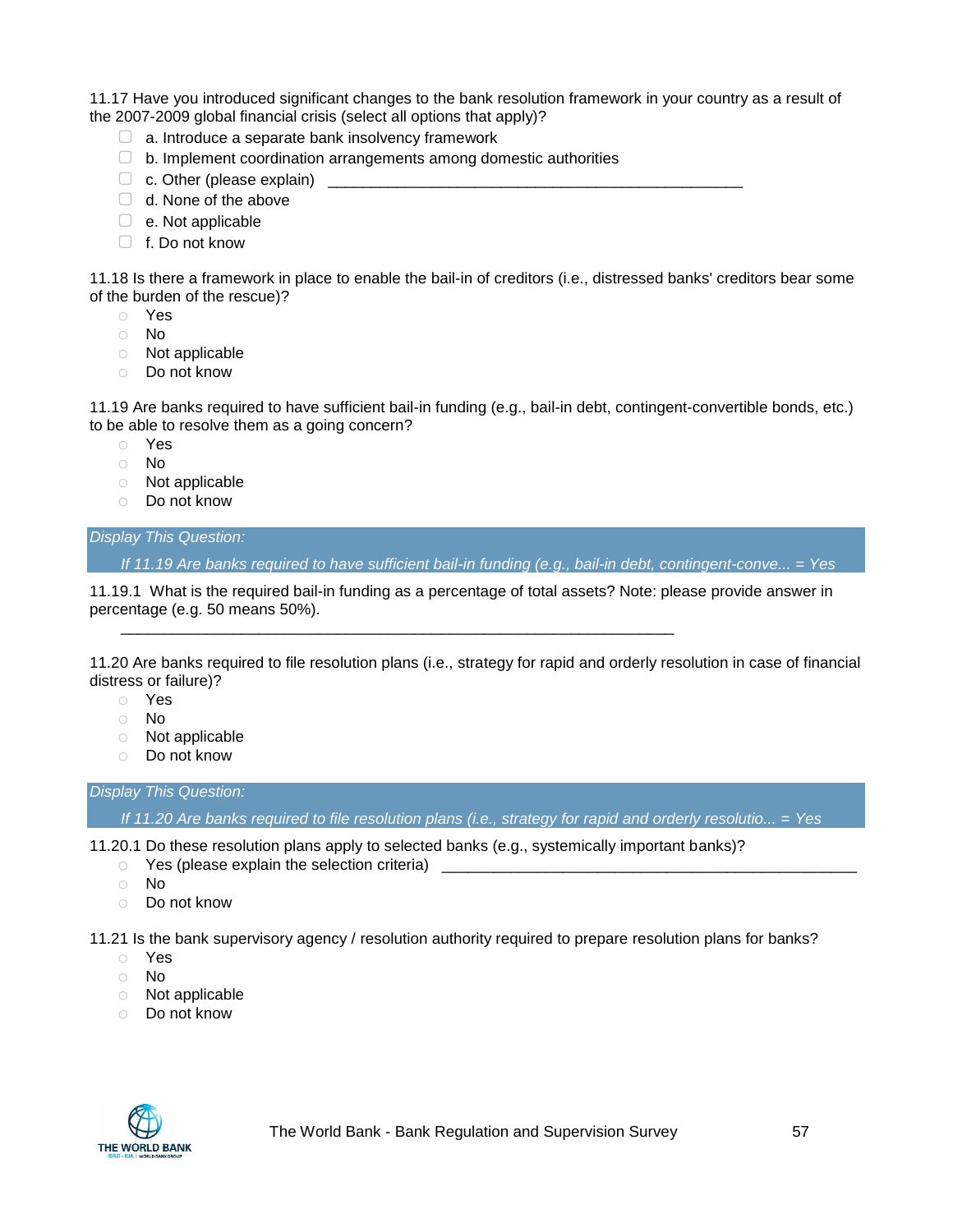11.17 Have you introduced significant changes to the bank resolution framework in your country as a result of the 2007-2009 global financial crisis (select all options that apply)?

- ☐ a. Introduce a separate bank insolvency framework
- ☐ b. Implement coordination arrangements among domestic authorities
- ☐ c. Other (please explain) ________________________________________________
- ☐ d. None of the above
- ☐ e. Not applicable
- ☐ f. Do not know

11.18 Is there a framework in place to enable the bail-in of creditors (i.e., distressed banks' creditors bear some of the burden of the rescue)?

- ○ Yes
- ○ No
- ○ Not applicable
- ○ Do not know

11.19 Are banks required to have sufficient bail-in funding (e.g., bail-in debt, contingent-convertible bonds, etc.) to be able to resolve them as a going concern?

- ○ Yes
- ○ No
- ○ Not applicable
- ○ Do not know

*Display This Question:*

*If 11.19 Are banks required to have sufficient bail-in funding (e.g., bail-in debt, contingent-conve... = Yes*

11.19.1 What is the required bail-in funding as a percentage of total assets? Note: please provide answer in percentage (e.g. 50 means 50%).

________________________________________________________________

11.20 Are banks required to file resolution plans (i.e., strategy for rapid and orderly resolution in case of financial distress or failure)?

- ○ Yes
- ○ No
- ○ Not applicable
- ○ Do not know

*Display This Question:*

*If 11.20 Are banks required to file resolution plans (i.e., strategy for rapid and orderly resolutio... = Yes*

11.20.1 Do these resolution plans apply to selected banks (e.g., systemically important banks)?

- ○ Yes (please explain the selection criteria) ________________________________________________
- ○ No
- ○ Do not know

11.21 Is the bank supervisory agency / resolution authority required to prepare resolution plans for banks?

- ○ Yes
- ○ No
- ○ Not applicable
- ○ Do not know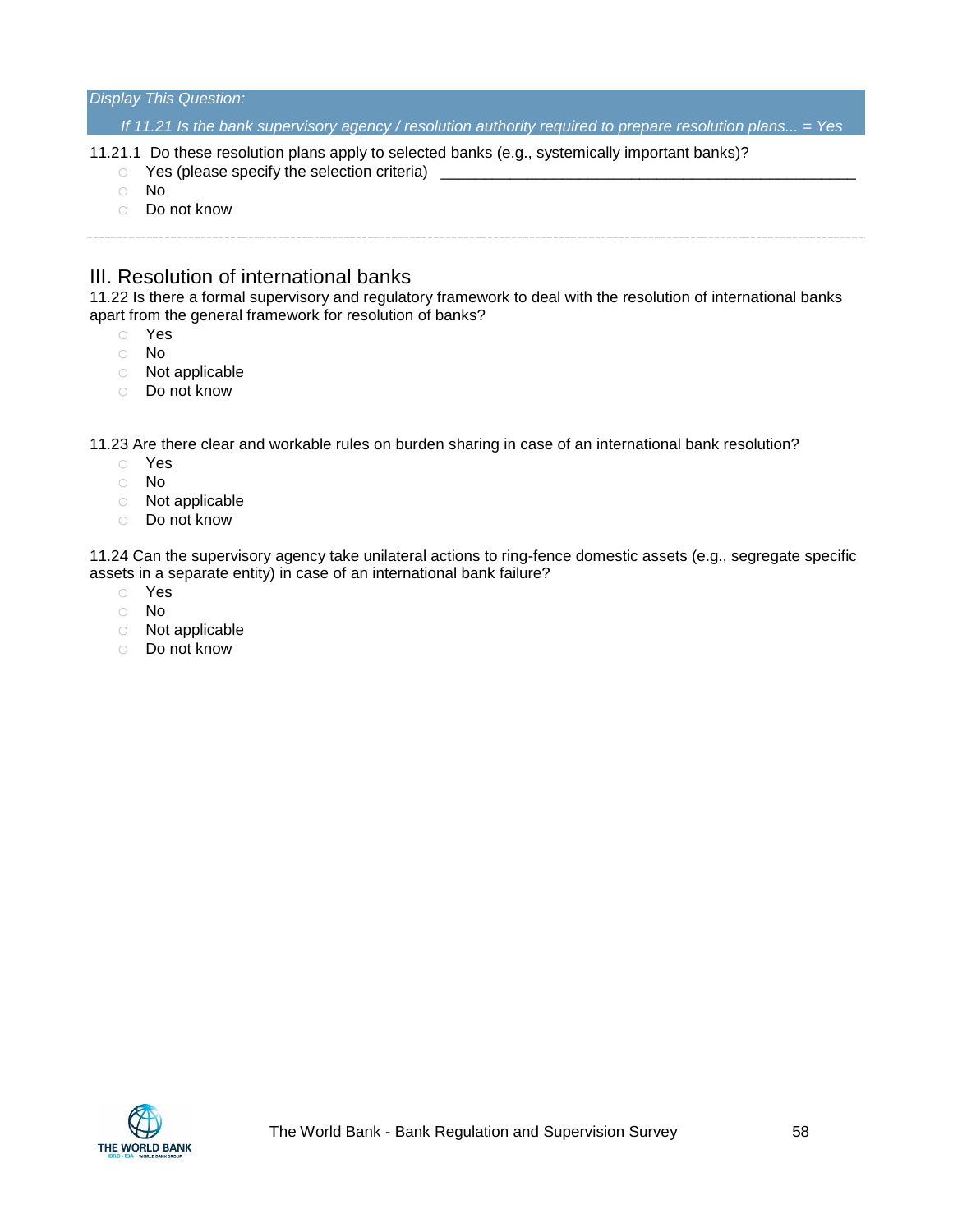*Display This Question:*

*If 11.21 Is the bank supervisory agency / resolution authority required to prepare resolution plans... = Yes*

11.21.1 Do these resolution plans apply to selected banks (e.g., systemically important banks)?

- Yes (please specify the selection criteria) ________________________________________________
- No
- Do not know

---

## III. Resolution of international banks

11.22 Is there a formal supervisory and regulatory framework to deal with the resolution of international banks apart from the general framework for resolution of banks?

- Yes
- No
- Not applicable
- Do not know

11.23 Are there clear and workable rules on burden sharing in case of an international bank resolution?

- Yes
- No
- Not applicable
- Do not know

11.24 Can the supervisory agency take unilateral actions to ring-fence domestic assets (e.g., segregate specific assets in a separate entity) in case of an international bank failure?

- Yes
- No
- Not applicable
- Do not know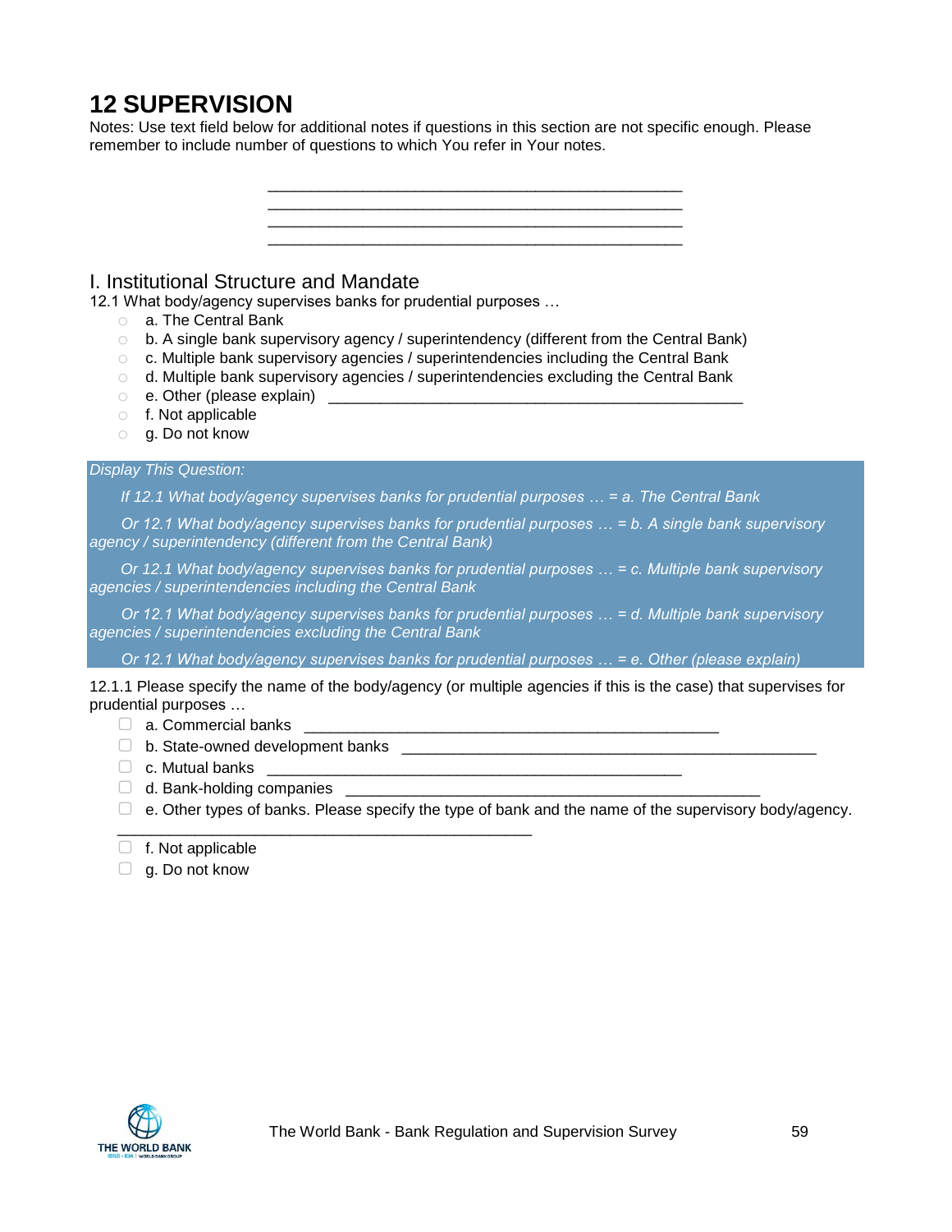# 12 SUPERVISION

Notes: Use text field below for additional notes if questions in this section are not specific enough. Please remember to include number of questions to which You refer in Your notes.

________________________________________________
________________________________________________
________________________________________________
________________________________________________

## I. Institutional Structure and Mandate

12.1 What body/agency supervises banks for prudential purposes …

- ○ a. The Central Bank
- ○ b. A single bank supervisory agency / superintendency (different from the Central Bank)
- ○ c. Multiple bank supervisory agencies / superintendencies including the Central Bank
- ○ d. Multiple bank supervisory agencies / superintendencies excluding the Central Bank
- ○ e. Other (please explain) ________________________________________________
- ○ f. Not applicable
- ○ g. Do not know

*Display This Question:*

*If 12.1 What body/agency supervises banks for prudential purposes … = a. The Central Bank*

*Or 12.1 What body/agency supervises banks for prudential purposes … = b. A single bank supervisory agency / superintendency (different from the Central Bank)*

*Or 12.1 What body/agency supervises banks for prudential purposes … = c. Multiple bank supervisory agencies / superintendencies including the Central Bank*

*Or 12.1 What body/agency supervises banks for prudential purposes … = d. Multiple bank supervisory agencies / superintendencies excluding the Central Bank*

*Or 12.1 What body/agency supervises banks for prudential purposes … = e. Other (please explain)*

12.1.1 Please specify the name of the body/agency (or multiple agencies if this is the case) that supervises for prudential purposes …

- ▢ a. Commercial banks ________________________________________________
- ▢ b. State-owned development banks ________________________________________________
- ▢ c. Mutual banks ________________________________________________
- ▢ d. Bank-holding companies ________________________________________________
- ▢ e. Other types of banks. Please specify the type of bank and the name of the supervisory body/agency. ________________________________________________
- ▢ f. Not applicable
- ▢ g. Do not know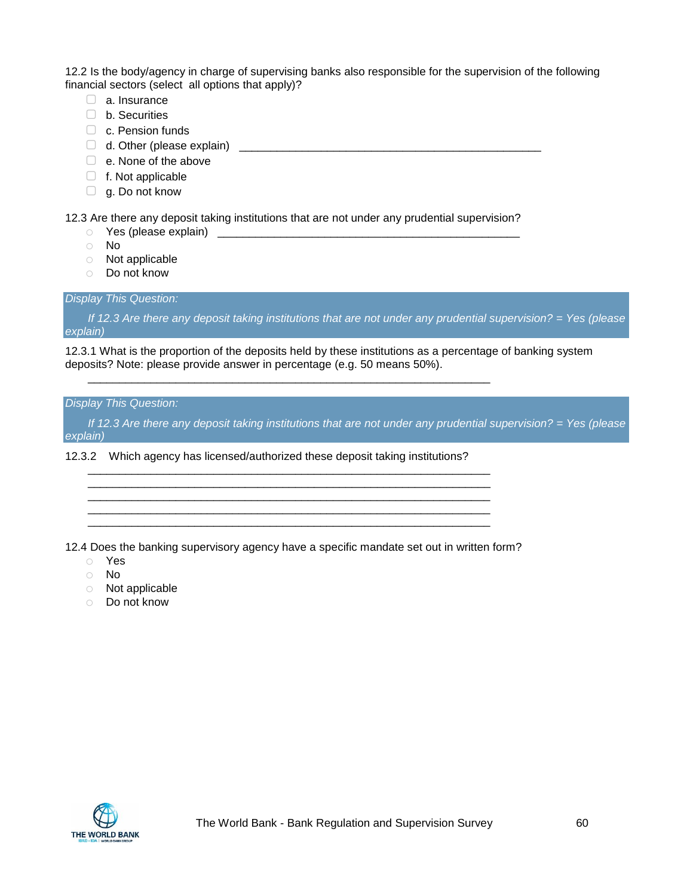12.2 Is the body/agency in charge of supervising banks also responsible for the supervision of the following financial sectors (select all options that apply)?

- ☐ a. Insurance
- ☐ b. Securities
- ☐ c. Pension funds
- ☐ d. Other (please explain) ________________________________________________
- ☐ e. None of the above
- ☐ f. Not applicable
- ☐ g. Do not know

12.3 Are there any deposit taking institutions that are not under any prudential supervision?

- ○ Yes (please explain) ________________________________________________
- ○ No
- ○ Not applicable
- ○ Do not know

*Display This Question:*

*If 12.3 Are there any deposit taking institutions that are not under any prudential supervision? = Yes (please explain)*

12.3.1 What is the proportion of the deposits held by these institutions as a percentage of banking system deposits? Note: please provide answer in percentage (e.g. 50 means 50%).

________________________________________________________________

*Display This Question:*

*If 12.3 Are there any deposit taking institutions that are not under any prudential supervision? = Yes (please explain)*

12.3.2 Which agency has licensed/authorized these deposit taking institutions?

________________________________________________________________
________________________________________________________________
________________________________________________________________
________________________________________________________________
________________________________________________________________

12.4 Does the banking supervisory agency have a specific mandate set out in written form?

- ○ Yes
- ○ No
- ○ Not applicable
- ○ Do not know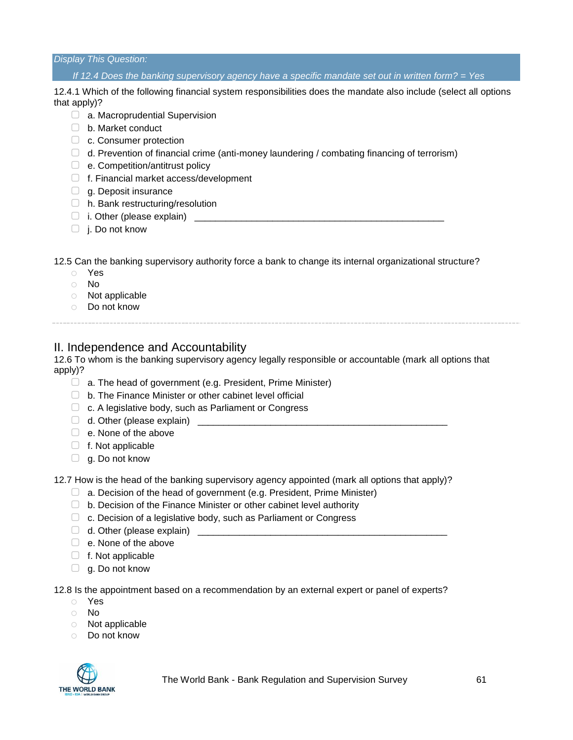*Display This Question:*

*If 12.4 Does the banking supervisory agency have a specific mandate set out in written form? = Yes*

12.4.1 Which of the following financial system responsibilities does the mandate also include (select all options that apply)?

- ☐ a. Macroprudential Supervision
- ☐ b. Market conduct
- ☐ c. Consumer protection
- ☐ d. Prevention of financial crime (anti-money laundering / combating financing of terrorism)
- ☐ e. Competition/antitrust policy
- ☐ f. Financial market access/development
- ☐ g. Deposit insurance
- ☐ h. Bank restructuring/resolution
- ☐ i. Other (please explain) ________________________________________________
- ☐ j. Do not know

12.5 Can the banking supervisory authority force a bank to change its internal organizational structure?

- ○ Yes
- ○ No
- ○ Not applicable
- ○ Do not know

---

## II. Independence and Accountability

12.6 To whom is the banking supervisory agency legally responsible or accountable (mark all options that apply)?

- ☐ a. The head of government (e.g. President, Prime Minister)
- ☐ b. The Finance Minister or other cabinet level official
- ☐ c. A legislative body, such as Parliament or Congress
- ☐ d. Other (please explain) ________________________________________________
- ☐ e. None of the above
- ☐ f. Not applicable
- ☐ g. Do not know

12.7 How is the head of the banking supervisory agency appointed (mark all options that apply)?

- ☐ a. Decision of the head of government (e.g. President, Prime Minister)
- ☐ b. Decision of the Finance Minister or other cabinet level authority
- ☐ c. Decision of a legislative body, such as Parliament or Congress
- ☐ d. Other (please explain) ________________________________________________
- ☐ e. None of the above
- ☐ f. Not applicable
- ☐ g. Do not know

12.8 Is the appointment based on a recommendation by an external expert or panel of experts?

- ○ Yes
- ○ No
- ○ Not applicable
- ○ Do not know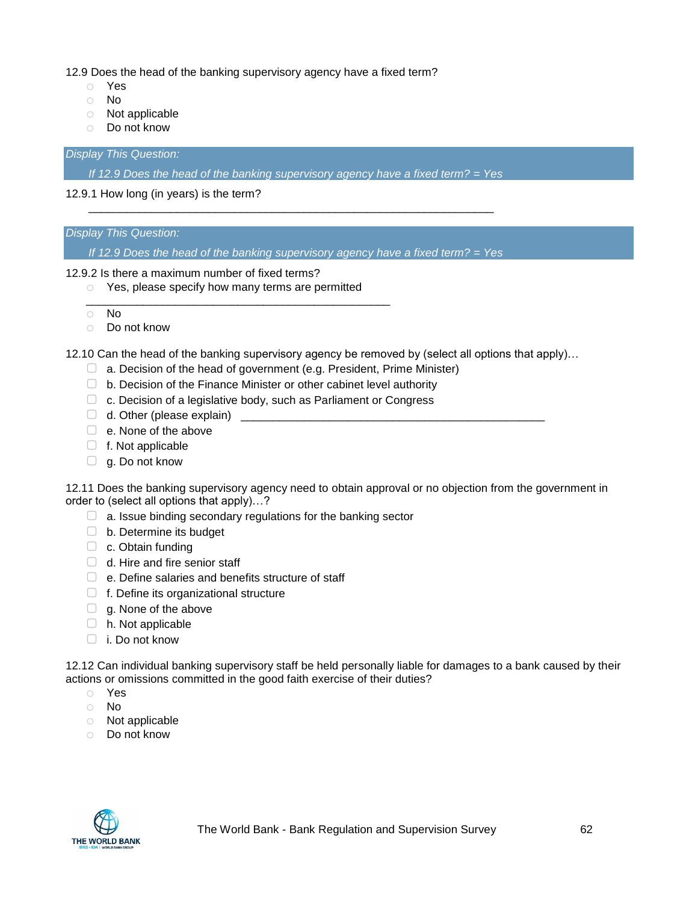12.9 Does the head of the banking supervisory agency have a fixed term?

- Yes
- No
- Not applicable
- Do not know

*Display This Question:*

*If 12.9 Does the head of the banking supervisory agency have a fixed term? = Yes*

12.9.1 How long (in years) is the term?

________________________________________________________________

*Display This Question:*

*If 12.9 Does the head of the banking supervisory agency have a fixed term? = Yes*

12.9.2 Is there a maximum number of fixed terms?

- Yes, please specify how many terms are permitted ________________________________________________
- No
- Do not know

12.10 Can the head of the banking supervisory agency be removed by (select all options that apply)…

- a. Decision of the head of government (e.g. President, Prime Minister)
- b. Decision of the Finance Minister or other cabinet level authority
- c. Decision of a legislative body, such as Parliament or Congress
- d. Other (please explain) ________________________________________________
- e. None of the above
- f. Not applicable
- g. Do not know

12.11 Does the banking supervisory agency need to obtain approval or no objection from the government in order to (select all options that apply)…?

- a. Issue binding secondary regulations for the banking sector
- b. Determine its budget
- c. Obtain funding
- d. Hire and fire senior staff
- e. Define salaries and benefits structure of staff
- f. Define its organizational structure
- g. None of the above
- h. Not applicable
- i. Do not know

12.12 Can individual banking supervisory staff be held personally liable for damages to a bank caused by their actions or omissions committed in the good faith exercise of their duties?

- Yes
- No
- Not applicable
- Do not know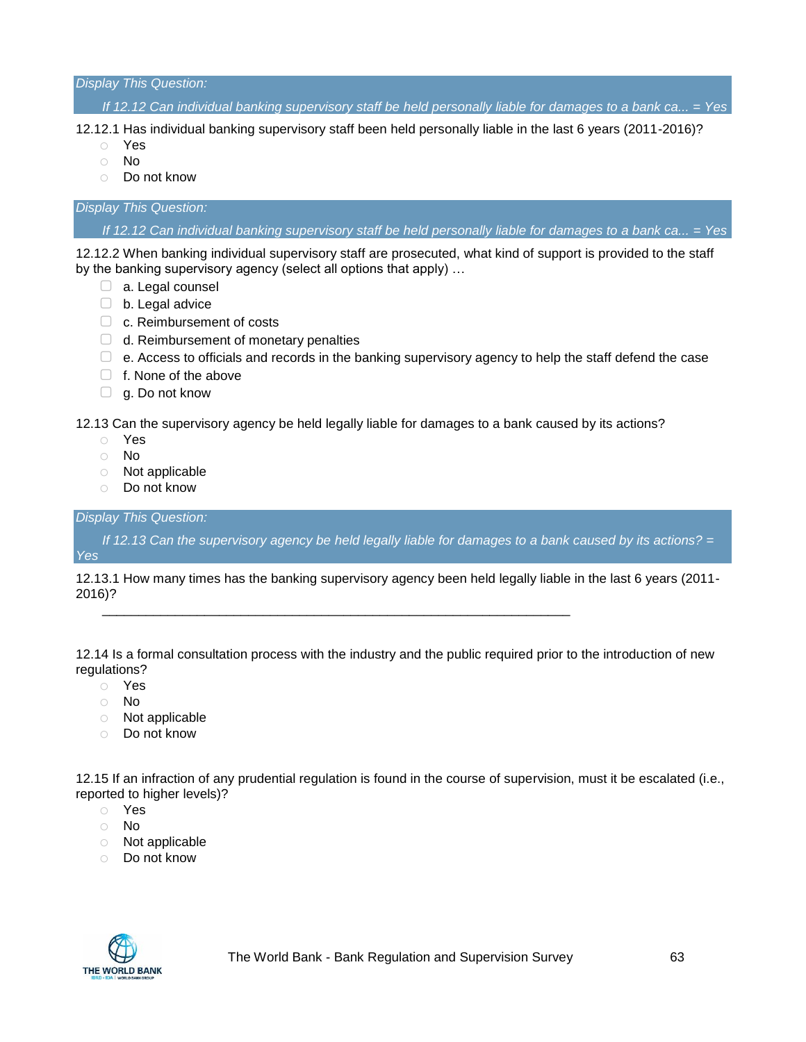*Display This Question:*

*If 12.12 Can individual banking supervisory staff be held personally liable for damages to a bank ca... = Yes*

12.12.1 Has individual banking supervisory staff been held personally liable in the last 6 years (2011-2016)?

- Yes
- No
- Do not know

*Display This Question:*

*If 12.12 Can individual banking supervisory staff be held personally liable for damages to a bank ca... = Yes*

12.12.2 When banking individual supervisory staff are prosecuted, what kind of support is provided to the staff by the banking supervisory agency (select all options that apply) …

- a. Legal counsel
- b. Legal advice
- c. Reimbursement of costs
- d. Reimbursement of monetary penalties
- e. Access to officials and records in the banking supervisory agency to help the staff defend the case
- f. None of the above
- g. Do not know

12.13 Can the supervisory agency be held legally liable for damages to a bank caused by its actions?

- Yes
- No
- Not applicable
- Do not know

*Display This Question:*

*If 12.13 Can the supervisory agency be held legally liable for damages to a bank caused by its actions? = Yes*

12.13.1 How many times has the banking supervisory agency been held legally liable in the last 6 years (2011-2016)?

________________________________________________________________

12.14 Is a formal consultation process with the industry and the public required prior to the introduction of new regulations?

- Yes
- No
- Not applicable
- Do not know

12.15 If an infraction of any prudential regulation is found in the course of supervision, must it be escalated (i.e., reported to higher levels)?

- Yes
- No
- Not applicable
- Do not know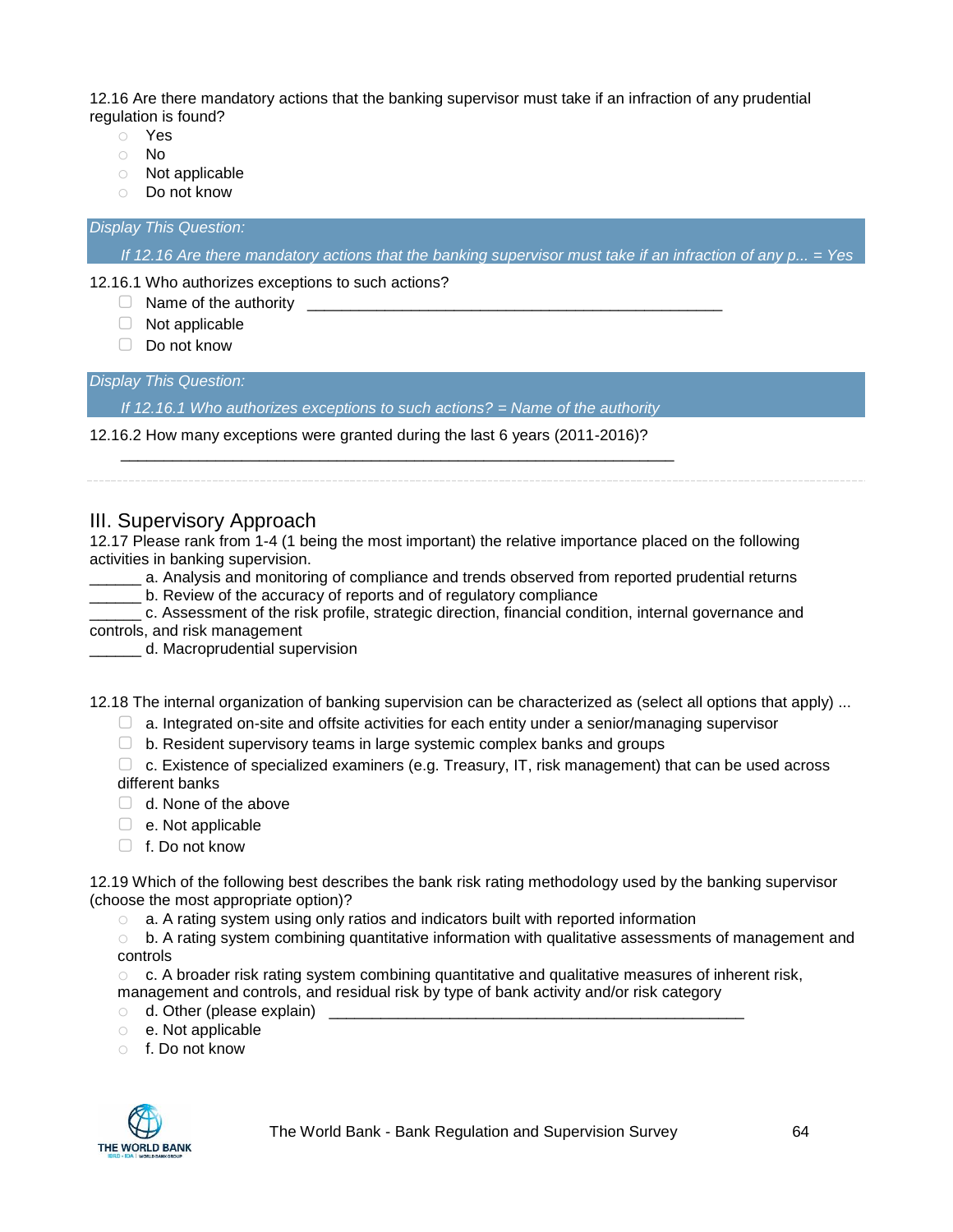12.16 Are there mandatory actions that the banking supervisor must take if an infraction of any prudential regulation is found?

- ○ Yes
- ○ No
- ○ Not applicable
- ○ Do not know

*Display This Question:*

*If 12.16 Are there mandatory actions that the banking supervisor must take if an infraction of any p... = Yes*

12.16.1 Who authorizes exceptions to such actions?

- ☐ Name of the authority ________________________________________________
- ☐ Not applicable
- ☐ Do not know

*Display This Question:*

*If 12.16.1 Who authorizes exceptions to such actions? = Name of the authority*

12.16.2 How many exceptions were granted during the last 6 years (2011-2016)?

________________________________________________________________

## III. Supervisory Approach

12.17 Please rank from 1-4 (1 being the most important) the relative importance placed on the following activities in banking supervision.

______ a. Analysis and monitoring of compliance and trends observed from reported prudential returns
______ b. Review of the accuracy of reports and of regulatory compliance
______ c. Assessment of the risk profile, strategic direction, financial condition, internal governance and controls, and risk management
______ d. Macroprudential supervision

12.18 The internal organization of banking supervision can be characterized as (select all options that apply) ...

- ☐ a. Integrated on-site and offsite activities for each entity under a senior/managing supervisor
- ☐ b. Resident supervisory teams in large systemic complex banks and groups
- ☐ c. Existence of specialized examiners (e.g. Treasury, IT, risk management) that can be used across different banks
- ☐ d. None of the above
- ☐ e. Not applicable
- ☐ f. Do not know

12.19 Which of the following best describes the bank risk rating methodology used by the banking supervisor (choose the most appropriate option)?

- ○ a. A rating system using only ratios and indicators built with reported information
- ○ b. A rating system combining quantitative information with qualitative assessments of management and controls
- ○ c. A broader risk rating system combining quantitative and qualitative measures of inherent risk, management and controls, and residual risk by type of bank activity and/or risk category
- ○ d. Other (please explain) ________________________________________________
- ○ e. Not applicable
- ○ f. Do not know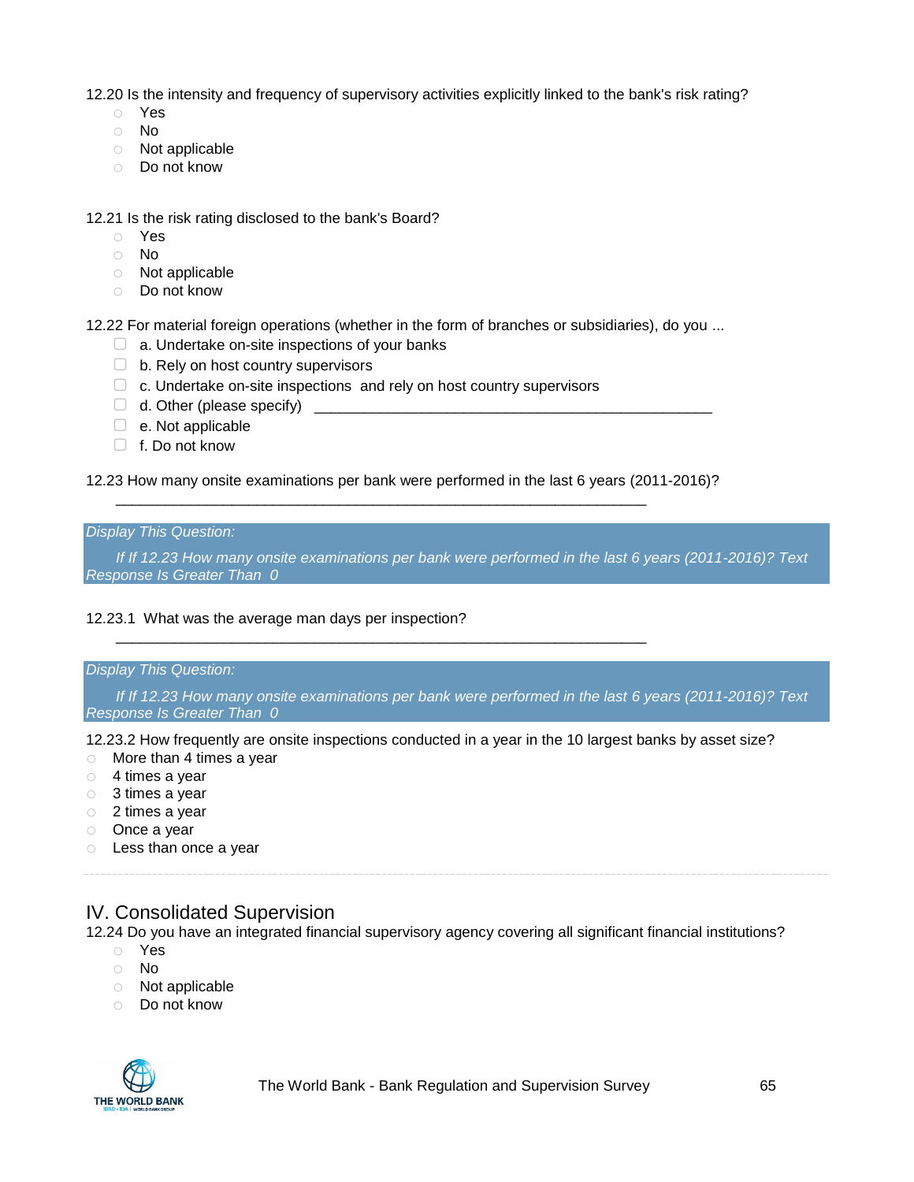12.20 Is the intensity and frequency of supervisory activities explicitly linked to the bank's risk rating?

- ○ Yes
- ○ No
- ○ Not applicable
- ○ Do not know

12.21 Is the risk rating disclosed to the bank's Board?

- ○ Yes
- ○ No
- ○ Not applicable
- ○ Do not know

12.22 For material foreign operations (whether in the form of branches or subsidiaries), do you ...

- ▢ a. Undertake on-site inspections of your banks
- ▢ b. Rely on host country supervisors
- ▢ c. Undertake on-site inspections and rely on host country supervisors
- ▢ d. Other (please specify) ________________________________________________
- ▢ e. Not applicable
- ▢ f. Do not know

12.23 How many onsite examinations per bank were performed in the last 6 years (2011-2016)?

________________________________________________________________

*Display This Question:*

*If If 12.23 How many onsite examinations per bank were performed in the last 6 years (2011-2016)? Text Response Is Greater Than 0*

12.23.1 What was the average man days per inspection?

________________________________________________________________

*Display This Question:*

*If If 12.23 How many onsite examinations per bank were performed in the last 6 years (2011-2016)? Text Response Is Greater Than 0*

12.23.2 How frequently are onsite inspections conducted in a year in the 10 largest banks by asset size?

- ○ More than 4 times a year
- ○ 4 times a year
- ○ 3 times a year
- ○ 2 times a year
- ○ Once a year
- ○ Less than once a year

## IV. Consolidated Supervision

12.24 Do you have an integrated financial supervisory agency covering all significant financial institutions?

- ○ Yes
- ○ No
- ○ Not applicable
- ○ Do not know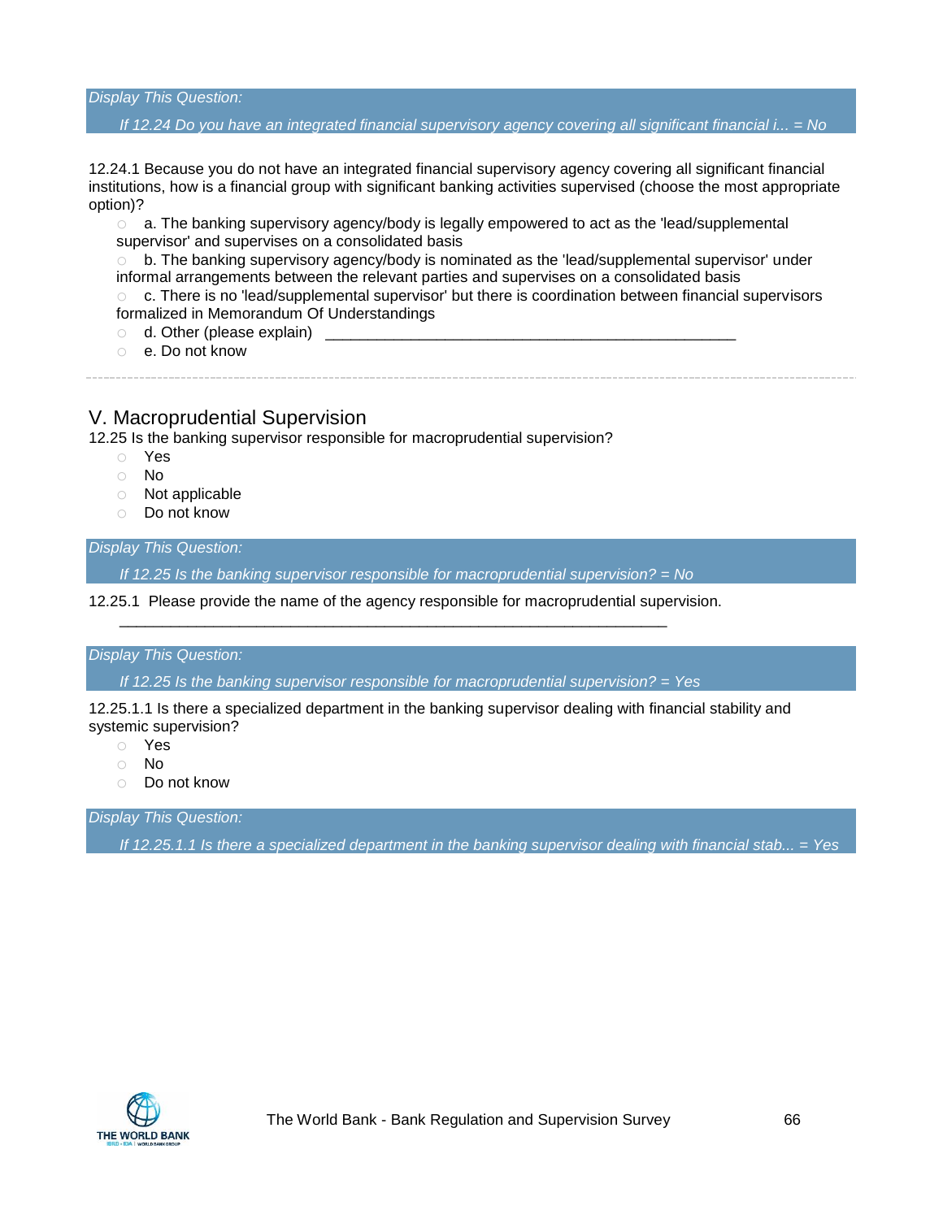*Display This Question:*

*If 12.24 Do you have an integrated financial supervisory agency covering all significant financial i... = No*

12.24.1 Because you do not have an integrated financial supervisory agency covering all significant financial institutions, how is a financial group with significant banking activities supervised (choose the most appropriate option)?

- a. The banking supervisory agency/body is legally empowered to act as the 'lead/supplemental supervisor' and supervises on a consolidated basis
- b. The banking supervisory agency/body is nominated as the 'lead/supplemental supervisor' under informal arrangements between the relevant parties and supervises on a consolidated basis
- c. There is no 'lead/supplemental supervisor' but there is coordination between financial supervisors formalized in Memorandum Of Understandings
- d. Other (please explain) ________________________________________________
- e. Do not know

---

## V. Macroprudential Supervision

12.25 Is the banking supervisor responsible for macroprudential supervision?

- Yes
- No
- Not applicable
- Do not know

*Display This Question:*

*If 12.25 Is the banking supervisor responsible for macroprudential supervision? = No*

12.25.1 Please provide the name of the agency responsible for macroprudential supervision.

________________________________________________________________

*Display This Question:*

*If 12.25 Is the banking supervisor responsible for macroprudential supervision? = Yes*

12.25.1.1 Is there a specialized department in the banking supervisor dealing with financial stability and systemic supervision?

- Yes
- No
- Do not know

*Display This Question:*

*If 12.25.1.1 Is there a specialized department in the banking supervisor dealing with financial stab... = Yes*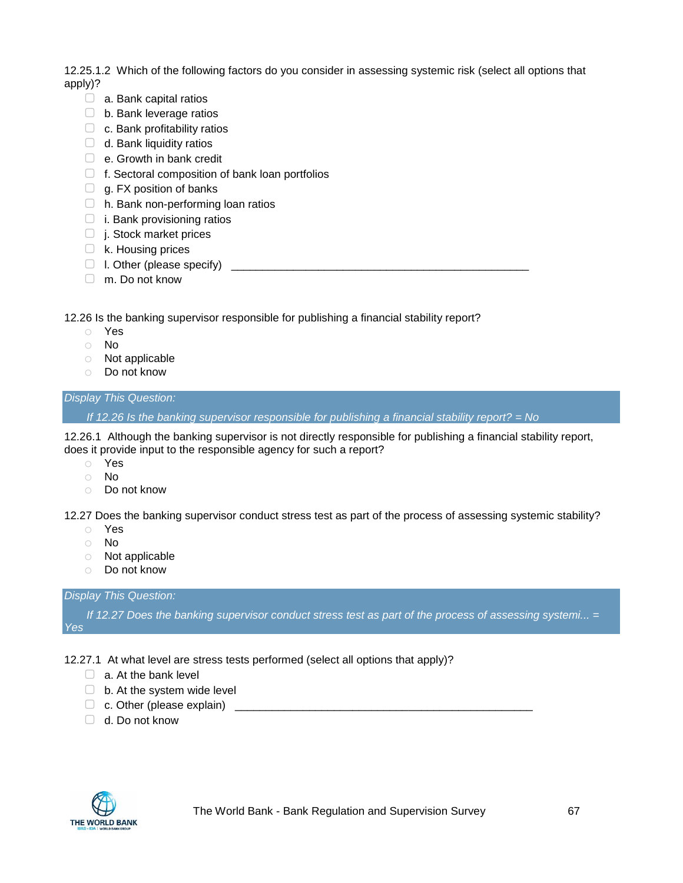12.25.1.2 Which of the following factors do you consider in assessing systemic risk (select all options that apply)?

- ☐ a. Bank capital ratios
- ☐ b. Bank leverage ratios
- ☐ c. Bank profitability ratios
- ☐ d. Bank liquidity ratios
- ☐ e. Growth in bank credit
- ☐ f. Sectoral composition of bank loan portfolios
- ☐ g. FX position of banks
- ☐ h. Bank non-performing loan ratios
- ☐ i. Bank provisioning ratios
- ☐ j. Stock market prices
- ☐ k. Housing prices
- ☐ l. Other (please specify) ________________________________________________
- ☐ m. Do not know

12.26 Is the banking supervisor responsible for publishing a financial stability report?

- ○ Yes
- ○ No
- ○ Not applicable
- ○ Do not know

*Display This Question:*

*If 12.26 Is the banking supervisor responsible for publishing a financial stability report? = No*

12.26.1 Although the banking supervisor is not directly responsible for publishing a financial stability report, does it provide input to the responsible agency for such a report?

- ○ Yes
- ○ No
- ○ Do not know

12.27 Does the banking supervisor conduct stress test as part of the process of assessing systemic stability?

- ○ Yes
- ○ No
- ○ Not applicable
- ○ Do not know

*Display This Question:*

*If 12.27 Does the banking supervisor conduct stress test as part of the process of assessing systemi... = Yes*

12.27.1 At what level are stress tests performed (select all options that apply)?

- ☐ a. At the bank level
- ☐ b. At the system wide level
- ☐ c. Other (please explain) ________________________________________________
- ☐ d. Do not know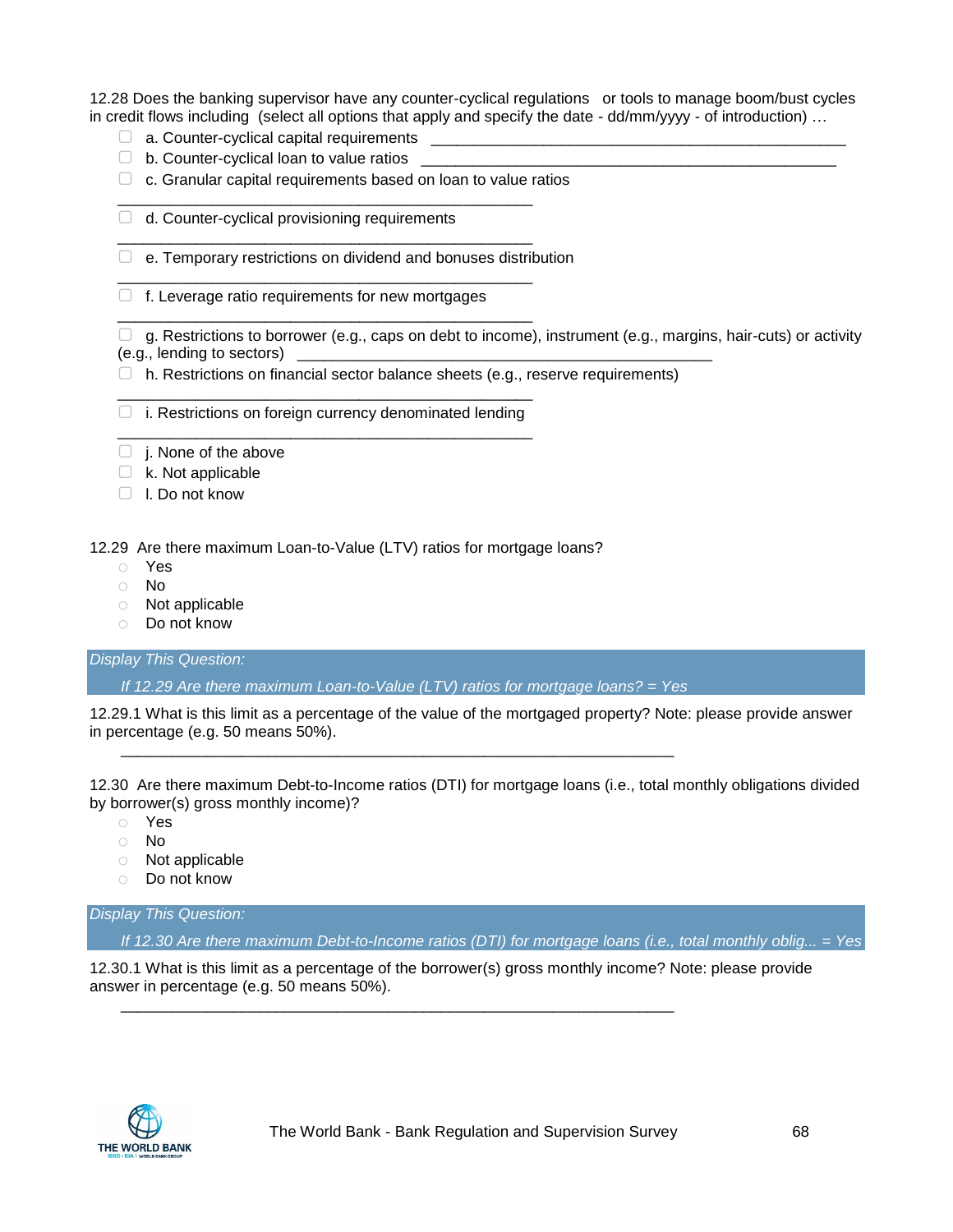12.28 Does the banking supervisor have any counter-cyclical regulations or tools to manage boom/bust cycles in credit flows including (select all options that apply and specify the date - dd/mm/yyyy - of introduction) …

- ☐ a. Counter-cyclical capital requirements ________________________________________________
- ☐ b. Counter-cyclical loan to value ratios ________________________________________________
- ☐ c. Granular capital requirements based on loan to value ratios ________________________________________________
- ☐ d. Counter-cyclical provisioning requirements ________________________________________________
- ☐ e. Temporary restrictions on dividend and bonuses distribution ________________________________________________
- ☐ f. Leverage ratio requirements for new mortgages ________________________________________________
- ☐ g. Restrictions to borrower (e.g., caps on debt to income), instrument (e.g., margins, hair-cuts) or activity (e.g., lending to sectors) ________________________________________________
- ☐ h. Restrictions on financial sector balance sheets (e.g., reserve requirements) ________________________________________________
- ☐ i. Restrictions on foreign currency denominated lending ________________________________________________
- ☐ j. None of the above
- ☐ k. Not applicable
- ☐ l. Do not know

12.29 Are there maximum Loan-to-Value (LTV) ratios for mortgage loans?

- ○ Yes
- ○ No
- ○ Not applicable
- ○ Do not know

*Display This Question:*

*If 12.29 Are there maximum Loan-to-Value (LTV) ratios for mortgage loans? = Yes*

12.29.1 What is this limit as a percentage of the value of the mortgaged property? Note: please provide answer in percentage (e.g. 50 means 50%).

________________________________________________________________

12.30 Are there maximum Debt-to-Income ratios (DTI) for mortgage loans (i.e., total monthly obligations divided by borrower(s) gross monthly income)?

- ○ Yes
- ○ No
- ○ Not applicable
- ○ Do not know

*Display This Question:*

*If 12.30 Are there maximum Debt-to-Income ratios (DTI) for mortgage loans (i.e., total monthly oblig... = Yes*

12.30.1 What is this limit as a percentage of the borrower(s) gross monthly income? Note: please provide answer in percentage (e.g. 50 means 50%).

________________________________________________________________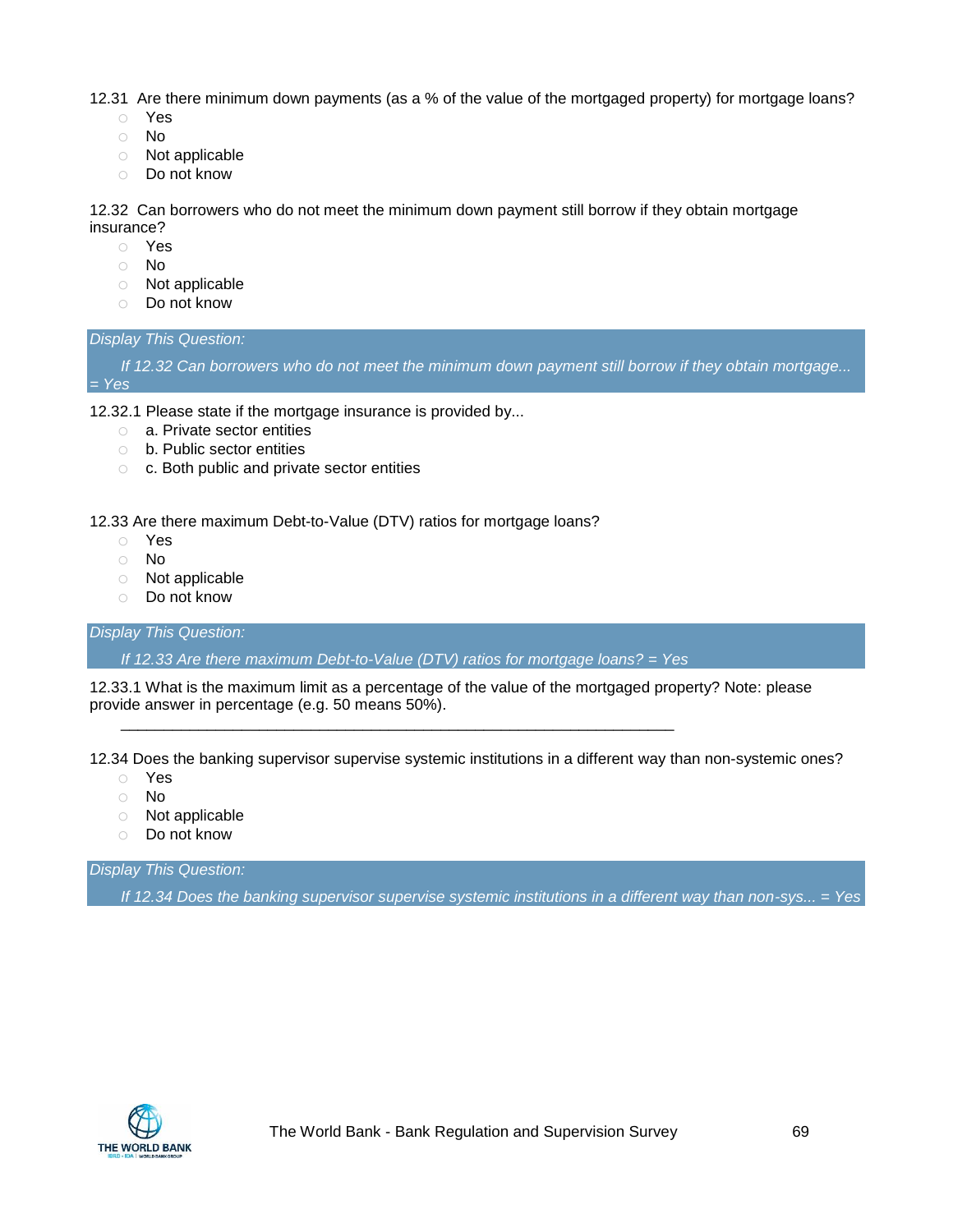12.31 Are there minimum down payments (as a % of the value of the mortgaged property) for mortgage loans?

- ○ Yes
- ○ No
- ○ Not applicable
- ○ Do not know

12.32 Can borrowers who do not meet the minimum down payment still borrow if they obtain mortgage insurance?

- ○ Yes
- ○ No
- ○ Not applicable
- ○ Do not know

*Display This Question:*

*If 12.32 Can borrowers who do not meet the minimum down payment still borrow if they obtain mortgage... = Yes*

12.32.1 Please state if the mortgage insurance is provided by...

- ○ a. Private sector entities
- ○ b. Public sector entities
- ○ c. Both public and private sector entities

12.33 Are there maximum Debt-to-Value (DTV) ratios for mortgage loans?

- ○ Yes
- ○ No
- ○ Not applicable
- ○ Do not know

*Display This Question:*

*If 12.33 Are there maximum Debt-to-Value (DTV) ratios for mortgage loans? = Yes*

12.33.1 What is the maximum limit as a percentage of the value of the mortgaged property? Note: please provide answer in percentage (e.g. 50 means 50%).

________________________________________________________________

12.34 Does the banking supervisor supervise systemic institutions in a different way than non-systemic ones?

- ○ Yes
- ○ No
- ○ Not applicable
- ○ Do not know

*Display This Question:*

*If 12.34 Does the banking supervisor supervise systemic institutions in a different way than non-sys... = Yes*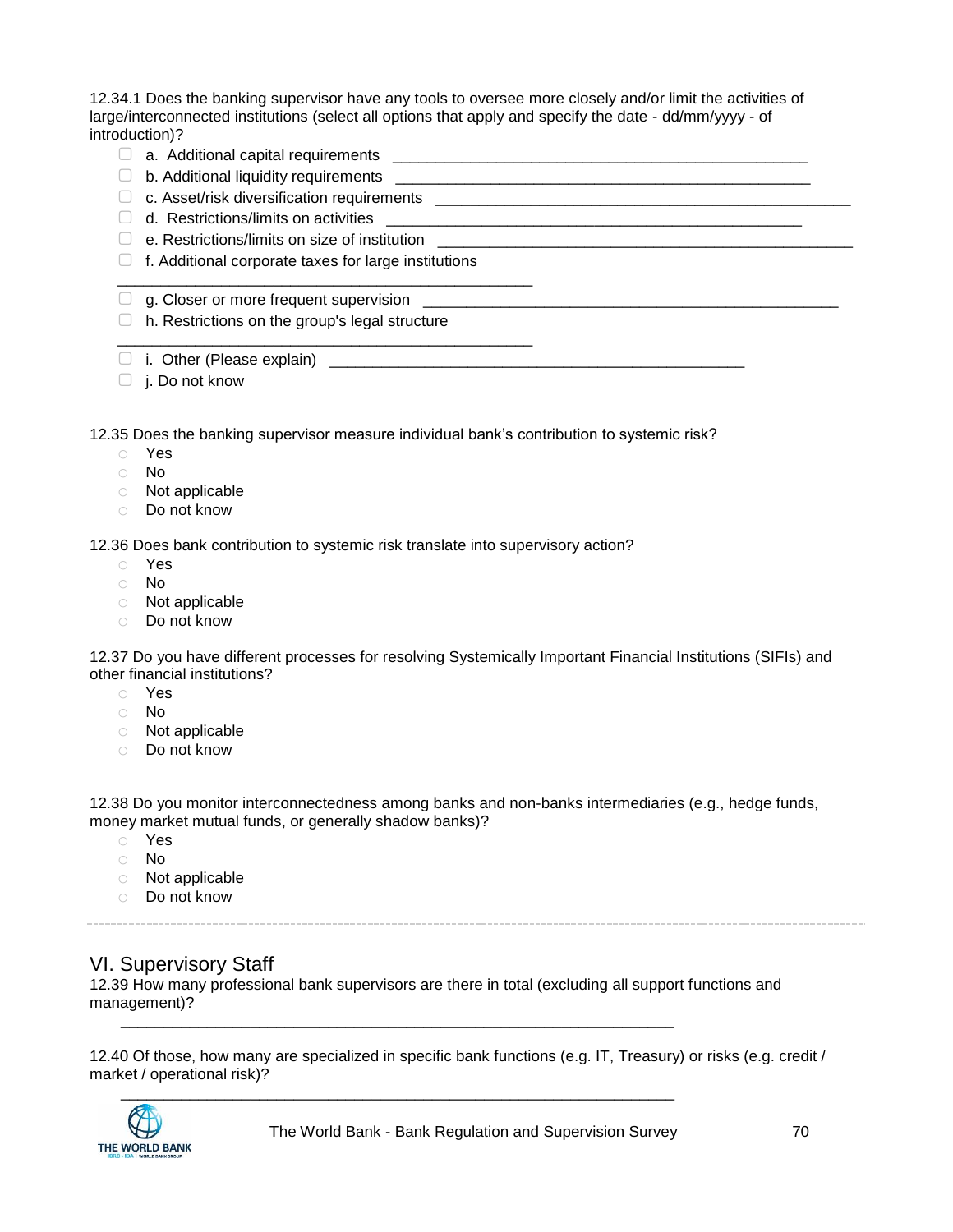12.34.1 Does the banking supervisor have any tools to oversee more closely and/or limit the activities of large/interconnected institutions (select all options that apply and specify the date - dd/mm/yyyy - of introduction)?

- ☐ a. Additional capital requirements ___________________________________________
- ☐ b. Additional liquidity requirements ___________________________________________
- ☐ c. Asset/risk diversification requirements ___________________________________________
- ☐ d. Restrictions/limits on activities ___________________________________________
- ☐ e. Restrictions/limits on size of institution ___________________________________________
- ☐ f. Additional corporate taxes for large institutions ___________________________________________
- ☐ g. Closer or more frequent supervision ___________________________________________
- ☐ h. Restrictions on the group's legal structure ___________________________________________
- ☐ i. Other (Please explain) ___________________________________________
- ☐ j. Do not know

12.35 Does the banking supervisor measure individual bank's contribution to systemic risk?

- ○ Yes
- ○ No
- ○ Not applicable
- ○ Do not know

12.36 Does bank contribution to systemic risk translate into supervisory action?

- ○ Yes
- ○ No
- ○ Not applicable
- ○ Do not know

12.37 Do you have different processes for resolving Systemically Important Financial Institutions (SIFIs) and other financial institutions?

- ○ Yes
- ○ No
- ○ Not applicable
- ○ Do not know

12.38 Do you monitor interconnectedness among banks and non-banks intermediaries (e.g., hedge funds, money market mutual funds, or generally shadow banks)?

- ○ Yes
- ○ No
- ○ Not applicable
- ○ Do not know

## VI. Supervisory Staff

12.39 How many professional bank supervisors are there in total (excluding all support functions and management)?

___________________________________________

12.40 Of those, how many are specialized in specific bank functions (e.g. IT, Treasury) or risks (e.g. credit / market / operational risk)?

___________________________________________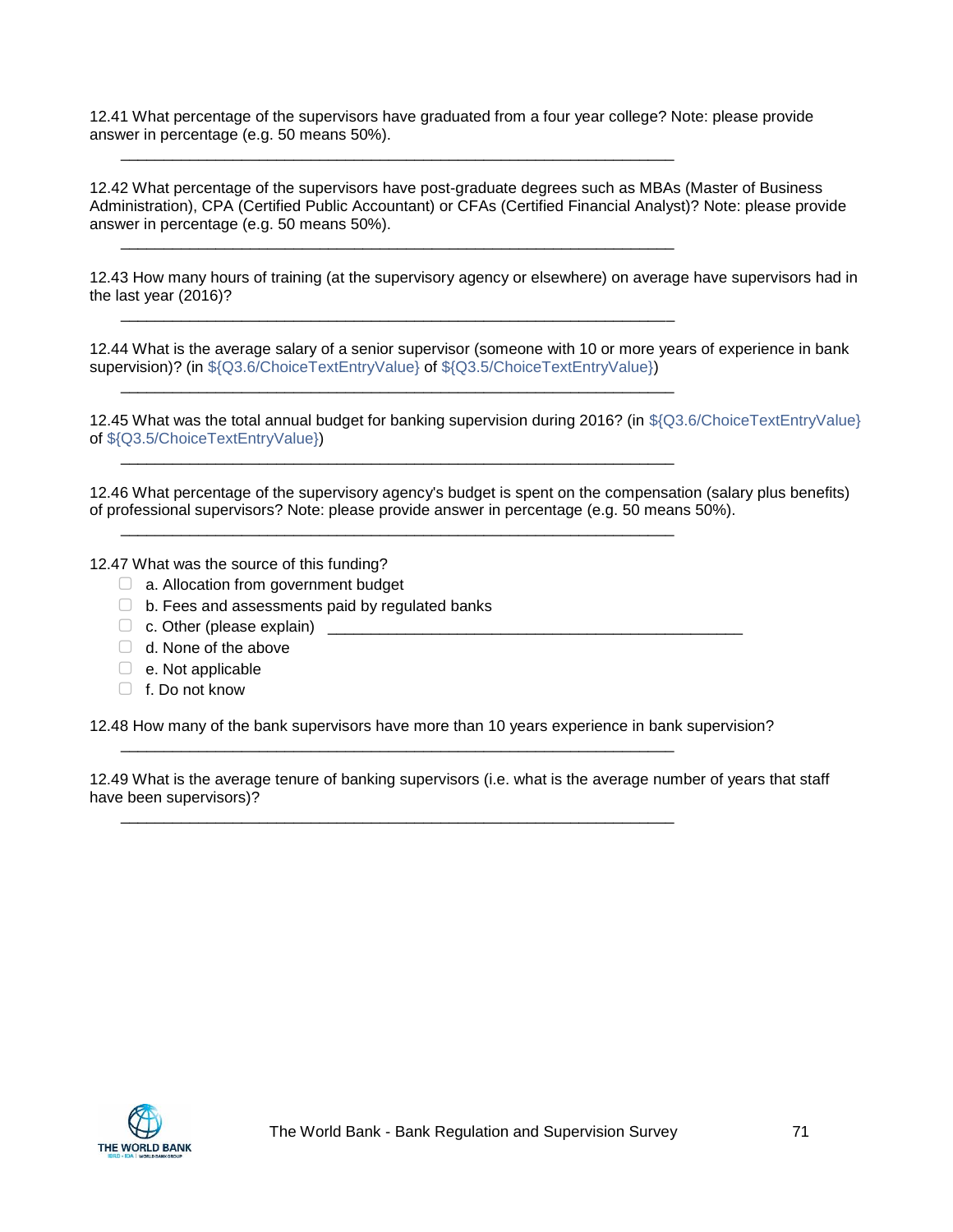12.41 What percentage of the supervisors have graduated from a four year college? Note: please provide answer in percentage (e.g. 50 means 50%).

________________________________________________________________

12.42 What percentage of the supervisors have post-graduate degrees such as MBAs (Master of Business Administration), CPA (Certified Public Accountant) or CFAs (Certified Financial Analyst)? Note: please provide answer in percentage (e.g. 50 means 50%).

________________________________________________________________

12.43 How many hours of training (at the supervisory agency or elsewhere) on average have supervisors had in the last year (2016)?

________________________________________________________________

12.44 What is the average salary of a senior supervisor (someone with 10 or more years of experience in bank supervision)? (in ${Q3.6/ChoiceTextEntryValue} of ${Q3.5/ChoiceTextEntryValue})

________________________________________________________________

12.45 What was the total annual budget for banking supervision during 2016? (in ${Q3.6/ChoiceTextEntryValue} of ${Q3.5/ChoiceTextEntryValue})

________________________________________________________________

12.46 What percentage of the supervisory agency's budget is spent on the compensation (salary plus benefits) of professional supervisors? Note: please provide answer in percentage (e.g. 50 means 50%).

________________________________________________________________

12.47 What was the source of this funding?

- ▢ a. Allocation from government budget
- ▢ b. Fees and assessments paid by regulated banks
- ▢ c. Other (please explain) ________________________________________________
- ▢ d. None of the above
- ▢ e. Not applicable
- ▢ f. Do not know

12.48 How many of the bank supervisors have more than 10 years experience in bank supervision?

________________________________________________________________

12.49 What is the average tenure of banking supervisors (i.e. what is the average number of years that staff have been supervisors)?

________________________________________________________________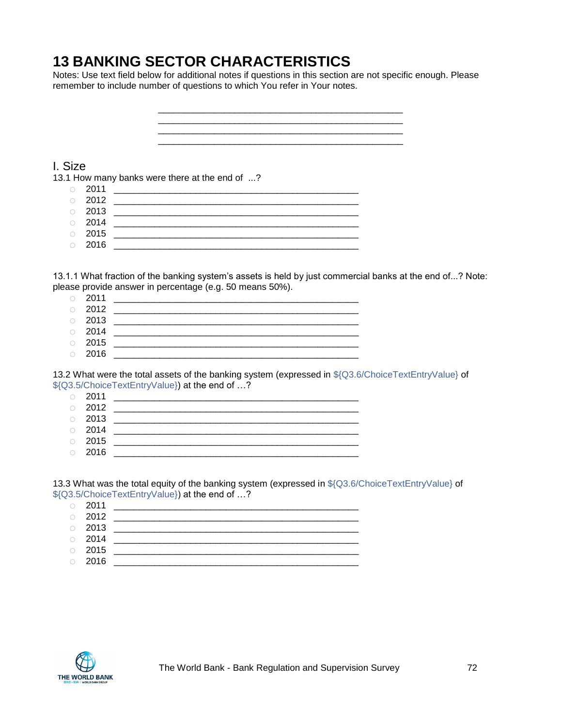# 13 BANKING SECTOR CHARACTERISTICS

Notes: Use text field below for additional notes if questions in this section are not specific enough. Please remember to include number of questions to which You refer in Your notes.

________________________________________________
________________________________________________
________________________________________________
________________________________________________

## I. Size

13.1 How many banks were there at the end of ...?

- ○ 2011 ________________________________________________
- ○ 2012 ________________________________________________
- ○ 2013 ________________________________________________
- ○ 2014 ________________________________________________
- ○ 2015 ________________________________________________
- ○ 2016 ________________________________________________

13.1.1 What fraction of the banking system's assets is held by just commercial banks at the end of...? Note: please provide answer in percentage (e.g. 50 means 50%).

- ○ 2011 ________________________________________________
- ○ 2012 ________________________________________________
- ○ 2013 ________________________________________________
- ○ 2014 ________________________________________________
- ○ 2015 ________________________________________________
- ○ 2016 ________________________________________________

13.2 What were the total assets of the banking system (expressed in ${Q3.6/ChoiceTextEntryValue} of ${Q3.5/ChoiceTextEntryValue}) at the end of …?

- ○ 2011 ________________________________________________
- ○ 2012 ________________________________________________
- ○ 2013 ________________________________________________
- ○ 2014 ________________________________________________
- ○ 2015 ________________________________________________
- ○ 2016 ________________________________________________

13.3 What was the total equity of the banking system (expressed in ${Q3.6/ChoiceTextEntryValue} of ${Q3.5/ChoiceTextEntryValue}) at the end of …?

- ○ 2011 ________________________________________________
- ○ 2012 ________________________________________________
- ○ 2013 ________________________________________________
- ○ 2014 ________________________________________________
- ○ 2015 ________________________________________________
- ○ 2016 ________________________________________________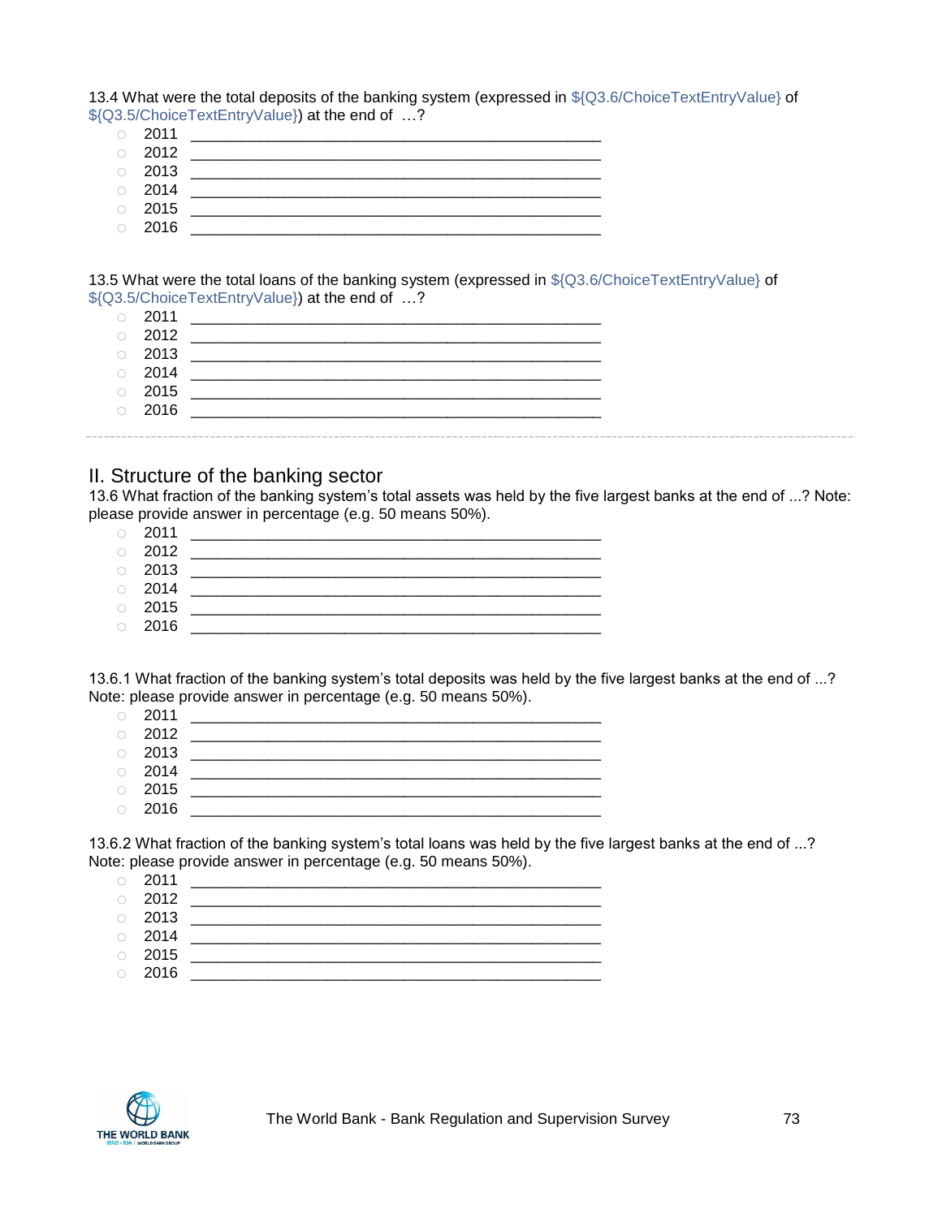13.4 What were the total deposits of the banking system (expressed in ${Q3.6/ChoiceTextEntryValue} of ${Q3.5/ChoiceTextEntryValue}) at the end of …?

- 2011 ________________________________________________
- 2012 ________________________________________________
- 2013 ________________________________________________
- 2014 ________________________________________________
- 2015 ________________________________________________
- 2016 ________________________________________________

13.5 What were the total loans of the banking system (expressed in ${Q3.6/ChoiceTextEntryValue} of ${Q3.5/ChoiceTextEntryValue}) at the end of …?

- 2011 ________________________________________________
- 2012 ________________________________________________
- 2013 ________________________________________________
- 2014 ________________________________________________
- 2015 ________________________________________________
- 2016 ________________________________________________

---

## II. Structure of the banking sector

13.6 What fraction of the banking system's total assets was held by the five largest banks at the end of ...? Note: please provide answer in percentage (e.g. 50 means 50%).

- 2011 ________________________________________________
- 2012 ________________________________________________
- 2013 ________________________________________________
- 2014 ________________________________________________
- 2015 ________________________________________________
- 2016 ________________________________________________

13.6.1 What fraction of the banking system's total deposits was held by the five largest banks at the end of ...? Note: please provide answer in percentage (e.g. 50 means 50%).

- 2011 ________________________________________________
- 2012 ________________________________________________
- 2013 ________________________________________________
- 2014 ________________________________________________
- 2015 ________________________________________________
- 2016 ________________________________________________

13.6.2 What fraction of the banking system's total loans was held by the five largest banks at the end of ...? Note: please provide answer in percentage (e.g. 50 means 50%).

- 2011 ________________________________________________
- 2012 ________________________________________________
- 2013 ________________________________________________
- 2014 ________________________________________________
- 2015 ________________________________________________
- 2016 ________________________________________________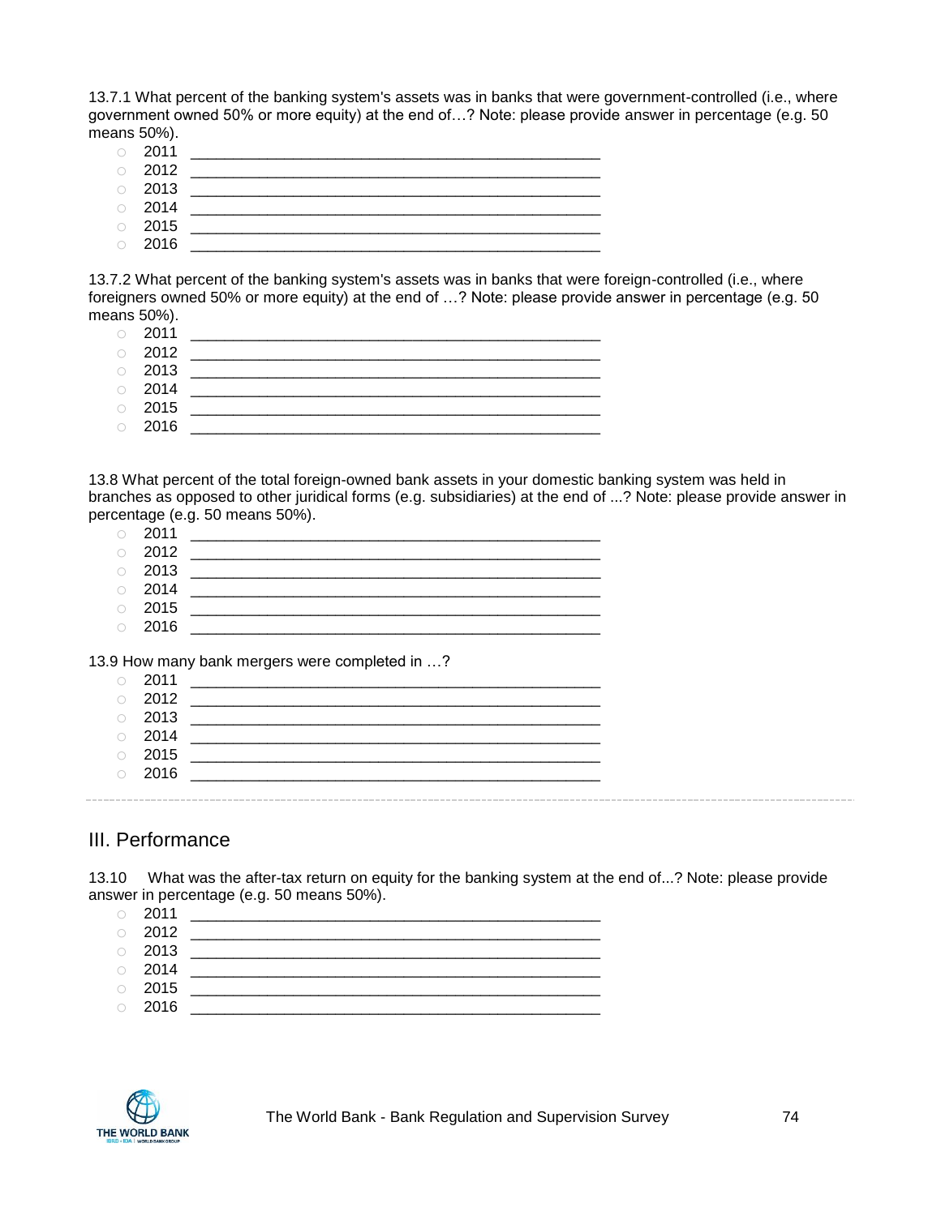13.7.1 What percent of the banking system's assets was in banks that were government-controlled (i.e., where government owned 50% or more equity) at the end of…? Note: please provide answer in percentage (e.g. 50 means 50%).

- 2011 ________________________________________________
- 2012 ________________________________________________
- 2013 ________________________________________________
- 2014 ________________________________________________
- 2015 ________________________________________________
- 2016 ________________________________________________

13.7.2 What percent of the banking system's assets was in banks that were foreign-controlled (i.e., where foreigners owned 50% or more equity) at the end of …? Note: please provide answer in percentage (e.g. 50 means 50%).

- 2011 ________________________________________________
- 2012 ________________________________________________
- 2013 ________________________________________________
- 2014 ________________________________________________
- 2015 ________________________________________________
- 2016 ________________________________________________

13.8 What percent of the total foreign-owned bank assets in your domestic banking system was held in branches as opposed to other juridical forms (e.g. subsidiaries) at the end of ...? Note: please provide answer in percentage (e.g. 50 means 50%).

- 2011 ________________________________________________
- 2012 ________________________________________________
- 2013 ________________________________________________
- 2014 ________________________________________________
- 2015 ________________________________________________
- 2016 ________________________________________________

13.9 How many bank mergers were completed in …?

- 2011 ________________________________________________
- 2012 ________________________________________________
- 2013 ________________________________________________
- 2014 ________________________________________________
- 2015 ________________________________________________
- 2016 ________________________________________________

---

## III. Performance

13.10 What was the after-tax return on equity for the banking system at the end of...? Note: please provide answer in percentage (e.g. 50 means 50%).

- 2011 ________________________________________________
- 2012 ________________________________________________
- 2013 ________________________________________________
- 2014 ________________________________________________
- 2015 ________________________________________________
- 2016 ________________________________________________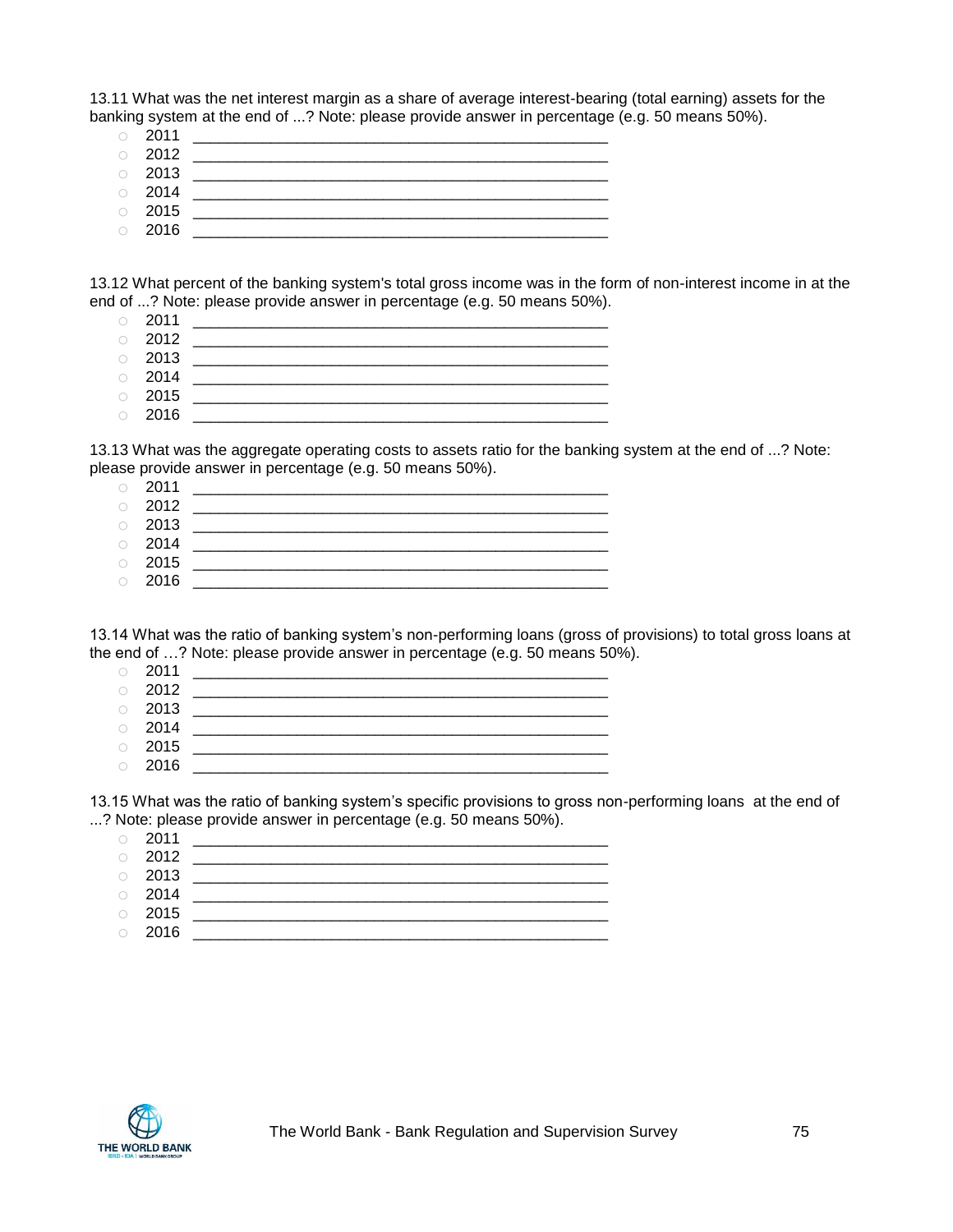13.11 What was the net interest margin as a share of average interest-bearing (total earning) assets for the banking system at the end of ...? Note: please provide answer in percentage (e.g. 50 means 50%).

- ○ 2011 ________________________________________________
- ○ 2012 ________________________________________________
- ○ 2013 ________________________________________________
- ○ 2014 ________________________________________________
- ○ 2015 ________________________________________________
- ○ 2016 ________________________________________________

13.12 What percent of the banking system's total gross income was in the form of non-interest income in at the end of ...? Note: please provide answer in percentage (e.g. 50 means 50%).

- ○ 2011 ________________________________________________
- ○ 2012 ________________________________________________
- ○ 2013 ________________________________________________
- ○ 2014 ________________________________________________
- ○ 2015 ________________________________________________
- ○ 2016 ________________________________________________

13.13 What was the aggregate operating costs to assets ratio for the banking system at the end of ...? Note: please provide answer in percentage (e.g. 50 means 50%).

- ○ 2011 ________________________________________________
- ○ 2012 ________________________________________________
- ○ 2013 ________________________________________________
- ○ 2014 ________________________________________________
- ○ 2015 ________________________________________________
- ○ 2016 ________________________________________________

13.14 What was the ratio of banking system's non-performing loans (gross of provisions) to total gross loans at the end of …? Note: please provide answer in percentage (e.g. 50 means 50%).

- ○ 2011 ________________________________________________
- ○ 2012 ________________________________________________
- ○ 2013 ________________________________________________
- ○ 2014 ________________________________________________
- ○ 2015 ________________________________________________
- ○ 2016 ________________________________________________

13.15 What was the ratio of banking system's specific provisions to gross non-performing loans at the end of ...? Note: please provide answer in percentage (e.g. 50 means 50%).

- ○ 2011 ________________________________________________
- ○ 2012 ________________________________________________
- ○ 2013 ________________________________________________
- ○ 2014 ________________________________________________
- ○ 2015 ________________________________________________
- ○ 2016 ________________________________________________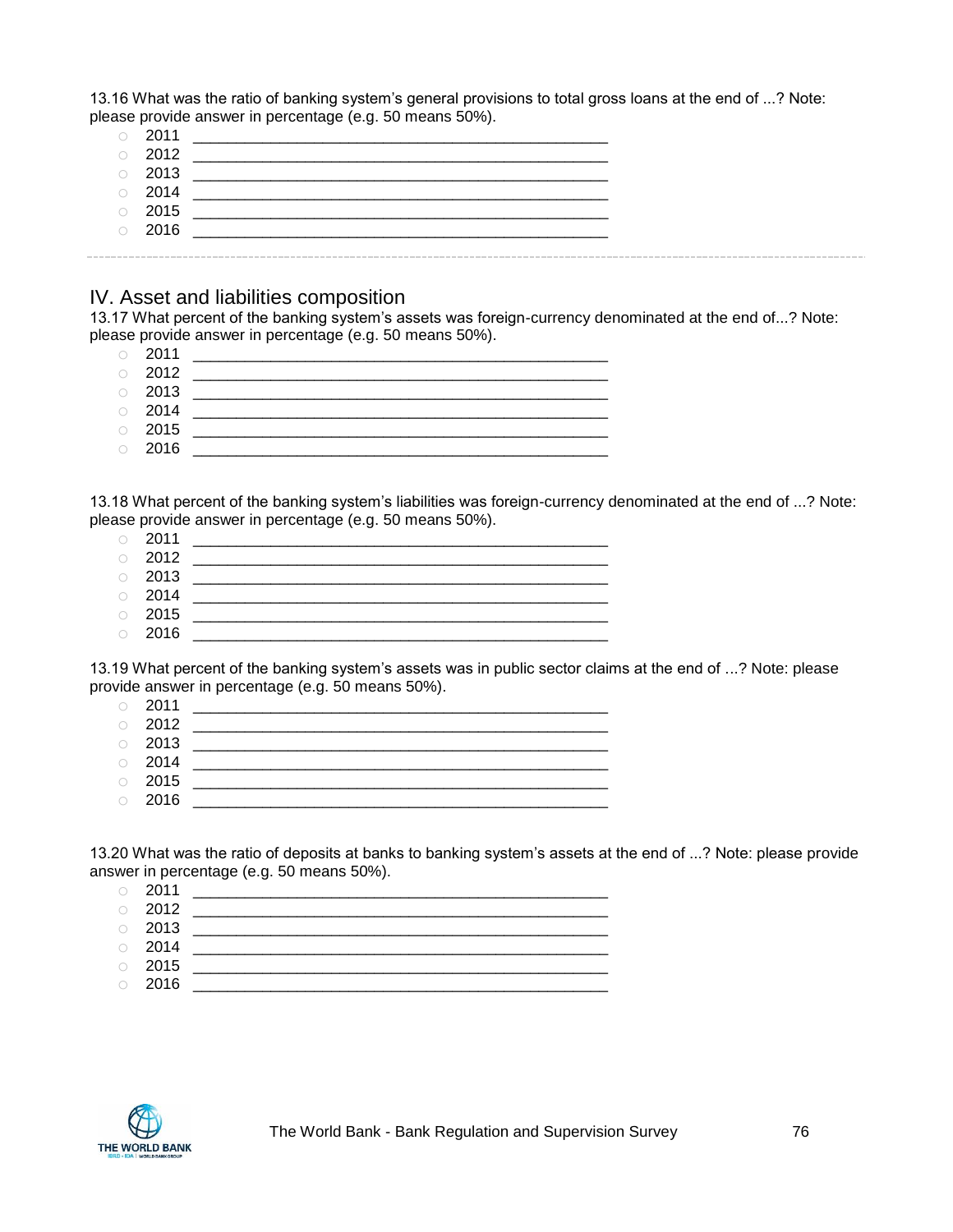13.16 What was the ratio of banking system's general provisions to total gross loans at the end of ...? Note: please provide answer in percentage (e.g. 50 means 50%).

- 2011 ________________________________________________
- 2012 ________________________________________________
- 2013 ________________________________________________
- 2014 ________________________________________________
- 2015 ________________________________________________
- 2016 ________________________________________________

---

## IV. Asset and liabilities composition

13.17 What percent of the banking system's assets was foreign-currency denominated at the end of...? Note: please provide answer in percentage (e.g. 50 means 50%).

- 2011 ________________________________________________
- 2012 ________________________________________________
- 2013 ________________________________________________
- 2014 ________________________________________________
- 2015 ________________________________________________
- 2016 ________________________________________________

13.18 What percent of the banking system's liabilities was foreign-currency denominated at the end of ...? Note: please provide answer in percentage (e.g. 50 means 50%).

- 2011 ________________________________________________
- 2012 ________________________________________________
- 2013 ________________________________________________
- 2014 ________________________________________________
- 2015 ________________________________________________
- 2016 ________________________________________________

13.19 What percent of the banking system's assets was in public sector claims at the end of ...? Note: please provide answer in percentage (e.g. 50 means 50%).

- 2011 ________________________________________________
- 2012 ________________________________________________
- 2013 ________________________________________________
- 2014 ________________________________________________
- 2015 ________________________________________________
- 2016 ________________________________________________

13.20 What was the ratio of deposits at banks to banking system's assets at the end of ...? Note: please provide answer in percentage (e.g. 50 means 50%).

- 2011 ________________________________________________
- 2012 ________________________________________________
- 2013 ________________________________________________
- 2014 ________________________________________________
- 2015 ________________________________________________
- 2016 ________________________________________________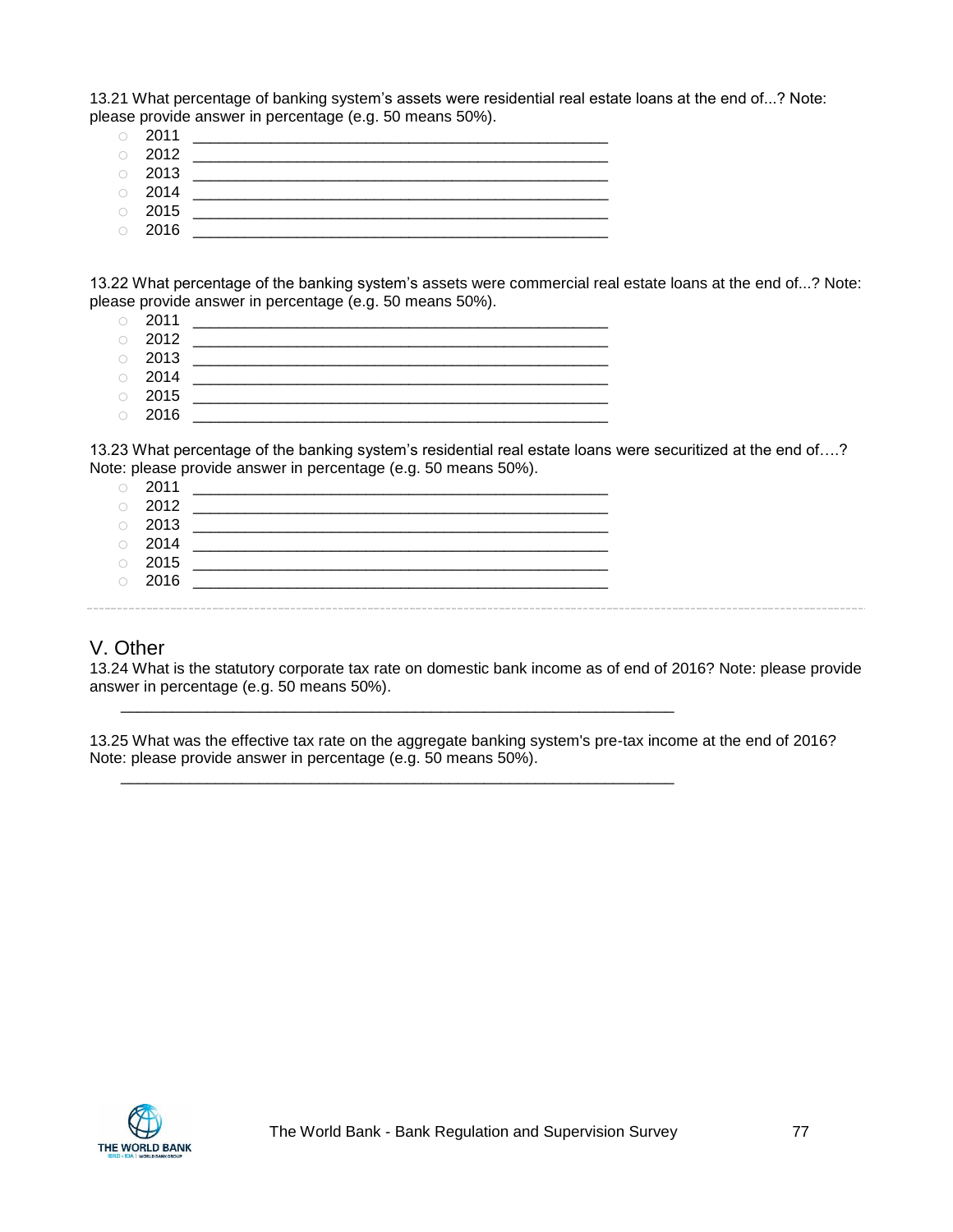13.21 What percentage of banking system's assets were residential real estate loans at the end of...? Note: please provide answer in percentage (e.g. 50 means 50%).

- ○ 2011 ______________________________________________
- ○ 2012 ______________________________________________
- ○ 2013 ______________________________________________
- ○ 2014 ______________________________________________
- ○ 2015 ______________________________________________
- ○ 2016 ______________________________________________

13.22 What percentage of the banking system's assets were commercial real estate loans at the end of...? Note: please provide answer in percentage (e.g. 50 means 50%).

- ○ 2011 ______________________________________________
- ○ 2012 ______________________________________________
- ○ 2013 ______________________________________________
- ○ 2014 ______________________________________________
- ○ 2015 ______________________________________________
- ○ 2016 ______________________________________________

13.23 What percentage of the banking system's residential real estate loans were securitized at the end of….? Note: please provide answer in percentage (e.g. 50 means 50%).

- ○ 2011 ______________________________________________
- ○ 2012 ______________________________________________
- ○ 2013 ______________________________________________
- ○ 2014 ______________________________________________
- ○ 2015 ______________________________________________
- ○ 2016 ______________________________________________

---

## V. Other

13.24 What is the statutory corporate tax rate on domestic bank income as of end of 2016? Note: please provide answer in percentage (e.g. 50 means 50%).

______________________________________________________________

13.25 What was the effective tax rate on the aggregate banking system's pre-tax income at the end of 2016? Note: please provide answer in percentage (e.g. 50 means 50%).

______________________________________________________________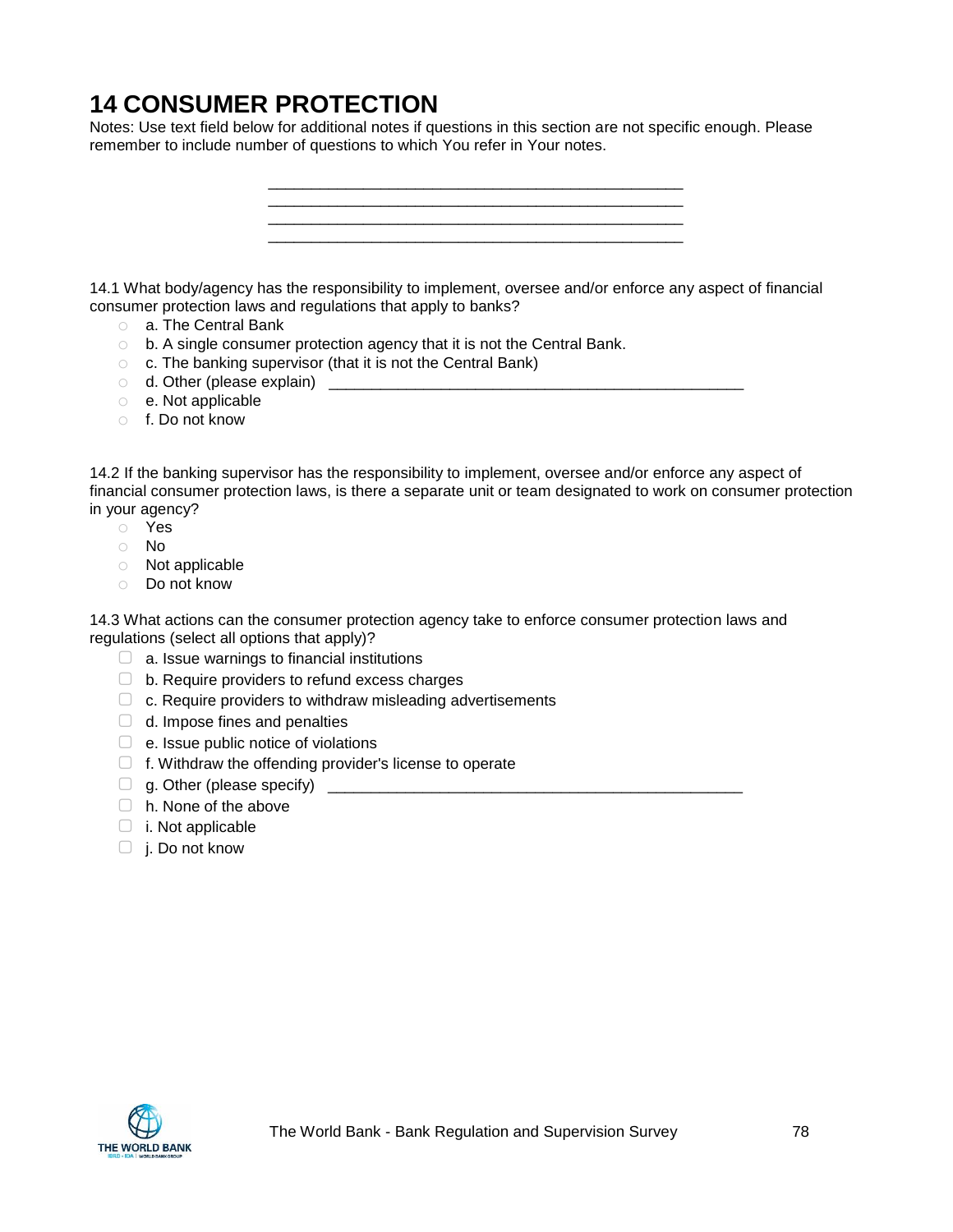# 14 CONSUMER PROTECTION

Notes: Use text field below for additional notes if questions in this section are not specific enough. Please remember to include number of questions to which You refer in Your notes.

\_\_\_\_\_\_\_\_\_\_\_\_\_\_\_\_\_\_\_\_\_\_\_\_\_\_\_\_\_\_\_\_\_\_\_\_\_\_\_\_\_\_\_\_\_\_\_\_\_\_\_\_
\_\_\_\_\_\_\_\_\_\_\_\_\_\_\_\_\_\_\_\_\_\_\_\_\_\_\_\_\_\_\_\_\_\_\_\_\_\_\_\_\_\_\_\_\_\_\_\_\_\_\_\_
\_\_\_\_\_\_\_\_\_\_\_\_\_\_\_\_\_\_\_\_\_\_\_\_\_\_\_\_\_\_\_\_\_\_\_\_\_\_\_\_\_\_\_\_\_\_\_\_\_\_\_\_
\_\_\_\_\_\_\_\_\_\_\_\_\_\_\_\_\_\_\_\_\_\_\_\_\_\_\_\_\_\_\_\_\_\_\_\_\_\_\_\_\_\_\_\_\_\_\_\_\_\_\_\_

14.1 What body/agency has the responsibility to implement, oversee and/or enforce any aspect of financial consumer protection laws and regulations that apply to banks?

- ○ a. The Central Bank
- ○ b. A single consumer protection agency that it is not the Central Bank.
- ○ c. The banking supervisor (that it is not the Central Bank)
- ○ d. Other (please explain) \_\_\_\_\_\_\_\_\_\_\_\_\_\_\_\_\_\_\_\_\_\_\_\_\_\_\_\_\_\_\_\_\_\_\_\_\_\_\_\_\_\_\_\_\_\_\_\_\_\_\_\_
- ○ e. Not applicable
- ○ f. Do not know

14.2 If the banking supervisor has the responsibility to implement, oversee and/or enforce any aspect of financial consumer protection laws, is there a separate unit or team designated to work on consumer protection in your agency?

- ○ Yes
- ○ No
- ○ Not applicable
- ○ Do not know

14.3 What actions can the consumer protection agency take to enforce consumer protection laws and regulations (select all options that apply)?

- ☐ a. Issue warnings to financial institutions
- ☐ b. Require providers to refund excess charges
- ☐ c. Require providers to withdraw misleading advertisements
- ☐ d. Impose fines and penalties
- ☐ e. Issue public notice of violations
- ☐ f. Withdraw the offending provider's license to operate
- ☐ g. Other (please specify) \_\_\_\_\_\_\_\_\_\_\_\_\_\_\_\_\_\_\_\_\_\_\_\_\_\_\_\_\_\_\_\_\_\_\_\_\_\_\_\_\_\_\_\_\_\_\_\_\_\_\_\_
- ☐ h. None of the above
- ☐ i. Not applicable
- ☐ j. Do not know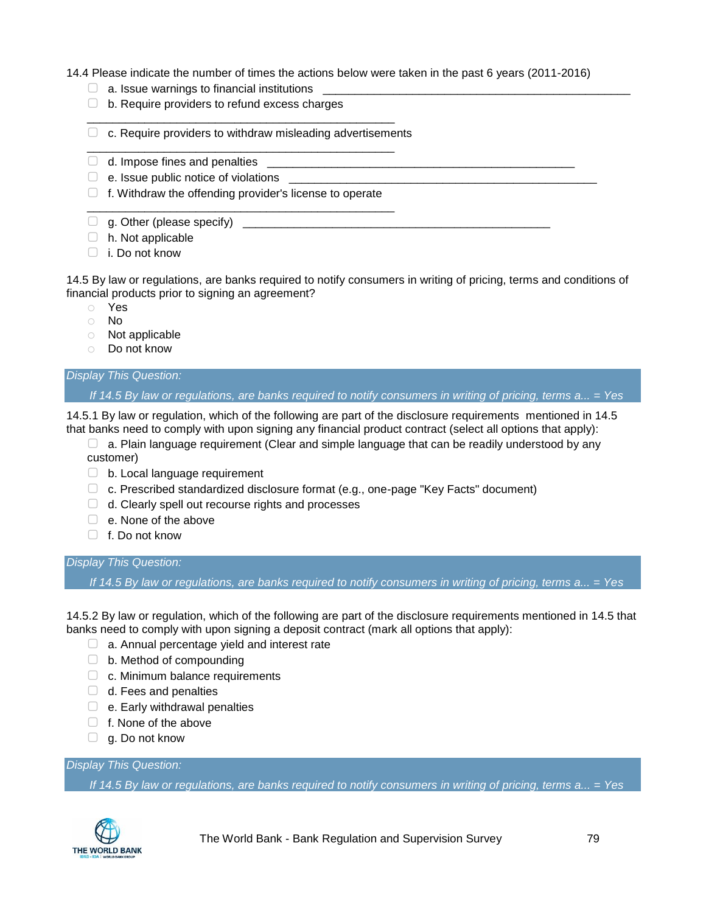14.4 Please indicate the number of times the actions below were taken in the past 6 years (2011-2016)

- ☐ a. Issue warnings to financial institutions ________________________________________________
- ☐ b. Require providers to refund excess charges ________________________________________________
- ☐ c. Require providers to withdraw misleading advertisements ________________________________________________
- ☐ d. Impose fines and penalties ________________________________________________
- ☐ e. Issue public notice of violations ________________________________________________
- ☐ f. Withdraw the offending provider's license to operate ________________________________________________
- ☐ g. Other (please specify) ________________________________________________
- ☐ h. Not applicable
- ☐ i. Do not know

14.5 By law or regulations, are banks required to notify consumers in writing of pricing, terms and conditions of financial products prior to signing an agreement?

- ○ Yes
- ○ No
- ○ Not applicable
- ○ Do not know

*Display This Question:*

*If 14.5 By law or regulations, are banks required to notify consumers in writing of pricing, terms a... = Yes*

14.5.1 By law or regulation, which of the following are part of the disclosure requirements mentioned in 14.5 that banks need to comply with upon signing any financial product contract (select all options that apply):

- ☐ a. Plain language requirement (Clear and simple language that can be readily understood by any customer)
- ☐ b. Local language requirement
- ☐ c. Prescribed standardized disclosure format (e.g., one-page "Key Facts" document)
- ☐ d. Clearly spell out recourse rights and processes
- ☐ e. None of the above
- ☐ f. Do not know

*Display This Question:*

*If 14.5 By law or regulations, are banks required to notify consumers in writing of pricing, terms a... = Yes*

14.5.2 By law or regulation, which of the following are part of the disclosure requirements mentioned in 14.5 that banks need to comply with upon signing a deposit contract (mark all options that apply):

- ☐ a. Annual percentage yield and interest rate
- ☐ b. Method of compounding
- ☐ c. Minimum balance requirements
- ☐ d. Fees and penalties
- ☐ e. Early withdrawal penalties
- ☐ f. None of the above
- ☐ g. Do not know

*Display This Question:*

*If 14.5 By law or regulations, are banks required to notify consumers in writing of pricing, terms a... = Yes*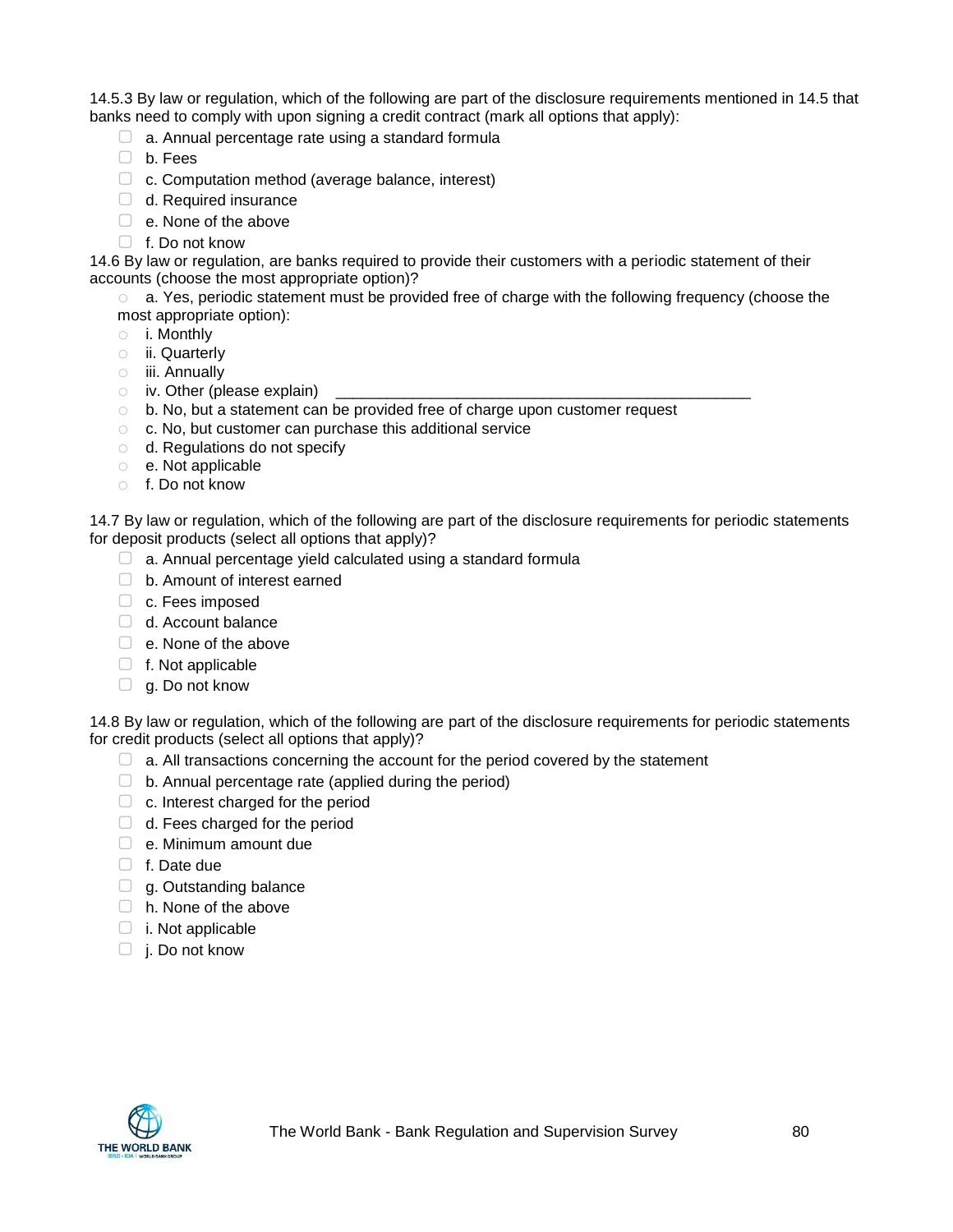14.5.3 By law or regulation, which of the following are part of the disclosure requirements mentioned in 14.5 that banks need to comply with upon signing a credit contract (mark all options that apply):

- ☐ a. Annual percentage rate using a standard formula
- ☐ b. Fees
- ☐ c. Computation method (average balance, interest)
- ☐ d. Required insurance
- ☐ e. None of the above
- ☐ f. Do not know

14.6 By law or regulation, are banks required to provide their customers with a periodic statement of their accounts (choose the most appropriate option)?

- ○ a. Yes, periodic statement must be provided free of charge with the following frequency (choose the most appropriate option):
- ○ i. Monthly
- ○ ii. Quarterly
- ○ iii. Annually
- ○ iv. Other (please explain) ___________________________________________________
- ○ b. No, but a statement can be provided free of charge upon customer request
- ○ c. No, but customer can purchase this additional service
- ○ d. Regulations do not specify
- ○ e. Not applicable
- ○ f. Do not know

14.7 By law or regulation, which of the following are part of the disclosure requirements for periodic statements for deposit products (select all options that apply)?

- ☐ a. Annual percentage yield calculated using a standard formula
- ☐ b. Amount of interest earned
- ☐ c. Fees imposed
- ☐ d. Account balance
- ☐ e. None of the above
- ☐ f. Not applicable
- ☐ g. Do not know

14.8 By law or regulation, which of the following are part of the disclosure requirements for periodic statements for credit products (select all options that apply)?

- ☐ a. All transactions concerning the account for the period covered by the statement
- ☐ b. Annual percentage rate (applied during the period)
- ☐ c. Interest charged for the period
- ☐ d. Fees charged for the period
- ☐ e. Minimum amount due
- ☐ f. Date due
- ☐ g. Outstanding balance
- ☐ h. None of the above
- ☐ i. Not applicable
- ☐ j. Do not know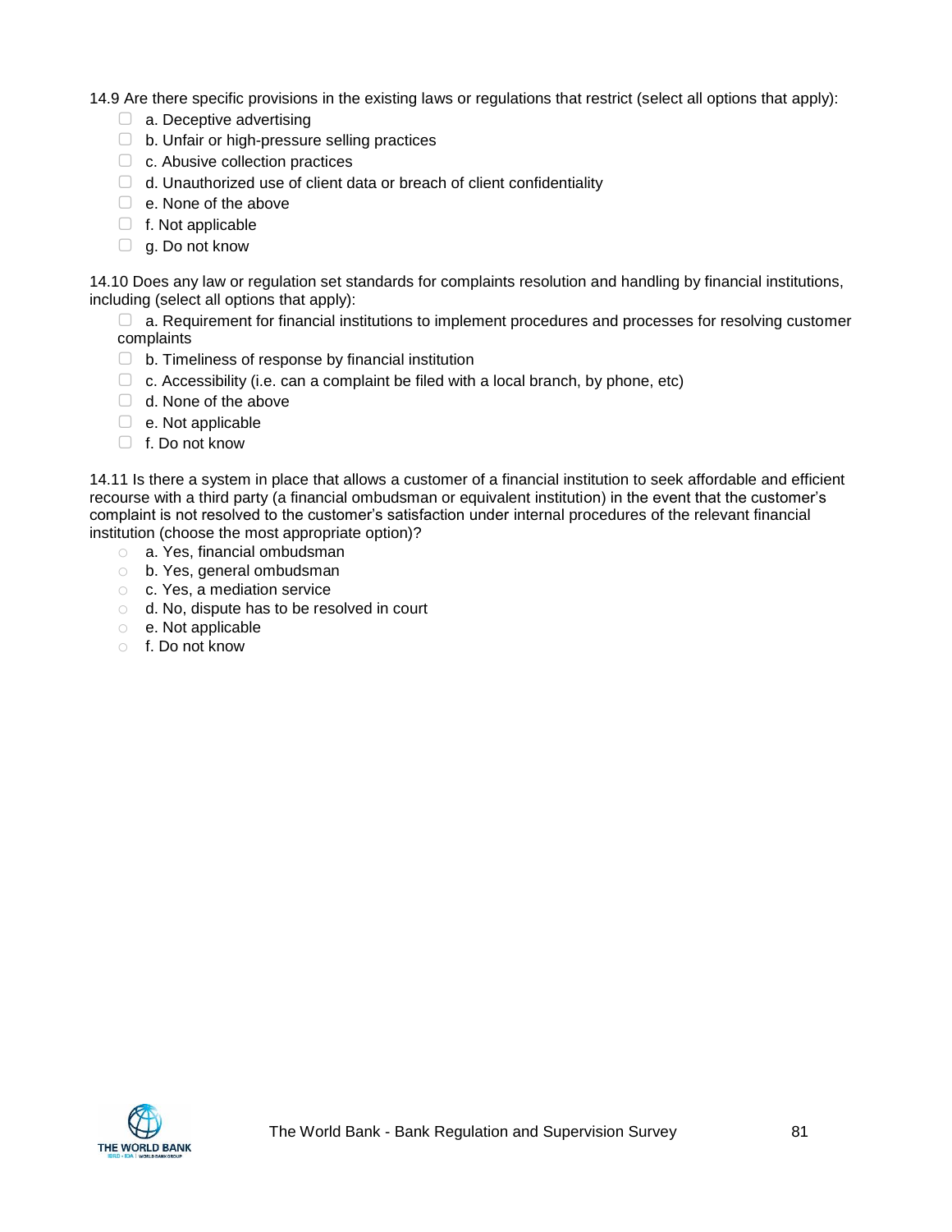14.9 Are there specific provisions in the existing laws or regulations that restrict (select all options that apply):

- ☐ a. Deceptive advertising
- ☐ b. Unfair or high-pressure selling practices
- ☐ c. Abusive collection practices
- ☐ d. Unauthorized use of client data or breach of client confidentiality
- ☐ e. None of the above
- ☐ f. Not applicable
- ☐ g. Do not know

14.10 Does any law or regulation set standards for complaints resolution and handling by financial institutions, including (select all options that apply):

- ☐ a. Requirement for financial institutions to implement procedures and processes for resolving customer complaints
- ☐ b. Timeliness of response by financial institution
- ☐ c. Accessibility (i.e. can a complaint be filed with a local branch, by phone, etc)
- ☐ d. None of the above
- ☐ e. Not applicable
- ☐ f. Do not know

14.11 Is there a system in place that allows a customer of a financial institution to seek affordable and efficient recourse with a third party (a financial ombudsman or equivalent institution) in the event that the customer's complaint is not resolved to the customer's satisfaction under internal procedures of the relevant financial institution (choose the most appropriate option)?

- ○ a. Yes, financial ombudsman
- ○ b. Yes, general ombudsman
- ○ c. Yes, a mediation service
- ○ d. No, dispute has to be resolved in court
- ○ e. Not applicable
- ○ f. Do not know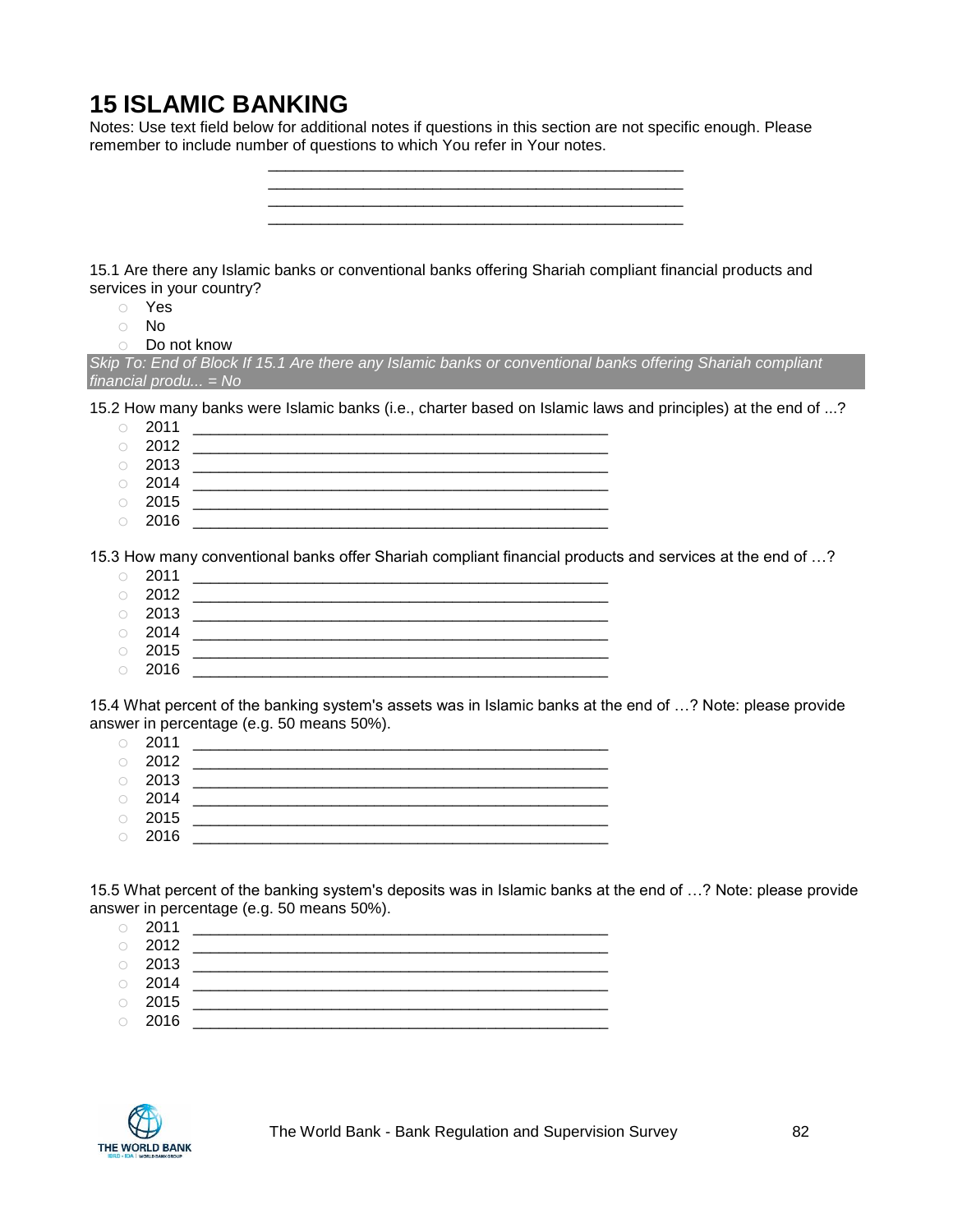# 15 ISLAMIC BANKING

Notes: Use text field below for additional notes if questions in this section are not specific enough. Please remember to include number of questions to which You refer in Your notes.

________________________________________________
________________________________________________
________________________________________________
________________________________________________

15.1 Are there any Islamic banks or conventional banks offering Shariah compliant financial products and services in your country?

- Yes
- No
- Do not know

*Skip To: End of Block If 15.1 Are there any Islamic banks or conventional banks offering Shariah compliant financial produ... = No*

15.2 How many banks were Islamic banks (i.e., charter based on Islamic laws and principles) at the end of ...?

- 2011 ________________________________________________
- 2012 ________________________________________________
- 2013 ________________________________________________
- 2014 ________________________________________________
- 2015 ________________________________________________
- 2016 ________________________________________________

15.3 How many conventional banks offer Shariah compliant financial products and services at the end of …?

- 2011 ________________________________________________
- 2012 ________________________________________________
- 2013 ________________________________________________
- 2014 ________________________________________________
- 2015 ________________________________________________
- 2016 ________________________________________________

15.4 What percent of the banking system's assets was in Islamic banks at the end of …? Note: please provide answer in percentage (e.g. 50 means 50%).

- 2011 ________________________________________________
- 2012 ________________________________________________
- 2013 ________________________________________________
- 2014 ________________________________________________
- 2015 ________________________________________________
- 2016 ________________________________________________

15.5 What percent of the banking system's deposits was in Islamic banks at the end of …? Note: please provide answer in percentage (e.g. 50 means 50%).

- 2011 ________________________________________________
- 2012 ________________________________________________
- 2013 ________________________________________________
- 2014 ________________________________________________
- 2015 ________________________________________________
- 2016 ________________________________________________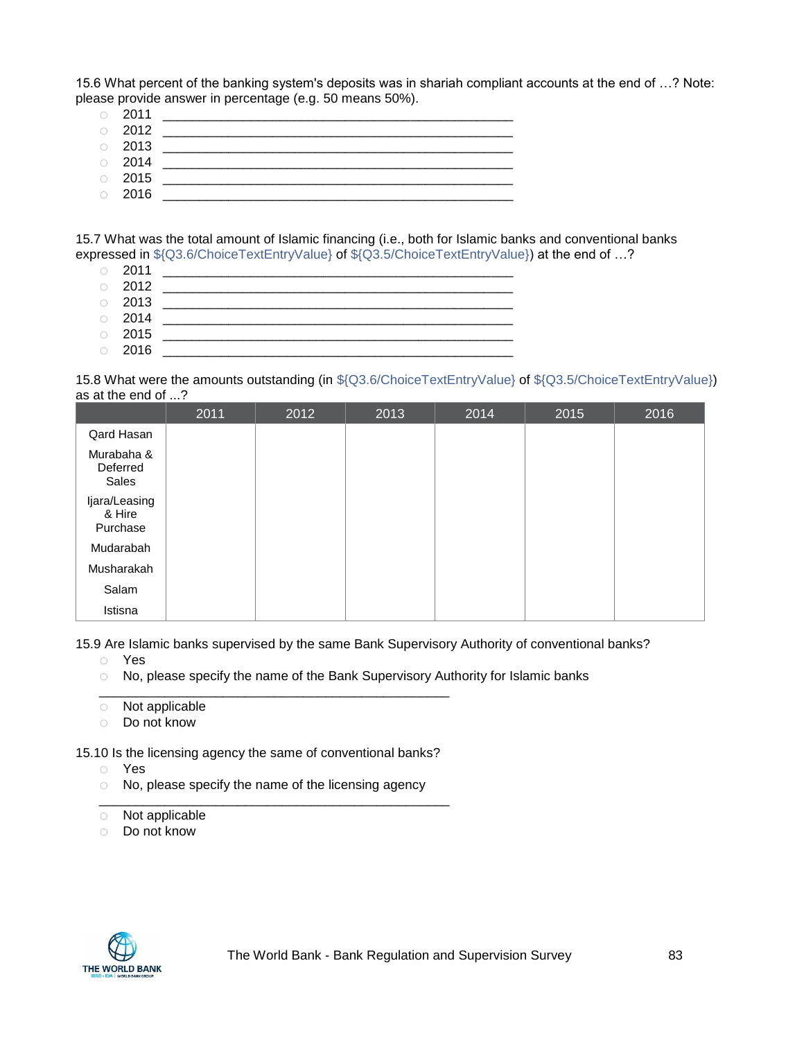15.6 What percent of the banking system's deposits was in shariah compliant accounts at the end of …? Note: please provide answer in percentage (e.g. 50 means 50%).

- 2011 ________________________________________________
- 2012 ________________________________________________
- 2013 ________________________________________________
- 2014 ________________________________________________
- 2015 ________________________________________________
- 2016 ________________________________________________

15.7 What was the total amount of Islamic financing (i.e., both for Islamic banks and conventional banks expressed in ${Q3.6/ChoiceTextEntryValue} of ${Q3.5/ChoiceTextEntryValue}) at the end of …?

- 2011 ________________________________________________
- 2012 ________________________________________________
- 2013 ________________________________________________
- 2014 ________________________________________________
- 2015 ________________________________________________
- 2016 ________________________________________________

15.8 What were the amounts outstanding (in ${Q3.6/ChoiceTextEntryValue} of ${Q3.5/ChoiceTextEntryValue}) as at the end of ...?

| | 2011 | 2012 | 2013 | 2014 | 2015 | 2016 |
|---|---|---|---|---|---|---|
| Qard Hasan | | | | | | |
| Murabaha & Deferred Sales | | | | | | |
| Ijara/Leasing & Hire Purchase | | | | | | |
| Mudarabah | | | | | | |
| Musharakah | | | | | | |
| Salam | | | | | | |
| Istisna | | | | | | |

15.9 Are Islamic banks supervised by the same Bank Supervisory Authority of conventional banks?

- Yes
- No, please specify the name of the Bank Supervisory Authority for Islamic banks ________________________________________________
- Not applicable
- Do not know

15.10 Is the licensing agency the same of conventional banks?

- Yes
- No, please specify the name of the licensing agency ________________________________________________
- Not applicable
- Do not know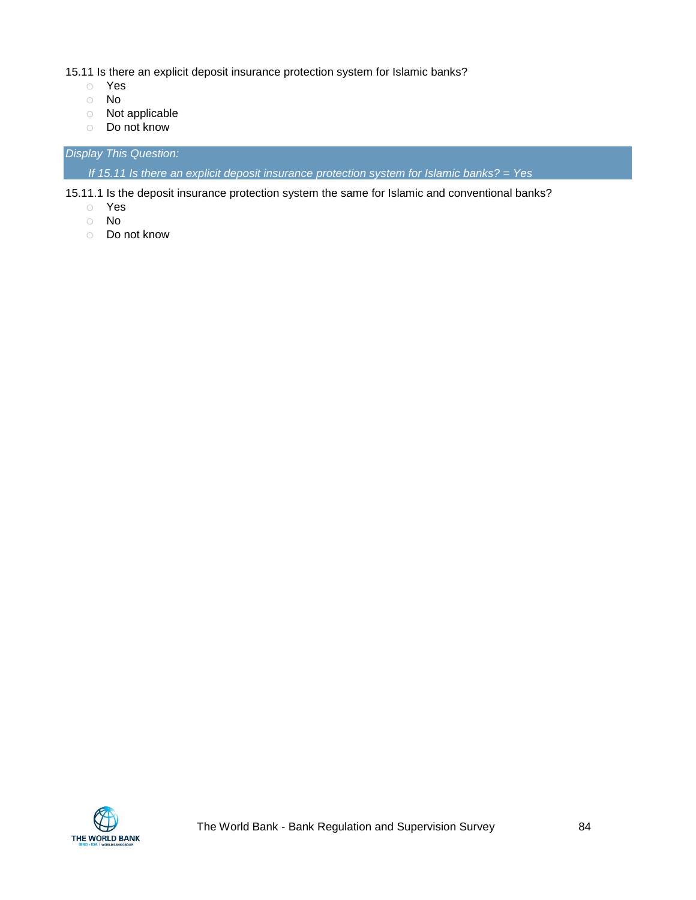15.11 Is there an explicit deposit insurance protection system for Islamic banks?

- Yes
- No
- Not applicable
- Do not know

*Display This Question:*

*If 15.11 Is there an explicit deposit insurance protection system for Islamic banks? = Yes*

15.11.1 Is the deposit insurance protection system the same for Islamic and conventional banks?

- Yes
- No
- Do not know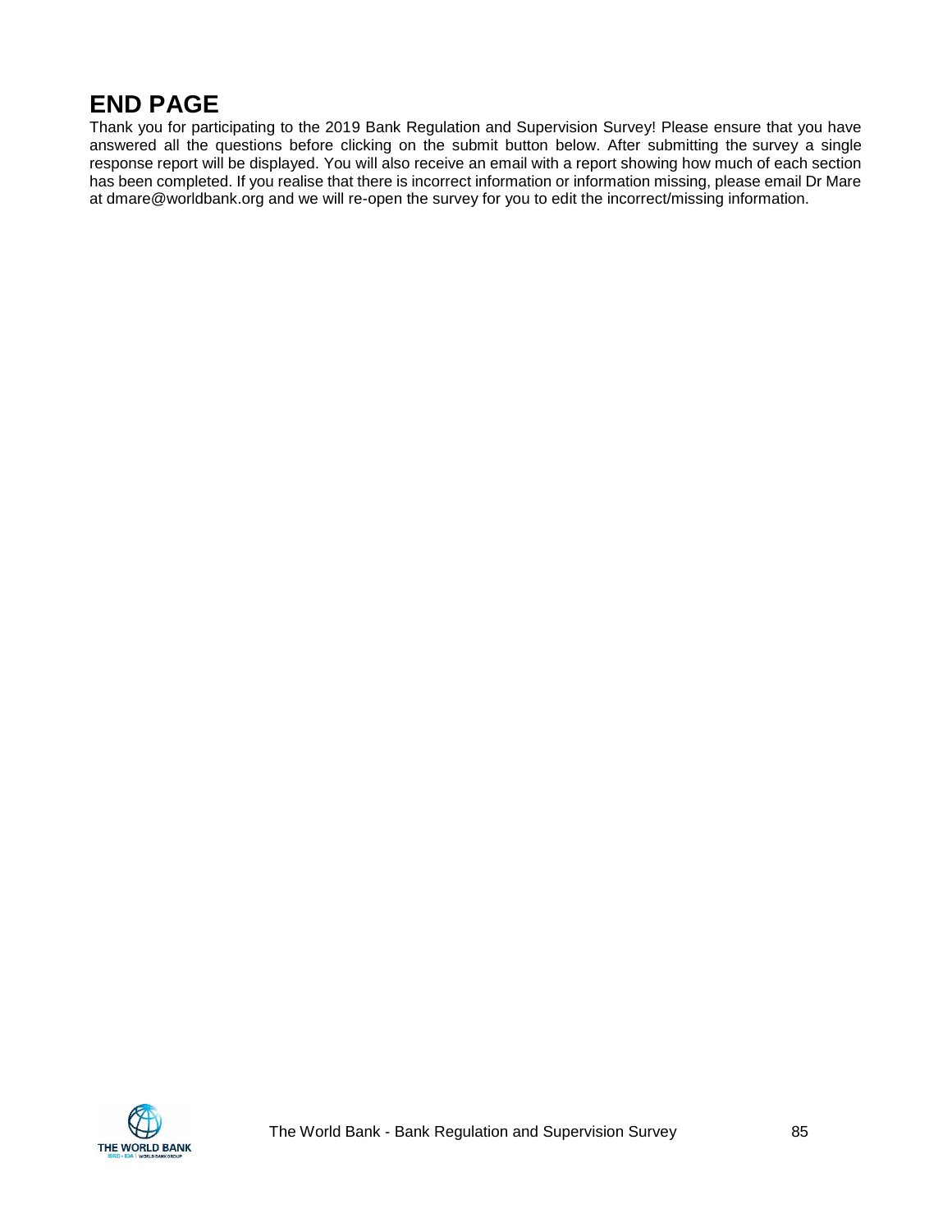# END PAGE

Thank you for participating to the 2019 Bank Regulation and Supervision Survey! Please ensure that you have answered all the questions before clicking on the submit button below. After submitting the survey a single response report will be displayed. You will also receive an email with a report showing how much of each section has been completed. If you realise that there is incorrect information or information missing, please email Dr Mare at dmare@worldbank.org and we will re-open the survey for you to edit the incorrect/missing information.